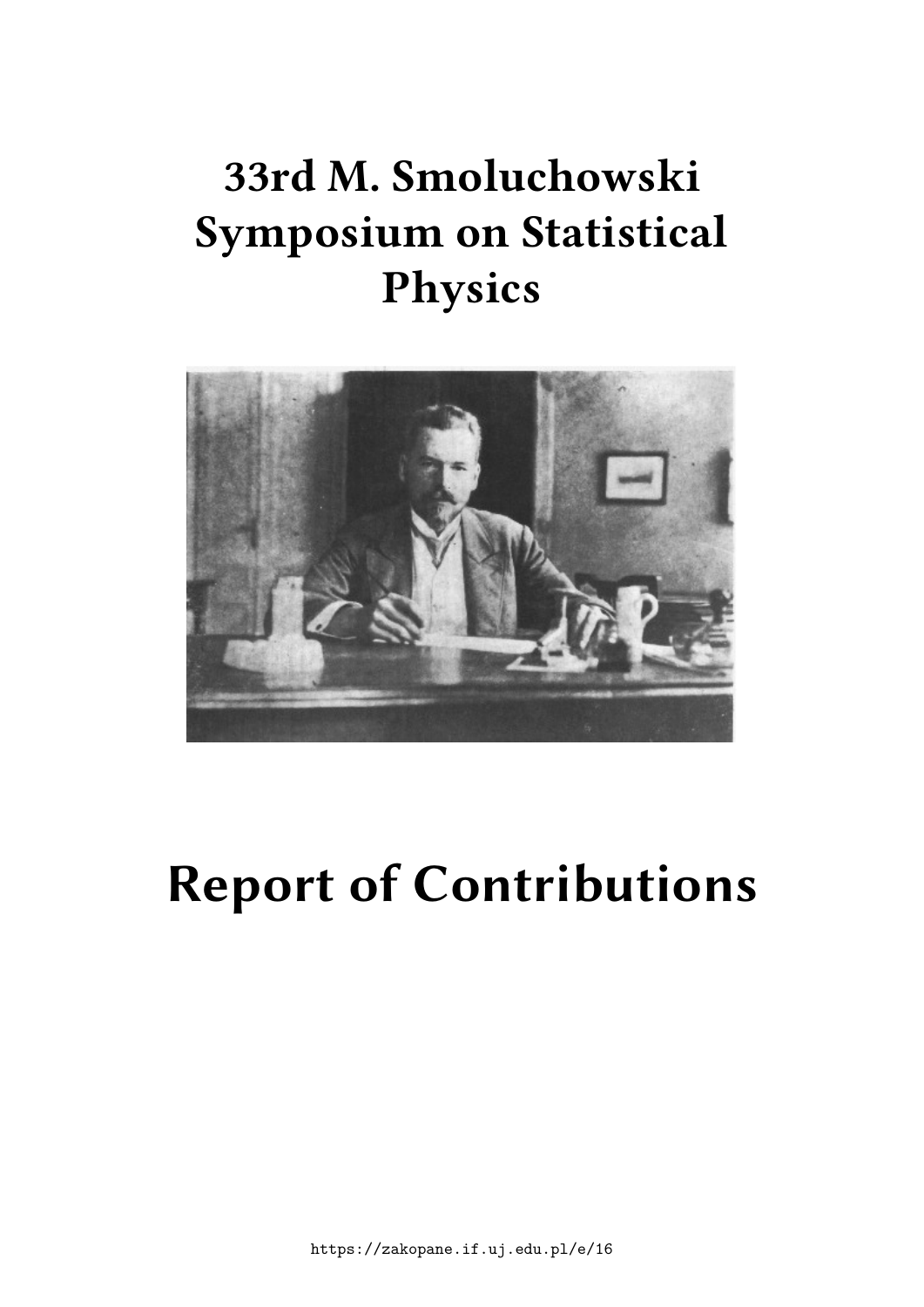# 33rd M. Smoluchowski Symposium on Statistical Physics

# Report of Contributions

https://zakopane.if.uj.edu.pl/e/16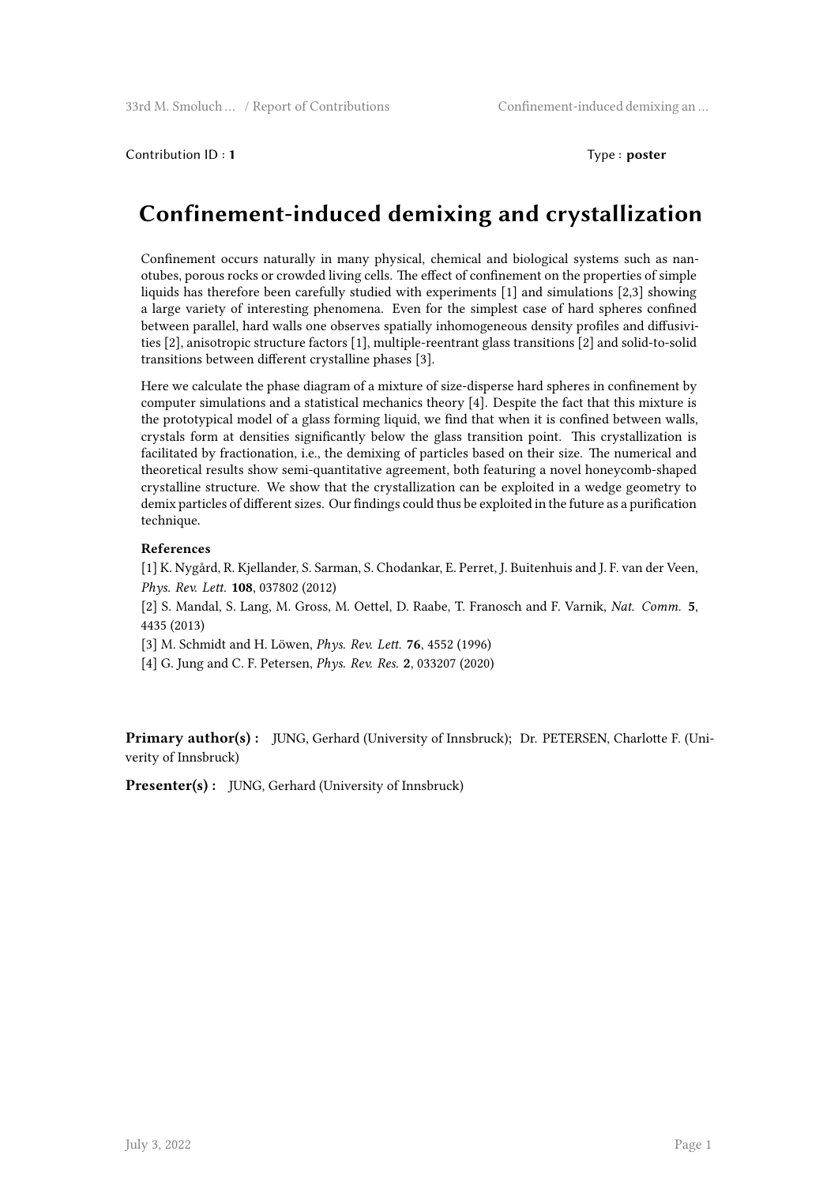Contribution ID : **1**

Type : **poster**

# Confinement-induced demixing and crystallization

Confinement occurs naturally in many physical, chemical and biological systems such as nanotubes, porous rocks or crowded living cells. The effect of confinement on the properties of simple liquids has therefore been carefully studied with experiments [1] and simulations [2,3] showing a large variety of interesting phenomena. Even for the simplest case of hard spheres confined between parallel, hard walls one observes spatially inhomogeneous density profiles and diffusivities [2], anisotropic structure factors [1], multiple-reentrant glass transitions [2] and solid-to-solid transitions between different crystalline phases [3].

Here we calculate the phase diagram of a mixture of size-disperse hard spheres in confinement by computer simulations and a statistical mechanics theory [4]. Despite the fact that this mixture is the prototypical model of a glass forming liquid, we find that when it is confined between walls, crystals form at densities significantly below the glass transition point. This crystallization is facilitated by fractionation, i.e., the demixing of particles based on their size. The numerical and theoretical results show semi-quantitative agreement, both featuring a novel honeycomb-shaped crystalline structure. We show that the crystallization can be exploited in a wedge geometry to demix particles of different sizes. Our findings could thus be exploited in the future as a purification technique.

**References**

[1] K. Nygård, R. Kjellander, S. Sarman, S. Chodankar, E. Perret, J. Buitenhuis and J. F. van der Veen, *Phys. Rev. Lett.* **108**, 037802 (2012)

[2] S. Mandal, S. Lang, M. Gross, M. Oettel, D. Raabe, T. Franosch and F. Varnik, *Nat. Comm.* **5**, 4435 (2013)

[3] M. Schmidt and H. Löwen, *Phys. Rev. Lett.* **76**, 4552 (1996)

[4] G. Jung and C. F. Petersen, *Phys. Rev. Res.* **2**, 033207 (2020)

**Primary author(s) :** JUNG, Gerhard (University of Innsbruck); Dr. PETERSEN, Charlotte F. (Univerity of Innsbruck)

**Presenter(s) :** JUNG, Gerhard (University of Innsbruck)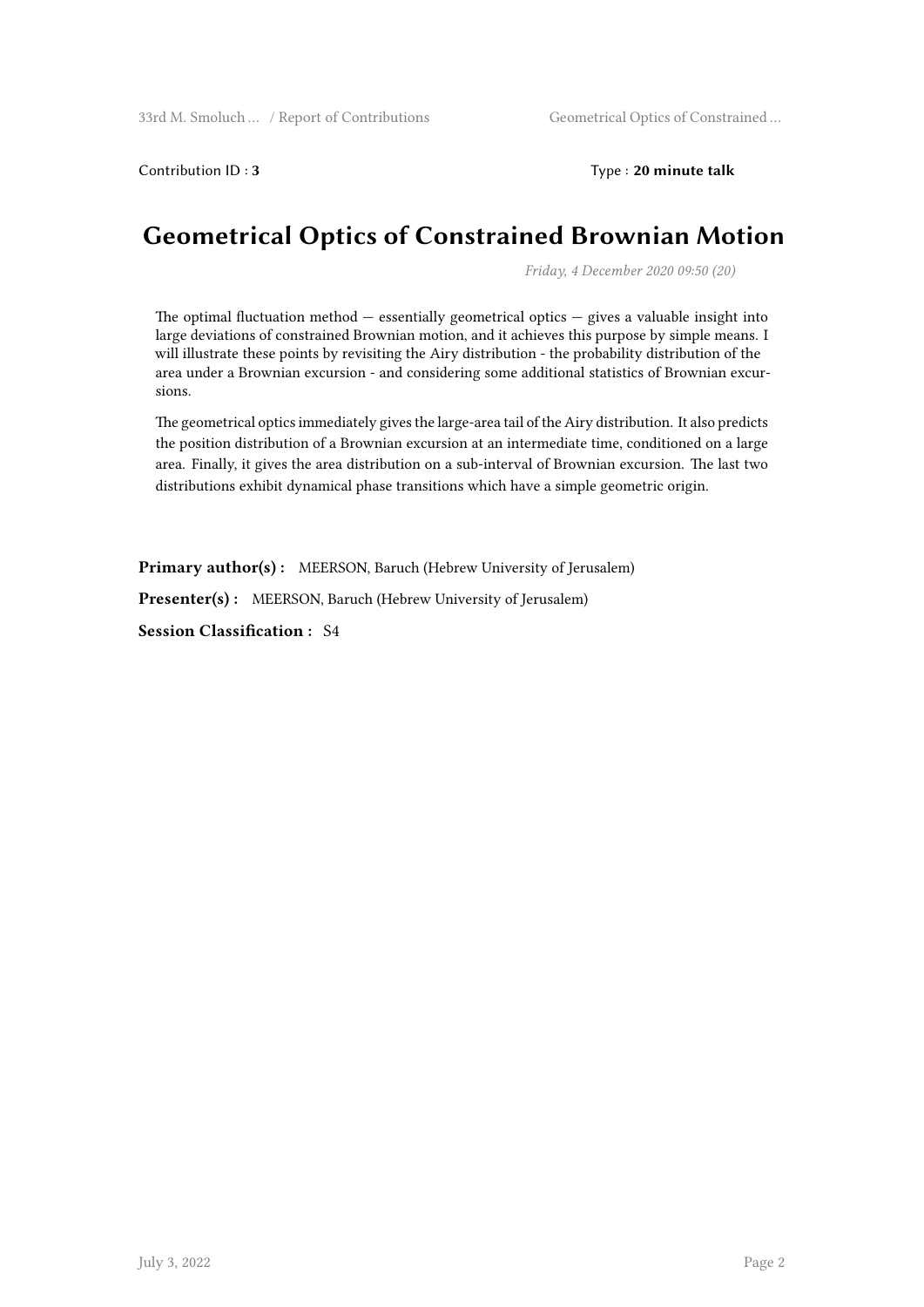Contribution ID : **3**

Type : **20 minute talk**

# Geometrical Optics of Constrained Brownian Motion

*Friday, 4 December 2020 09:50 (20)*

The optimal fluctuation method — essentially geometrical optics — gives a valuable insight into large deviations of constrained Brownian motion, and it achieves this purpose by simple means. I will illustrate these points by revisiting the Airy distribution - the probability distribution of the area under a Brownian excursion - and considering some additional statistics of Brownian excursions.

The geometrical optics immediately gives the large-area tail of the Airy distribution. It also predicts the position distribution of a Brownian excursion at an intermediate time, conditioned on a large area. Finally, it gives the area distribution on a sub-interval of Brownian excursion. The last two distributions exhibit dynamical phase transitions which have a simple geometric origin.

**Primary author(s) :** MEERSON, Baruch (Hebrew University of Jerusalem)

**Presenter(s) :** MEERSON, Baruch (Hebrew University of Jerusalem)

**Session Classification :** S4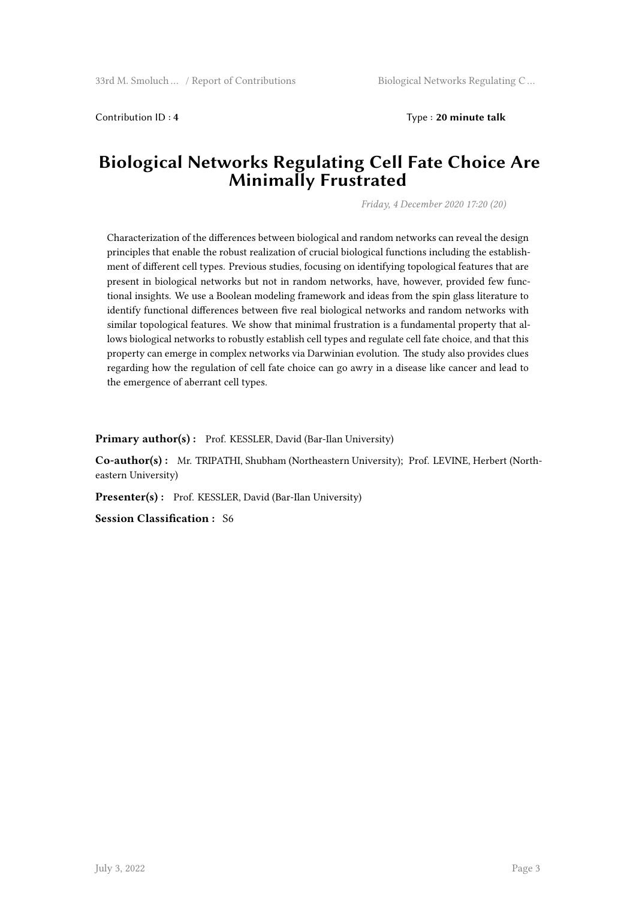Contribution ID : **4**

Type : **20 minute talk**

# Biological Networks Regulating Cell Fate Choice Are Minimally Frustrated

*Friday, 4 December 2020 17:20 (20)*

Characterization of the differences between biological and random networks can reveal the design principles that enable the robust realization of crucial biological functions including the establishment of different cell types. Previous studies, focusing on identifying topological features that are present in biological networks but not in random networks, have, however, provided few functional insights. We use a Boolean modeling framework and ideas from the spin glass literature to identify functional differences between five real biological networks and random networks with similar topological features. We show that minimal frustration is a fundamental property that allows biological networks to robustly establish cell types and regulate cell fate choice, and that this property can emerge in complex networks via Darwinian evolution. The study also provides clues regarding how the regulation of cell fate choice can go awry in a disease like cancer and lead to the emergence of aberrant cell types.

**Primary author(s) :** Prof. KESSLER, David (Bar-Ilan University)

**Co-author(s) :** Mr. TRIPATHI, Shubham (Northeastern University); Prof. LEVINE, Herbert (Northeastern University)

**Presenter(s) :** Prof. KESSLER, David (Bar-Ilan University)

**Session Classification :** S6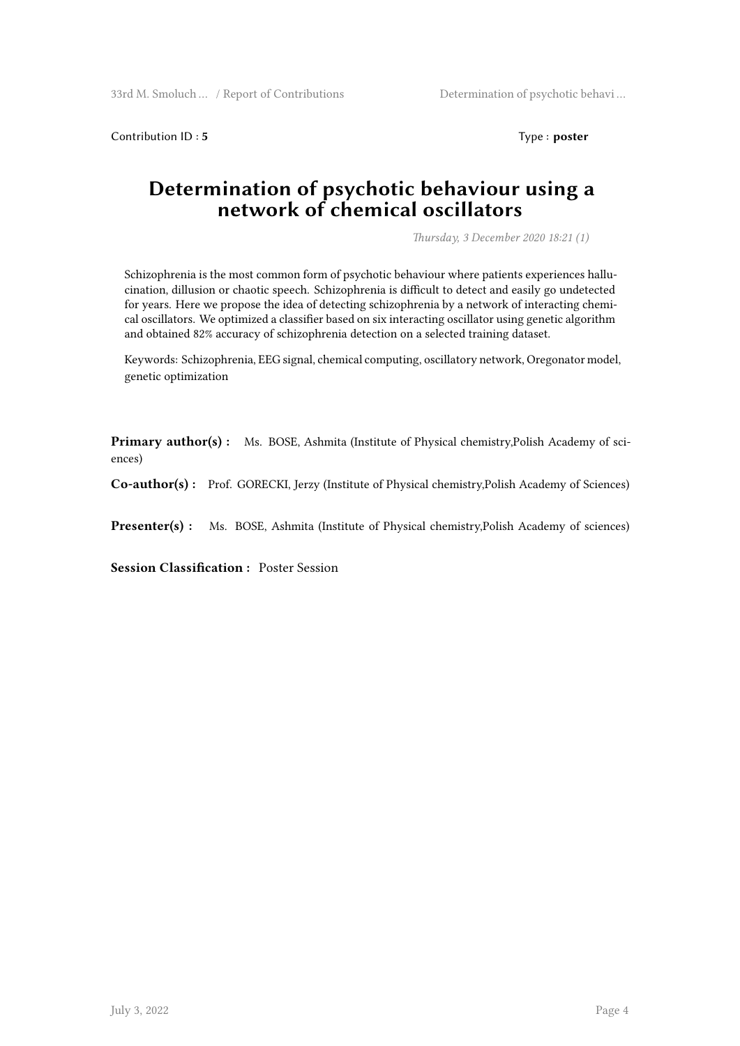Contribution ID : **5**

Type : **poster**

# Determination of psychotic behaviour using a network of chemical oscillators

*Thursday, 3 December 2020 18:21 (1)*

Schizophrenia is the most common form of psychotic behaviour where patients experiences hallucination, dillusion or chaotic speech. Schizophrenia is difficult to detect and easily go undetected for years. Here we propose the idea of detecting schizophrenia by a network of interacting chemical oscillators. We optimized a classifier based on six interacting oscillator using genetic algorithm and obtained 82% accuracy of schizophrenia detection on a selected training dataset.

Keywords: Schizophrenia, EEG signal, chemical computing, oscillatory network, Oregonator model, genetic optimization

**Primary author(s) :** Ms. BOSE, Ashmita (Institute of Physical chemistry,Polish Academy of sciences)

**Co-author(s) :** Prof. GORECKI, Jerzy (Institute of Physical chemistry,Polish Academy of Sciences)

**Presenter(s) :** Ms. BOSE, Ashmita (Institute of Physical chemistry,Polish Academy of sciences)

**Session Classification :** Poster Session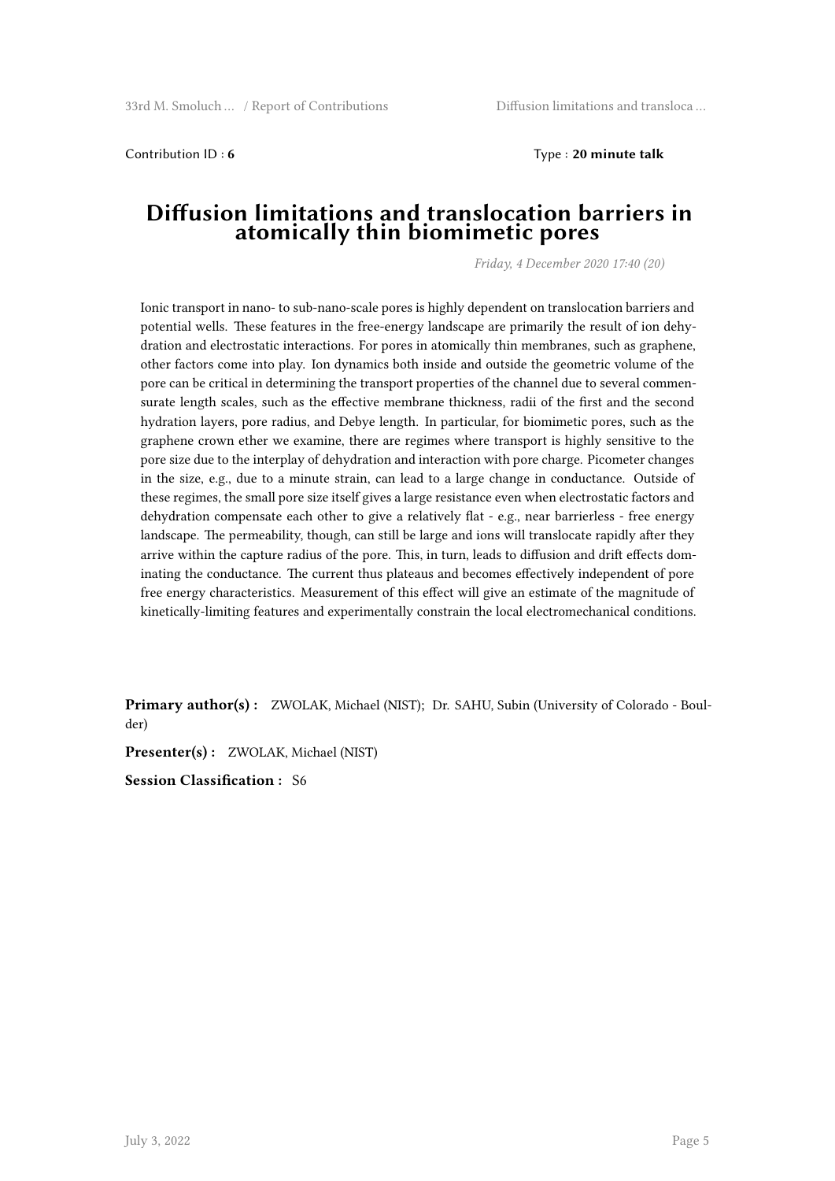Contribution ID : **6**

Type : **20 minute talk**

# Diffusion limitations and translocation barriers in atomically thin biomimetic pores

*Friday, 4 December 2020 17:40 (20)*

Ionic transport in nano- to sub-nano-scale pores is highly dependent on translocation barriers and potential wells. These features in the free-energy landscape are primarily the result of ion dehydration and electrostatic interactions. For pores in atomically thin membranes, such as graphene, other factors come into play. Ion dynamics both inside and outside the geometric volume of the pore can be critical in determining the transport properties of the channel due to several commensurate length scales, such as the effective membrane thickness, radii of the first and the second hydration layers, pore radius, and Debye length. In particular, for biomimetic pores, such as the graphene crown ether we examine, there are regimes where transport is highly sensitive to the pore size due to the interplay of dehydration and interaction with pore charge. Picometer changes in the size, e.g., due to a minute strain, can lead to a large change in conductance. Outside of these regimes, the small pore size itself gives a large resistance even when electrostatic factors and dehydration compensate each other to give a relatively flat - e.g., near barrierless - free energy landscape. The permeability, though, can still be large and ions will translocate rapidly after they arrive within the capture radius of the pore. This, in turn, leads to diffusion and drift effects dominating the conductance. The current thus plateaus and becomes effectively independent of pore free energy characteristics. Measurement of this effect will give an estimate of the magnitude of kinetically-limiting features and experimentally constrain the local electromechanical conditions.

**Primary author(s) :** ZWOLAK, Michael (NIST); Dr. SAHU, Subin (University of Colorado - Boulder)

**Presenter(s) :** ZWOLAK, Michael (NIST)

**Session Classification :** S6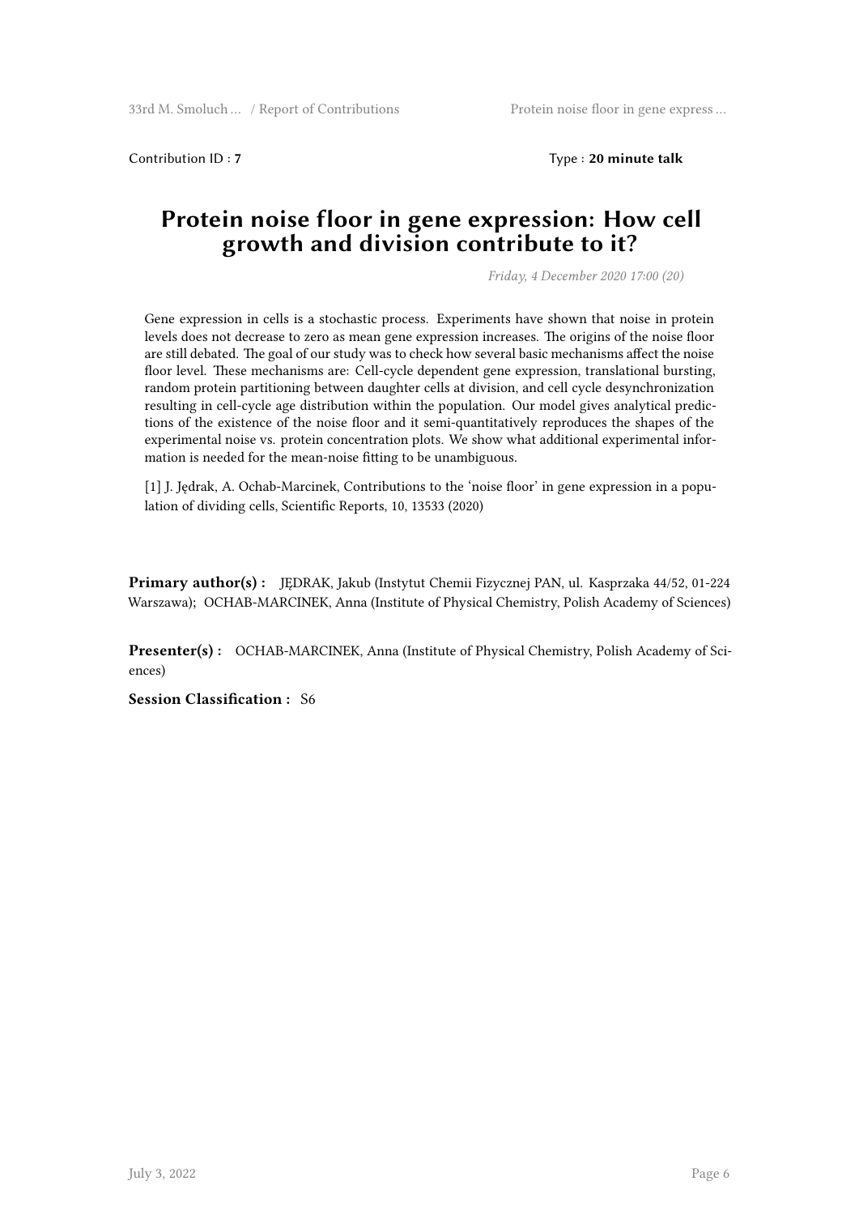Contribution ID : **7** Type : **20 minute talk**

# Protein noise floor in gene expression: How cell growth and division contribute to it?

*Friday, 4 December 2020 17:00 (20)*

Gene expression in cells is a stochastic process. Experiments have shown that noise in protein levels does not decrease to zero as mean gene expression increases. The origins of the noise floor are still debated. The goal of our study was to check how several basic mechanisms affect the noise floor level. These mechanisms are: Cell-cycle dependent gene expression, translational bursting, random protein partitioning between daughter cells at division, and cell cycle desynchronization resulting in cell-cycle age distribution within the population. Our model gives analytical predictions of the existence of the noise floor and it semi-quantitatively reproduces the shapes of the experimental noise vs. protein concentration plots. We show what additional experimental information is needed for the mean-noise fitting to be unambiguous.

[1] J. Jędrak, A. Ochab-Marcinek, Contributions to the 'noise floor' in gene expression in a population of dividing cells, Scientific Reports, 10, 13533 (2020)

**Primary author(s) :** JĘDRAK, Jakub (Instytut Chemii Fizycznej PAN, ul. Kasprzaka 44/52, 01-224 Warszawa); OCHAB-MARCINEK, Anna (Institute of Physical Chemistry, Polish Academy of Sciences)

**Presenter(s) :** OCHAB-MARCINEK, Anna (Institute of Physical Chemistry, Polish Academy of Sciences)

**Session Classification :** S6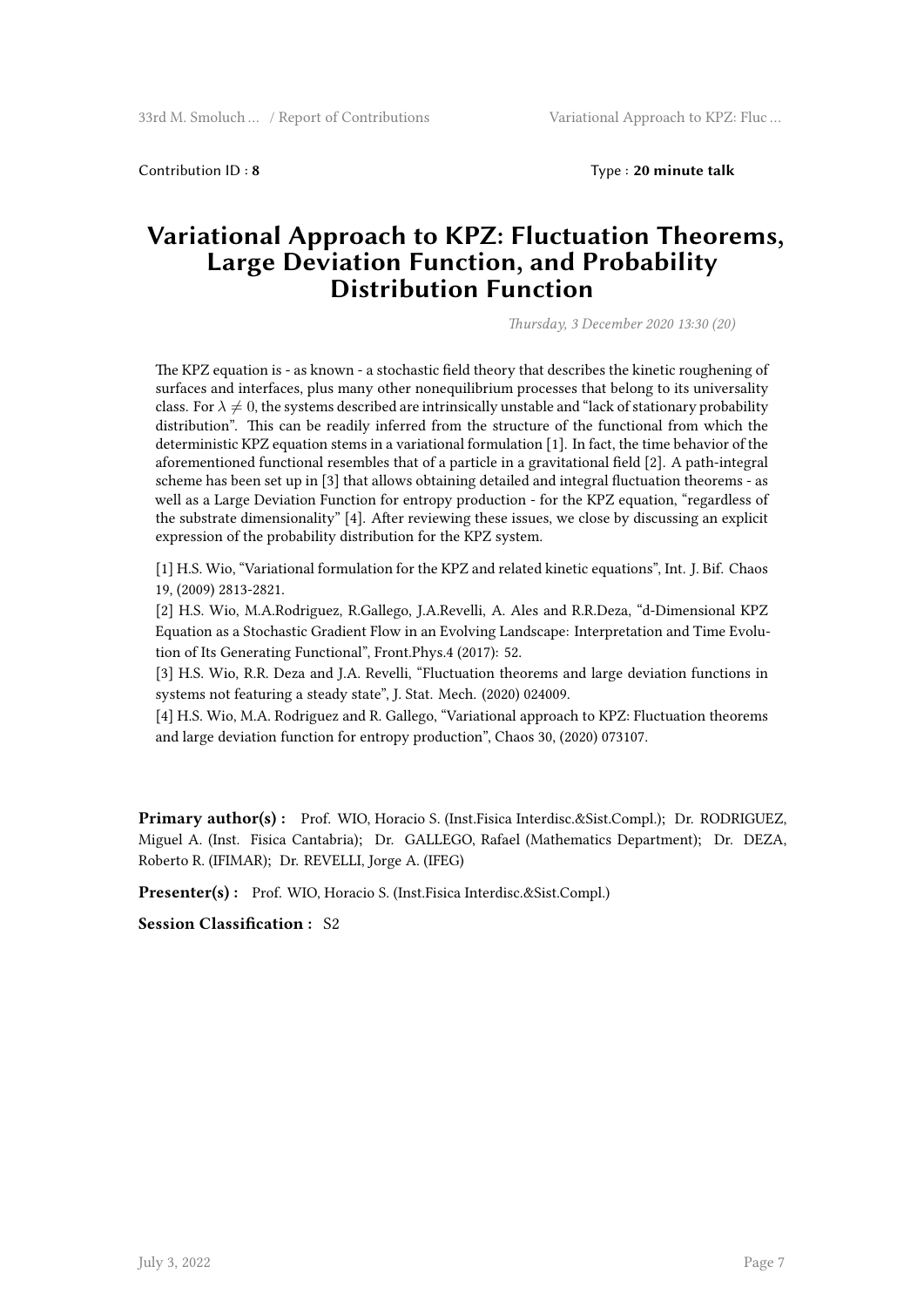Contribution ID : **8** Type : **20 minute talk**

# Variational Approach to KPZ: Fluctuation Theorems, Large Deviation Function, and Probability Distribution Function

*Thursday, 3 December 2020 13:30 (20)*

The KPZ equation is - as known - a stochastic field theory that describes the kinetic roughening of surfaces and interfaces, plus many other nonequilibrium processes that belong to its universality class. For $\lambda \neq 0$, the systems described are intrinsically unstable and "lack of stationary probability distribution". This can be readily inferred from the structure of the functional from which the deterministic KPZ equation stems in a variational formulation [1]. In fact, the time behavior of the aforementioned functional resembles that of a particle in a gravitational field [2]. A path-integral scheme has been set up in [3] that allows obtaining detailed and integral fluctuation theorems - as well as a Large Deviation Function for entropy production - for the KPZ equation, "regardless of the substrate dimensionality" [4]. After reviewing these issues, we close by discussing an explicit expression of the probability distribution for the KPZ system.

[1] H.S. Wio, "Variational formulation for the KPZ and related kinetic equations", Int. J. Bif. Chaos 19, (2009) 2813-2821.

[2] H.S. Wio, M.A.Rodriguez, R.Gallego, J.A.Revelli, A. Ales and R.R.Deza, "d-Dimensional KPZ Equation as a Stochastic Gradient Flow in an Evolving Landscape: Interpretation and Time Evolution of Its Generating Functional", Front.Phys.4 (2017): 52.

[3] H.S. Wio, R.R. Deza and J.A. Revelli, "Fluctuation theorems and large deviation functions in systems not featuring a steady state", J. Stat. Mech. (2020) 024009.

[4] H.S. Wio, M.A. Rodriguez and R. Gallego, "Variational approach to KPZ: Fluctuation theorems and large deviation function for entropy production", Chaos 30, (2020) 073107.

**Primary author(s) :** Prof. WIO, Horacio S. (Inst.Fisica Interdisc.&Sist.Compl.); Dr. RODRIGUEZ, Miguel A. (Inst. Fisica Cantabria); Dr. GALLEGO, Rafael (Mathematics Department); Dr. DEZA, Roberto R. (IFIMAR); Dr. REVELLI, Jorge A. (IFEG)

**Presenter(s) :** Prof. WIO, Horacio S. (Inst.Fisica Interdisc.&Sist.Compl.)

**Session Classification :** S2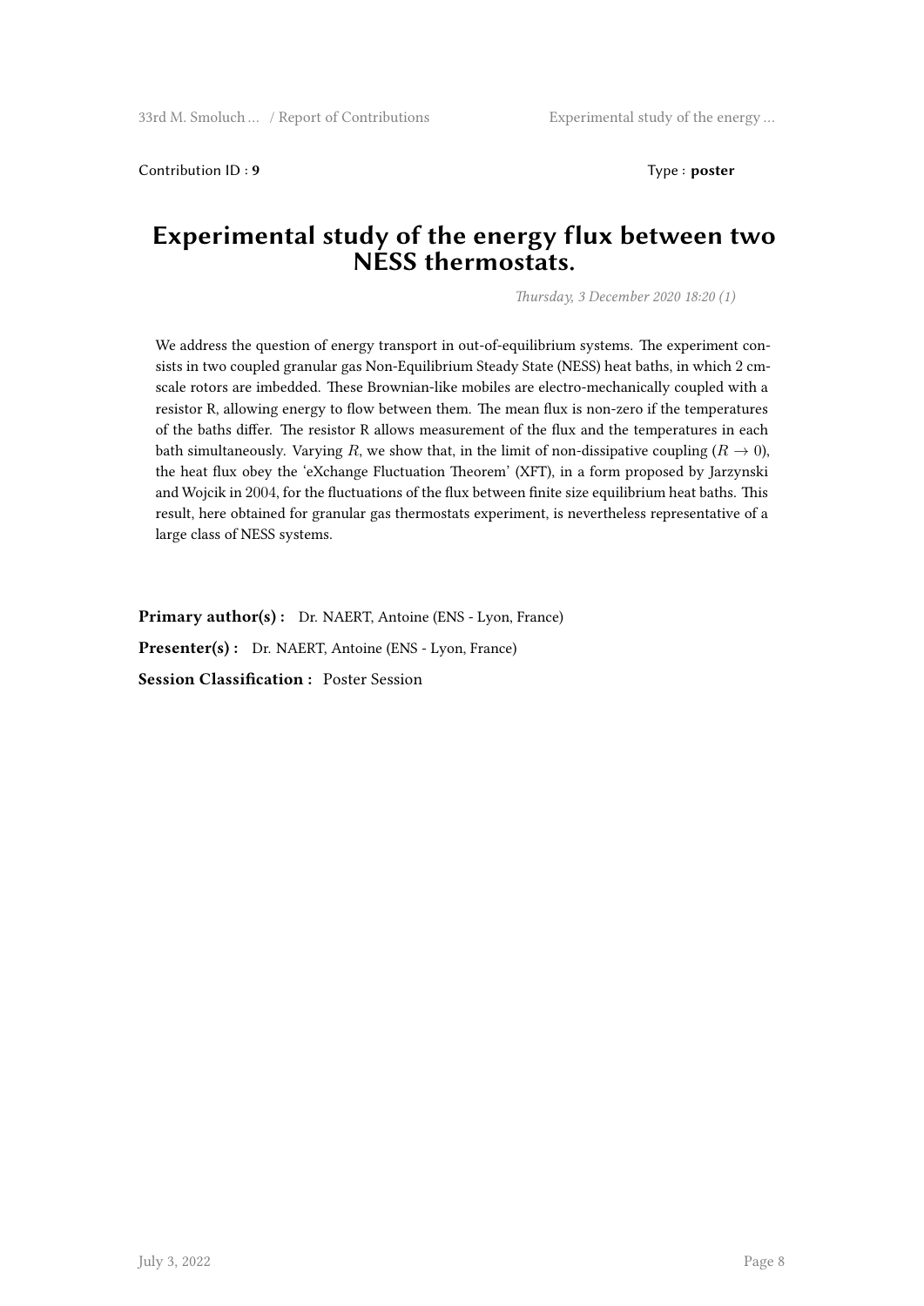Contribution ID : **9** Type : **poster**

# Experimental study of the energy flux between two NESS thermostats.

*Thursday, 3 December 2020 18:20 (1)*

We address the question of energy transport in out-of-equilibrium systems. The experiment consists in two coupled granular gas Non-Equilibrium Steady State (NESS) heat baths, in which 2 cm-scale rotors are imbedded. These Brownian-like mobiles are electro-mechanically coupled with a resistor R, allowing energy to flow between them. The mean flux is non-zero if the temperatures of the baths differ. The resistor R allows measurement of the flux and the temperatures in each bath simultaneously. Varying $R$, we show that, in the limit of non-dissipative coupling ($R \to 0$), the heat flux obey the 'eXchange Fluctuation Theorem' (XFT), in a form proposed by Jarzynski and Wojcik in 2004, for the fluctuations of the flux between finite size equilibrium heat baths. This result, here obtained for granular gas thermostats experiment, is nevertheless representative of a large class of NESS systems.

**Primary author(s) :** Dr. NAERT, Antoine (ENS - Lyon, France)

**Presenter(s) :** Dr. NAERT, Antoine (ENS - Lyon, France)

**Session Classification :** Poster Session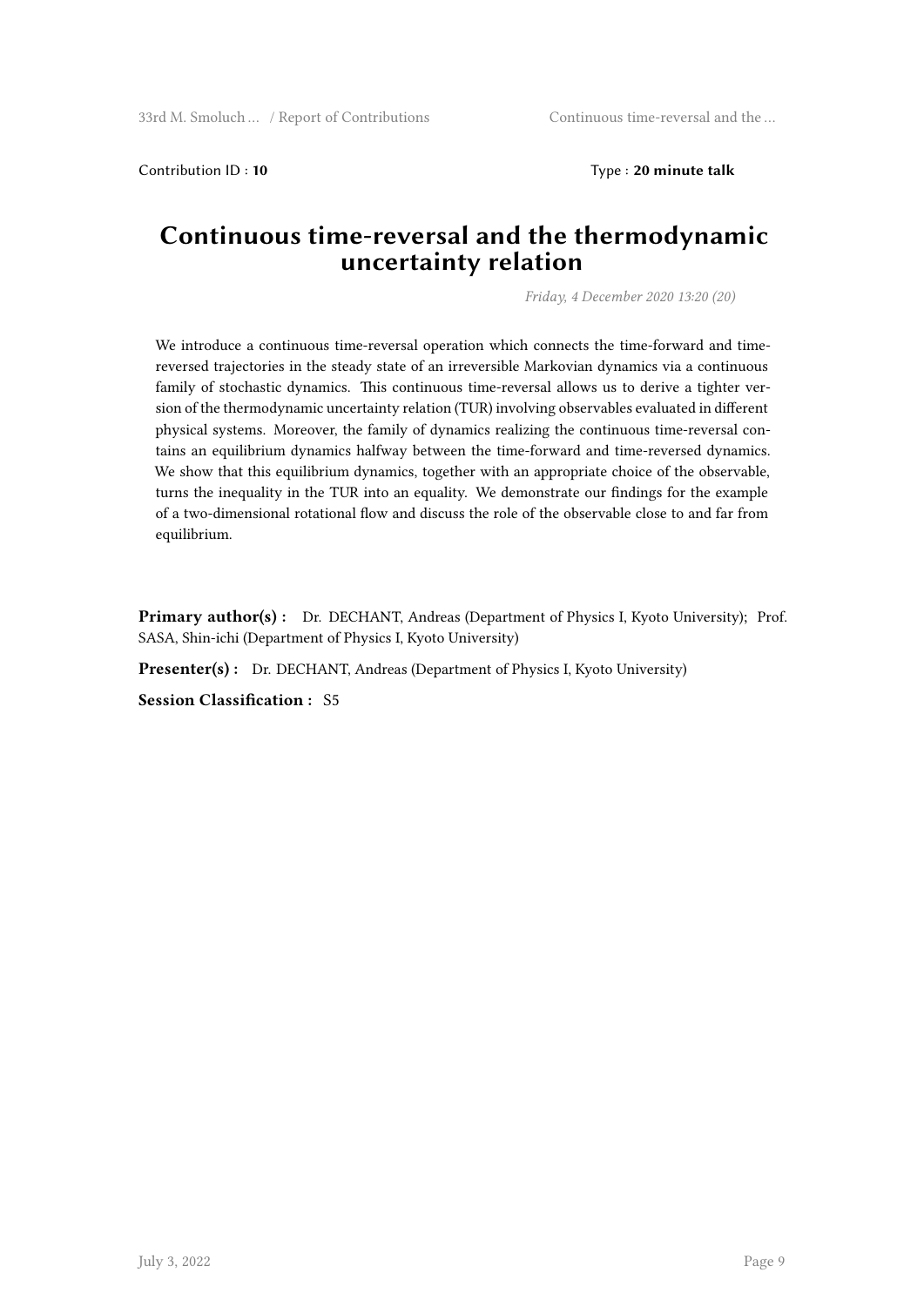Contribution ID : **10** Type : **20 minute talk**

# Continuous time-reversal and the thermodynamic uncertainty relation

*Friday, 4 December 2020 13:20 (20)*

We introduce a continuous time-reversal operation which connects the time-forward and time-reversed trajectories in the steady state of an irreversible Markovian dynamics via a continuous family of stochastic dynamics. This continuous time-reversal allows us to derive a tighter version of the thermodynamic uncertainty relation (TUR) involving observables evaluated in different physical systems. Moreover, the family of dynamics realizing the continuous time-reversal contains an equilibrium dynamics halfway between the time-forward and time-reversed dynamics. We show that this equilibrium dynamics, together with an appropriate choice of the observable, turns the inequality in the TUR into an equality. We demonstrate our findings for the example of a two-dimensional rotational flow and discuss the role of the observable close to and far from equilibrium.

**Primary author(s) :** Dr. DECHANT, Andreas (Department of Physics I, Kyoto University); Prof. SASA, Shin-ichi (Department of Physics I, Kyoto University)

**Presenter(s) :** Dr. DECHANT, Andreas (Department of Physics I, Kyoto University)

**Session Classification :** S5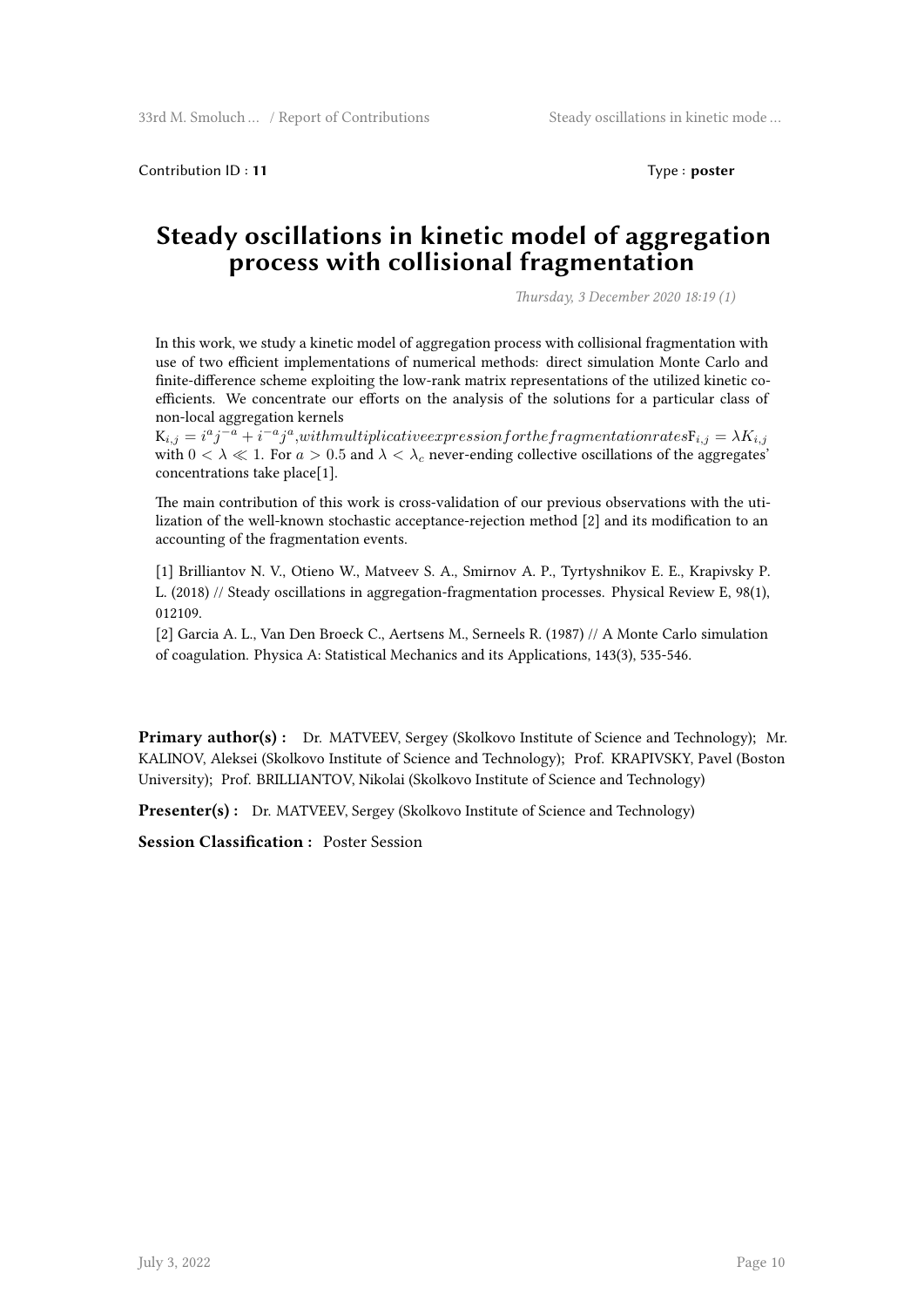Contribution ID : **11** Type : **poster**

# Steady oscillations in kinetic model of aggregation process with collisional fragmentation

*Thursday, 3 December 2020 18:19 (1)*

In this work, we study a kinetic model of aggregation process with collisional fragmentation with use of two efficient implementations of numerical methods: direct simulation Monte Carlo and finite-difference scheme exploiting the low-rank matrix representations of the utilized kinetic coefficients. We concentrate our efforts on the analysis of the solutions for a particular class of non-local aggregation kernels

$K_{i,j} = i^a j^{-a} + i^{-a} j^a, with multiplicative expression for the fragmentation rates F_{i,j} = \lambda K_{i,j}$ with $0 < \lambda \ll 1$. For $a > 0.5$ and $\lambda < \lambda_c$ never-ending collective oscillations of the aggregates' concentrations take place[1].

The main contribution of this work is cross-validation of our previous observations with the utilization of the well-known stochastic acceptance-rejection method [2] and its modification to an accounting of the fragmentation events.

[1] Brilliantov N. V., Otieno W., Matveev S. A., Smirnov A. P., Tyrtyshnikov E. E., Krapivsky P. L. (2018) // Steady oscillations in aggregation-fragmentation processes. Physical Review E, 98(1), 012109.

[2] Garcia A. L., Van Den Broeck C., Aertsens M., Serneels R. (1987) // A Monte Carlo simulation of coagulation. Physica A: Statistical Mechanics and its Applications, 143(3), 535-546.

**Primary author(s) :** Dr. MATVEEV, Sergey (Skolkovo Institute of Science and Technology); Mr. KALINOV, Aleksei (Skolkovo Institute of Science and Technology); Prof. KRAPIVSKY, Pavel (Boston University); Prof. BRILLIANTOV, Nikolai (Skolkovo Institute of Science and Technology)

**Presenter(s) :** Dr. MATVEEV, Sergey (Skolkovo Institute of Science and Technology)

**Session Classification :** Poster Session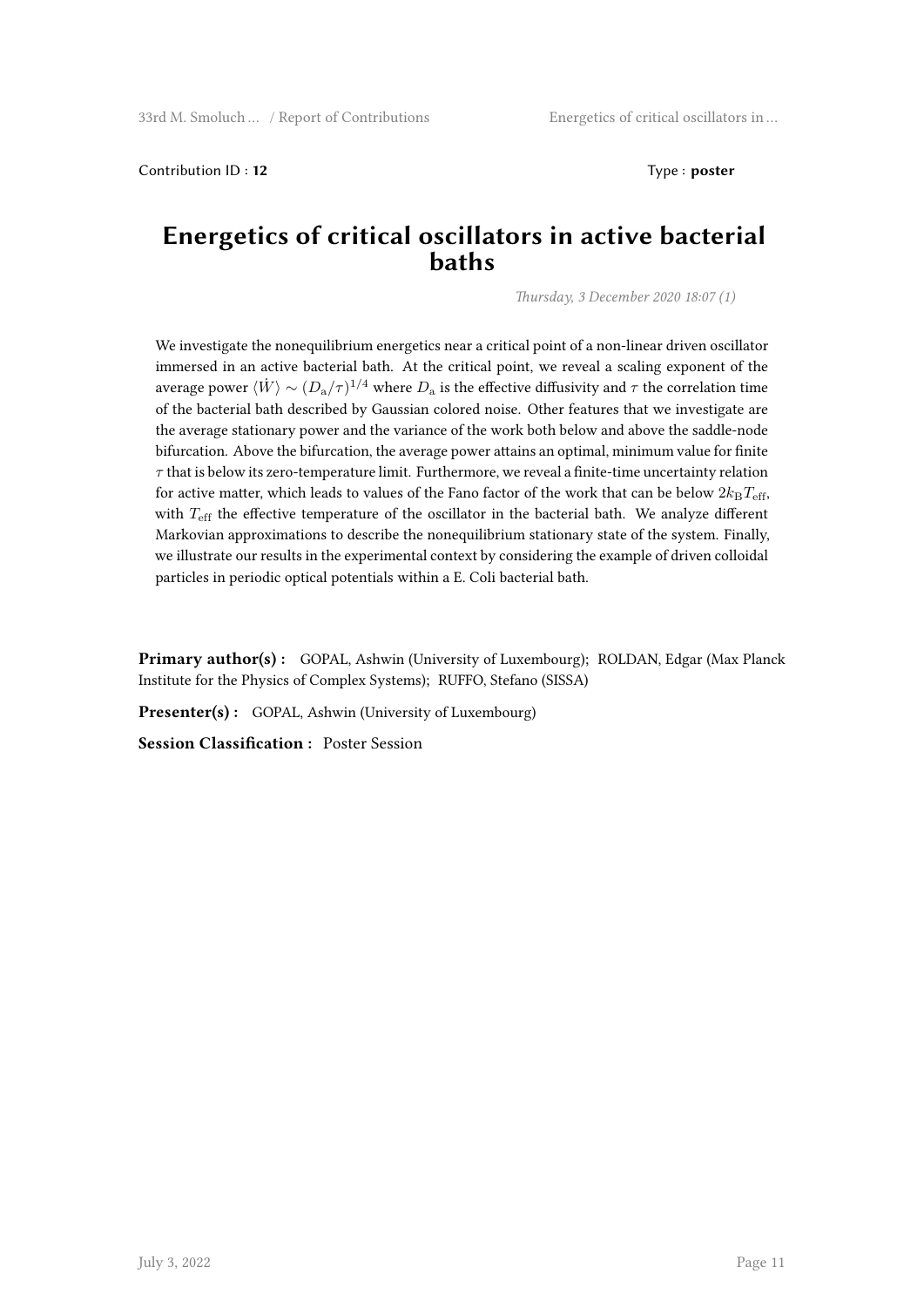Contribution ID : **12** Type : **poster**

# Energetics of critical oscillators in active bacterial baths

*Thursday, 3 December 2020 18:07 (1)*

We investigate the nonequilibrium energetics near a critical point of a non-linear driven oscillator immersed in an active bacterial bath. At the critical point, we reveal a scaling exponent of the average power $\langle \dot{W} \rangle \sim (D_{\rm a}/\tau)^{1/4}$ where $D_{\rm a}$ is the effective diffusivity and $\tau$ the correlation time of the bacterial bath described by Gaussian colored noise. Other features that we investigate are the average stationary power and the variance of the work both below and above the saddle-node bifurcation. Above the bifurcation, the average power attains an optimal, minimum value for finite $\tau$ that is below its zero-temperature limit. Furthermore, we reveal a finite-time uncertainty relation for active matter, which leads to values of the Fano factor of the work that can be below $2k_{\rm B}T_{\rm eff}$, with $T_{\rm eff}$ the effective temperature of the oscillator in the bacterial bath. We analyze different Markovian approximations to describe the nonequilibrium stationary state of the system. Finally, we illustrate our results in the experimental context by considering the example of driven colloidal particles in periodic optical potentials within a E. Coli bacterial bath.

**Primary author(s) :** GOPAL, Ashwin (University of Luxembourg); ROLDAN, Edgar (Max Planck Institute for the Physics of Complex Systems); RUFFO, Stefano (SISSA)

**Presenter(s) :** GOPAL, Ashwin (University of Luxembourg)

**Session Classification :** Poster Session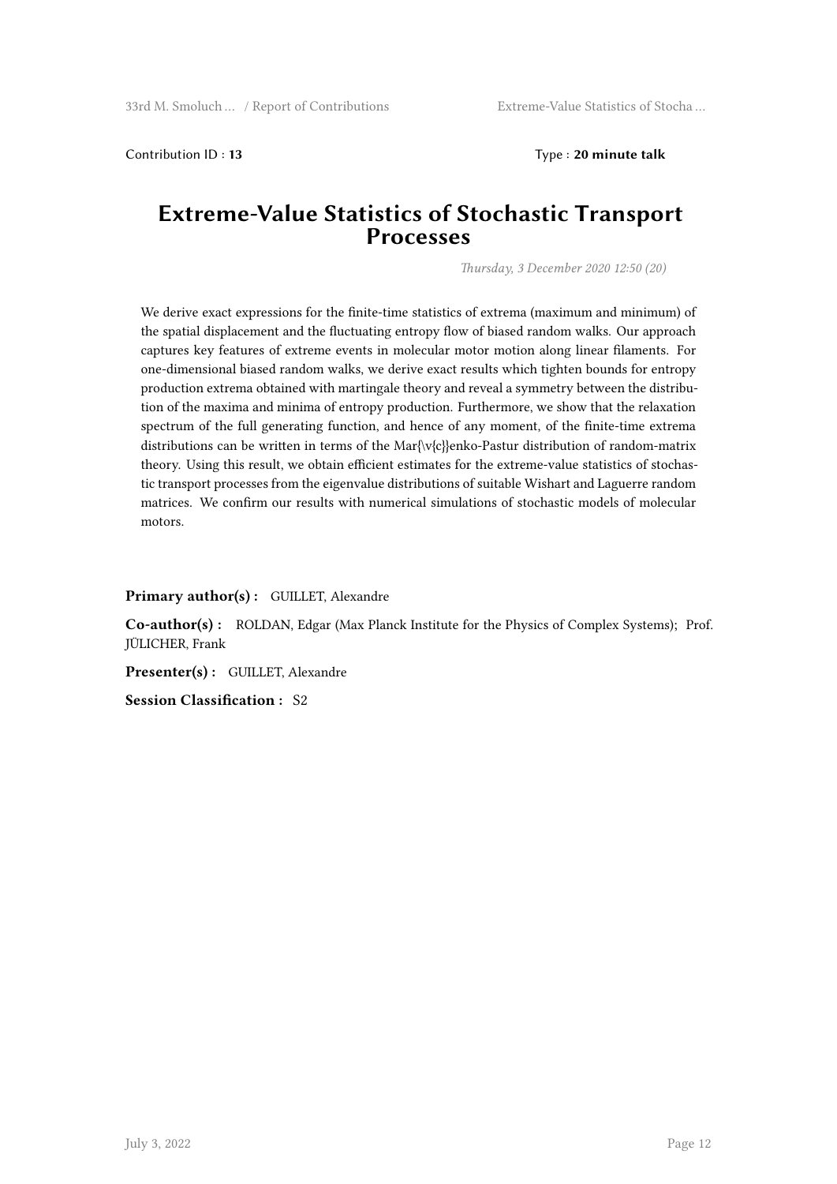Contribution ID : **13** Type : **20 minute talk**

# Extreme-Value Statistics of Stochastic Transport Processes

*Thursday, 3 December 2020 12:50 (20)*

We derive exact expressions for the finite-time statistics of extrema (maximum and minimum) of the spatial displacement and the fluctuating entropy flow of biased random walks. Our approach captures key features of extreme events in molecular motor motion along linear filaments. For one-dimensional biased random walks, we derive exact results which tighten bounds for entropy production extrema obtained with martingale theory and reveal a symmetry between the distribution of the maxima and minima of entropy production. Furthermore, we show that the relaxation spectrum of the full generating function, and hence of any moment, of the finite-time extrema distributions can be written in terms of the Mar{\v{c}}enko-Pastur distribution of random-matrix theory. Using this result, we obtain efficient estimates for the extreme-value statistics of stochastic transport processes from the eigenvalue distributions of suitable Wishart and Laguerre random matrices. We confirm our results with numerical simulations of stochastic models of molecular motors.

**Primary author(s) :** GUILLET, Alexandre

**Co-author(s) :** ROLDAN, Edgar (Max Planck Institute for the Physics of Complex Systems); Prof. JÜLICHER, Frank

**Presenter(s) :** GUILLET, Alexandre

**Session Classification :** S2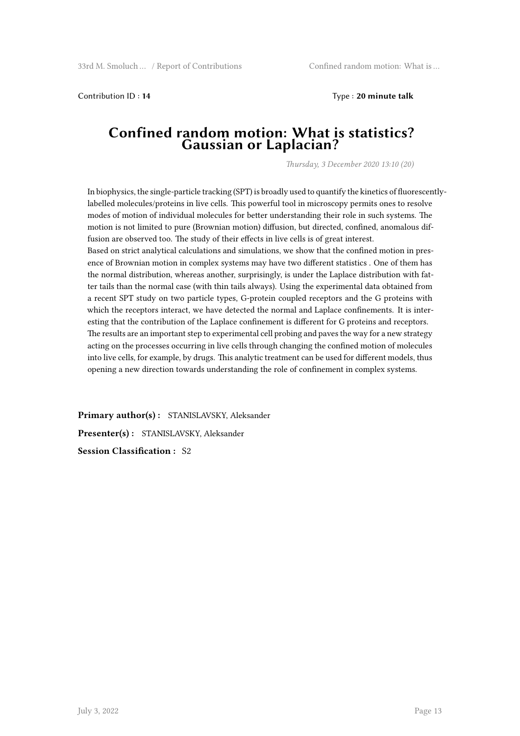Contribution ID : **14** Type : **20 minute talk**

# Confined random motion: What is statistics? Gaussian or Laplacian?

*Thursday, 3 December 2020 13:10 (20)*

In biophysics, the single-particle tracking (SPT) is broadly used to quantify the kinetics of fluorescently-labelled molecules/proteins in live cells. This powerful tool in microscopy permits ones to resolve modes of motion of individual molecules for better understanding their role in such systems. The motion is not limited to pure (Brownian motion) diffusion, but directed, confined, anomalous diffusion are observed too. The study of their effects in live cells is of great interest.
Based on strict analytical calculations and simulations, we show that the confined motion in presence of Brownian motion in complex systems may have two different statistics . One of them has the normal distribution, whereas another, surprisingly, is under the Laplace distribution with fatter tails than the normal case (with thin tails always). Using the experimental data obtained from a recent SPT study on two particle types, G-protein coupled receptors and the G proteins with which the receptors interact, we have detected the normal and Laplace confinements. It is interesting that the contribution of the Laplace confinement is different for G proteins and receptors. The results are an important step to experimental cell probing and paves the way for a new strategy acting on the processes occurring in live cells through changing the confined motion of molecules into live cells, for example, by drugs. This analytic treatment can be used for different models, thus opening a new direction towards understanding the role of confinement in complex systems.

**Primary author(s) :** STANISLAVSKY, Aleksander

**Presenter(s) :** STANISLAVSKY, Aleksander

**Session Classification :** S2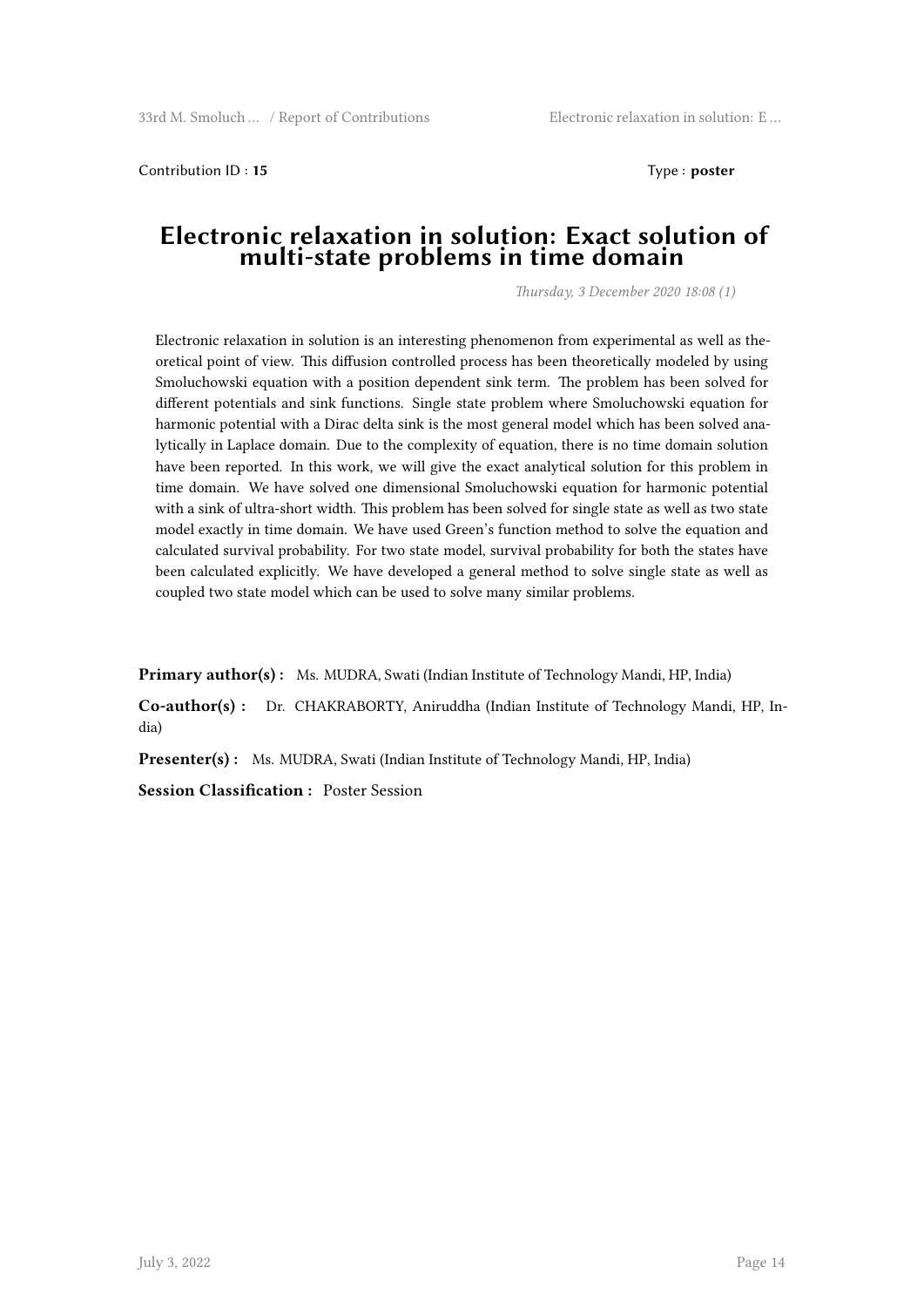Contribution ID : **15** Type : **poster**

# Electronic relaxation in solution: Exact solution of multi-state problems in time domain

*Thursday, 3 December 2020 18:08 (1)*

Electronic relaxation in solution is an interesting phenomenon from experimental as well as theoretical point of view. This diffusion controlled process has been theoretically modeled by using Smoluchowski equation with a position dependent sink term. The problem has been solved for different potentials and sink functions. Single state problem where Smoluchowski equation for harmonic potential with a Dirac delta sink is the most general model which has been solved analytically in Laplace domain. Due to the complexity of equation, there is no time domain solution have been reported. In this work, we will give the exact analytical solution for this problem in time domain. We have solved one dimensional Smoluchowski equation for harmonic potential with a sink of ultra-short width. This problem has been solved for single state as well as two state model exactly in time domain. We have used Green's function method to solve the equation and calculated survival probability. For two state model, survival probability for both the states have been calculated explicitly. We have developed a general method to solve single state as well as coupled two state model which can be used to solve many similar problems.

**Primary author(s) :** Ms. MUDRA, Swati (Indian Institute of Technology Mandi, HP, India)

**Co-author(s) :** Dr. CHAKRABORTY, Aniruddha (Indian Institute of Technology Mandi, HP, India)

**Presenter(s) :** Ms. MUDRA, Swati (Indian Institute of Technology Mandi, HP, India)

**Session Classification :** Poster Session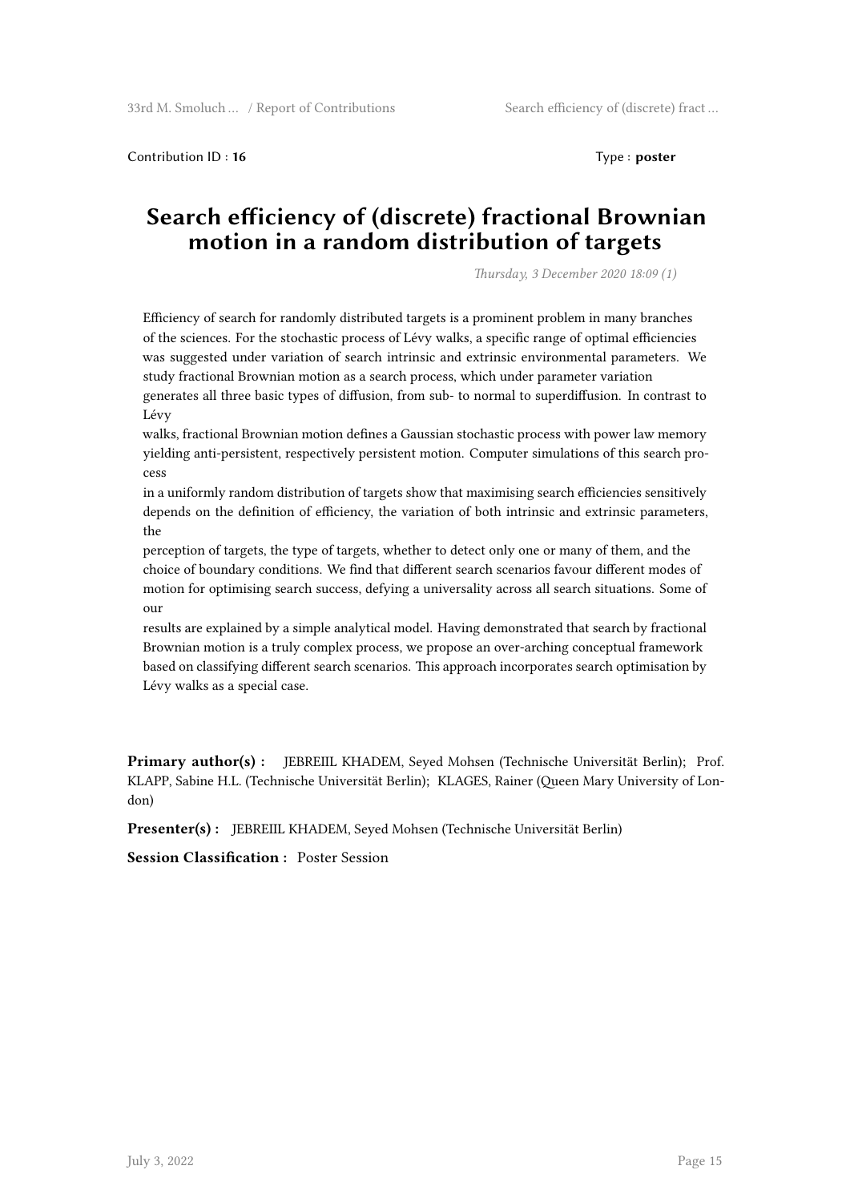Contribution ID : **16** Type : **poster**

# Search efficiency of (discrete) fractional Brownian motion in a random distribution of targets

*Thursday, 3 December 2020 18:09 (1)*

Efficiency of search for randomly distributed targets is a prominent problem in many branches of the sciences. For the stochastic process of Lévy walks, a specific range of optimal efficiencies was suggested under variation of search intrinsic and extrinsic environmental parameters. We study fractional Brownian motion as a search process, which under parameter variation generates all three basic types of diffusion, from sub- to normal to superdiffusion. In contrast to Lévy walks, fractional Brownian motion defines a Gaussian stochastic process with power law memory yielding anti-persistent, respectively persistent motion. Computer simulations of this search process in a uniformly random distribution of targets show that maximising search efficiencies sensitively depends on the definition of efficiency, the variation of both intrinsic and extrinsic parameters, the perception of targets, the type of targets, whether to detect only one or many of them, and the choice of boundary conditions. We find that different search scenarios favour different modes of motion for optimising search success, defying a universality across all search situations. Some of our results are explained by a simple analytical model. Having demonstrated that search by fractional Brownian motion is a truly complex process, we propose an over-arching conceptual framework based on classifying different search scenarios. This approach incorporates search optimisation by Lévy walks as a special case.

**Primary author(s) :** JEBREIIL KHADEM, Seyed Mohsen (Technische Universität Berlin); Prof. KLAPP, Sabine H.L. (Technische Universität Berlin); KLAGES, Rainer (Queen Mary University of London)

**Presenter(s) :** JEBREIIL KHADEM, Seyed Mohsen (Technische Universität Berlin)

**Session Classification :** Poster Session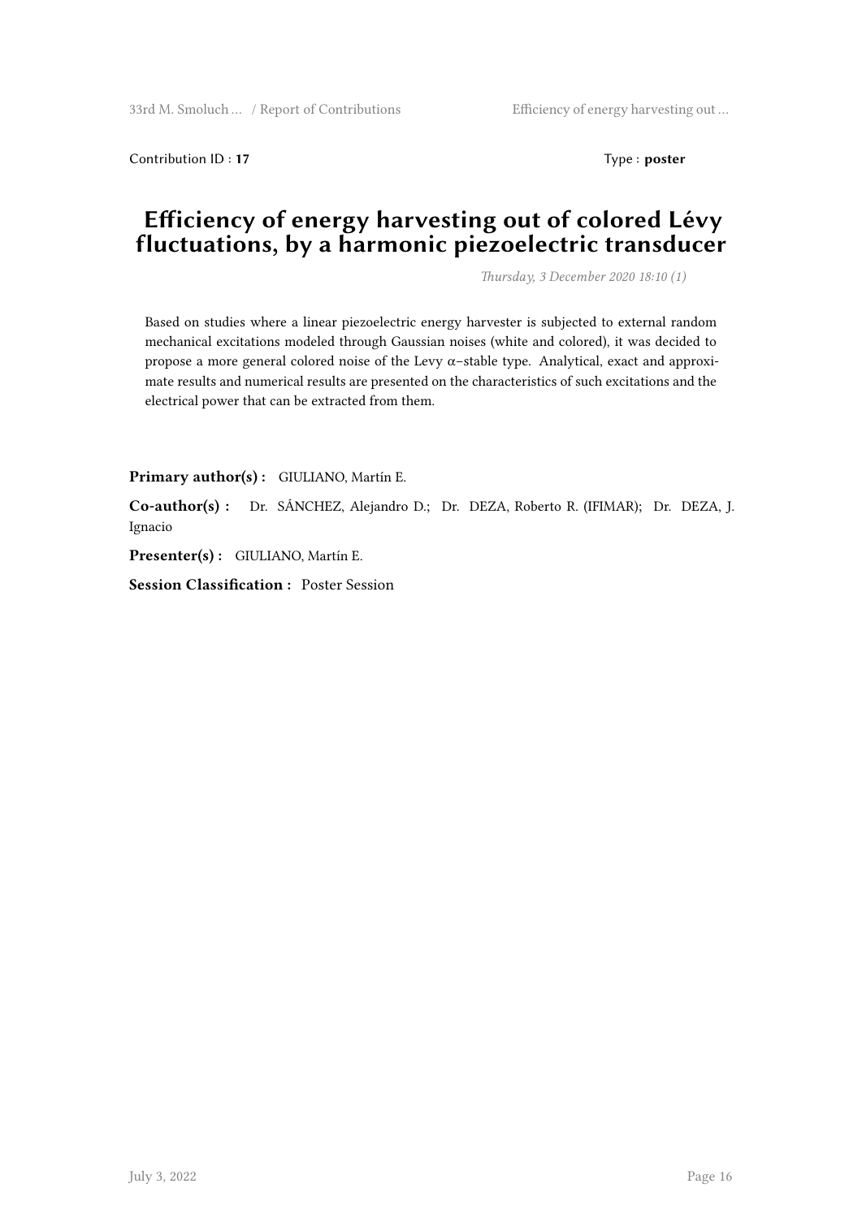Contribution ID : **17**

Type : **poster**

# Efficiency of energy harvesting out of colored Lévy fluctuations, by a harmonic piezoelectric transducer

*Thursday, 3 December 2020 18:10 (1)*

Based on studies where a linear piezoelectric energy harvester is subjected to external random mechanical excitations modeled through Gaussian noises (white and colored), it was decided to propose a more general colored noise of the Levy $\alpha$−stable type. Analytical, exact and approximate results and numerical results are presented on the characteristics of such excitations and the electrical power that can be extracted from them.

**Primary author(s) :** GIULIANO, Martín E.

**Co-author(s) :** Dr. SÁNCHEZ, Alejandro D.; Dr. DEZA, Roberto R. (IFIMAR); Dr. DEZA, J. Ignacio

**Presenter(s) :** GIULIANO, Martín E.

**Session Classification :** Poster Session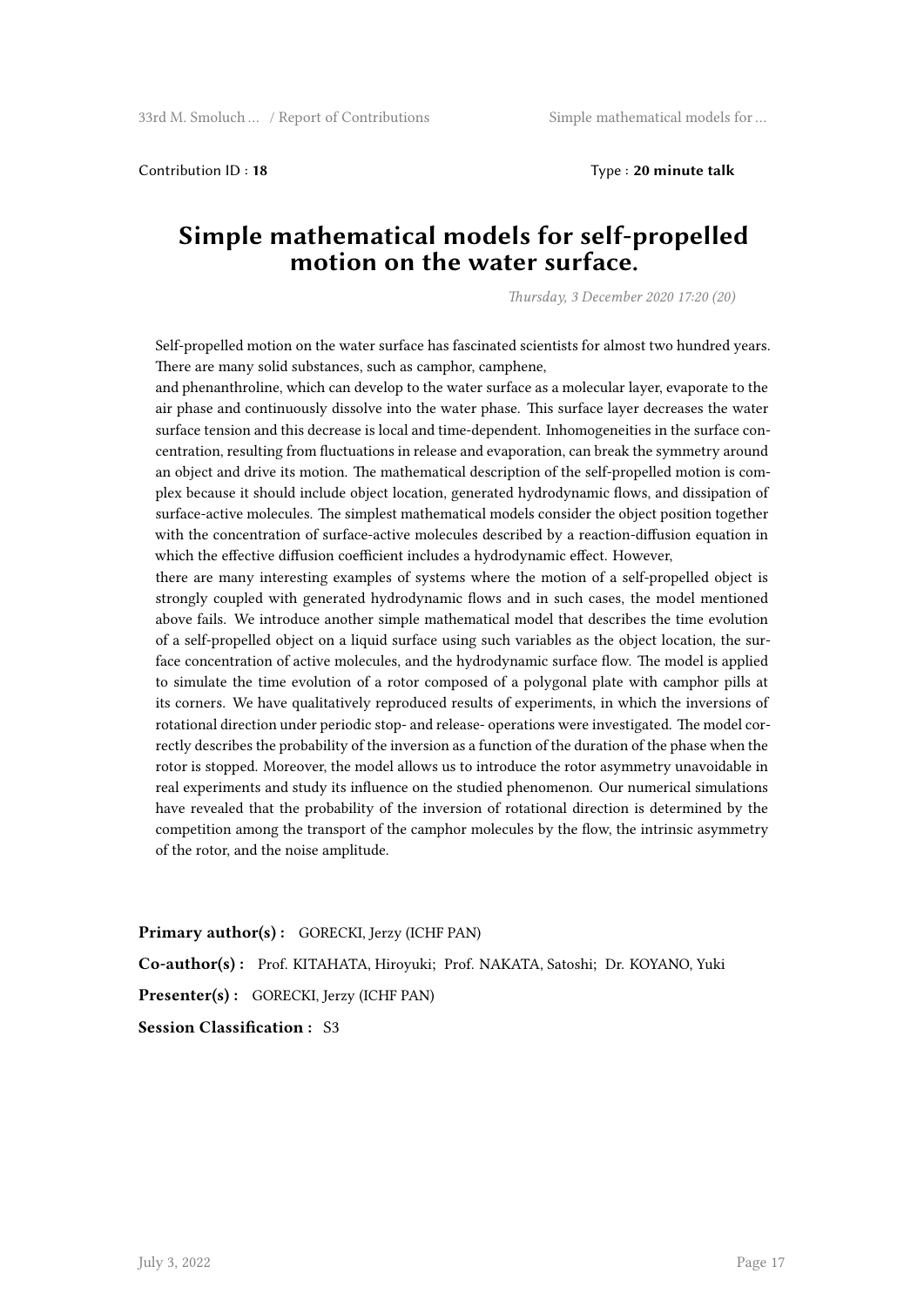Contribution ID : **18** Type : **20 minute talk**

# Simple mathematical models for self-propelled motion on the water surface.

*Thursday, 3 December 2020 17:20 (20)*

Self-propelled motion on the water surface has fascinated scientists for almost two hundred years. There are many solid substances, such as camphor, camphene,
and phenanthroline, which can develop to the water surface as a molecular layer, evaporate to the air phase and continuously dissolve into the water phase. This surface layer decreases the water surface tension and this decrease is local and time-dependent. Inhomogeneities in the surface concentration, resulting from fluctuations in release and evaporation, can break the symmetry around an object and drive its motion. The mathematical description of the self-propelled motion is complex because it should include object location, generated hydrodynamic flows, and dissipation of surface-active molecules. The simplest mathematical models consider the object position together with the concentration of surface-active molecules described by a reaction-diffusion equation in which the effective diffusion coefficient includes a hydrodynamic effect. However,
there are many interesting examples of systems where the motion of a self-propelled object is strongly coupled with generated hydrodynamic flows and in such cases, the model mentioned above fails. We introduce another simple mathematical model that describes the time evolution of a self-propelled object on a liquid surface using such variables as the object location, the surface concentration of active molecules, and the hydrodynamic surface flow. The model is applied to simulate the time evolution of a rotor composed of a polygonal plate with camphor pills at its corners. We have qualitatively reproduced results of experiments, in which the inversions of rotational direction under periodic stop- and release- operations were investigated. The model correctly describes the probability of the inversion as a function of the duration of the phase when the rotor is stopped. Moreover, the model allows us to introduce the rotor asymmetry unavoidable in real experiments and study its influence on the studied phenomenon. Our numerical simulations have revealed that the probability of the inversion of rotational direction is determined by the competition among the transport of the camphor molecules by the flow, the intrinsic asymmetry of the rotor, and the noise amplitude.

**Primary author(s) :** GORECKI, Jerzy (ICHF PAN)

**Co-author(s) :** Prof. KITAHATA, Hiroyuki; Prof. NAKATA, Satoshi; Dr. KOYANO, Yuki

**Presenter(s) :** GORECKI, Jerzy (ICHF PAN)

**Session Classification :** S3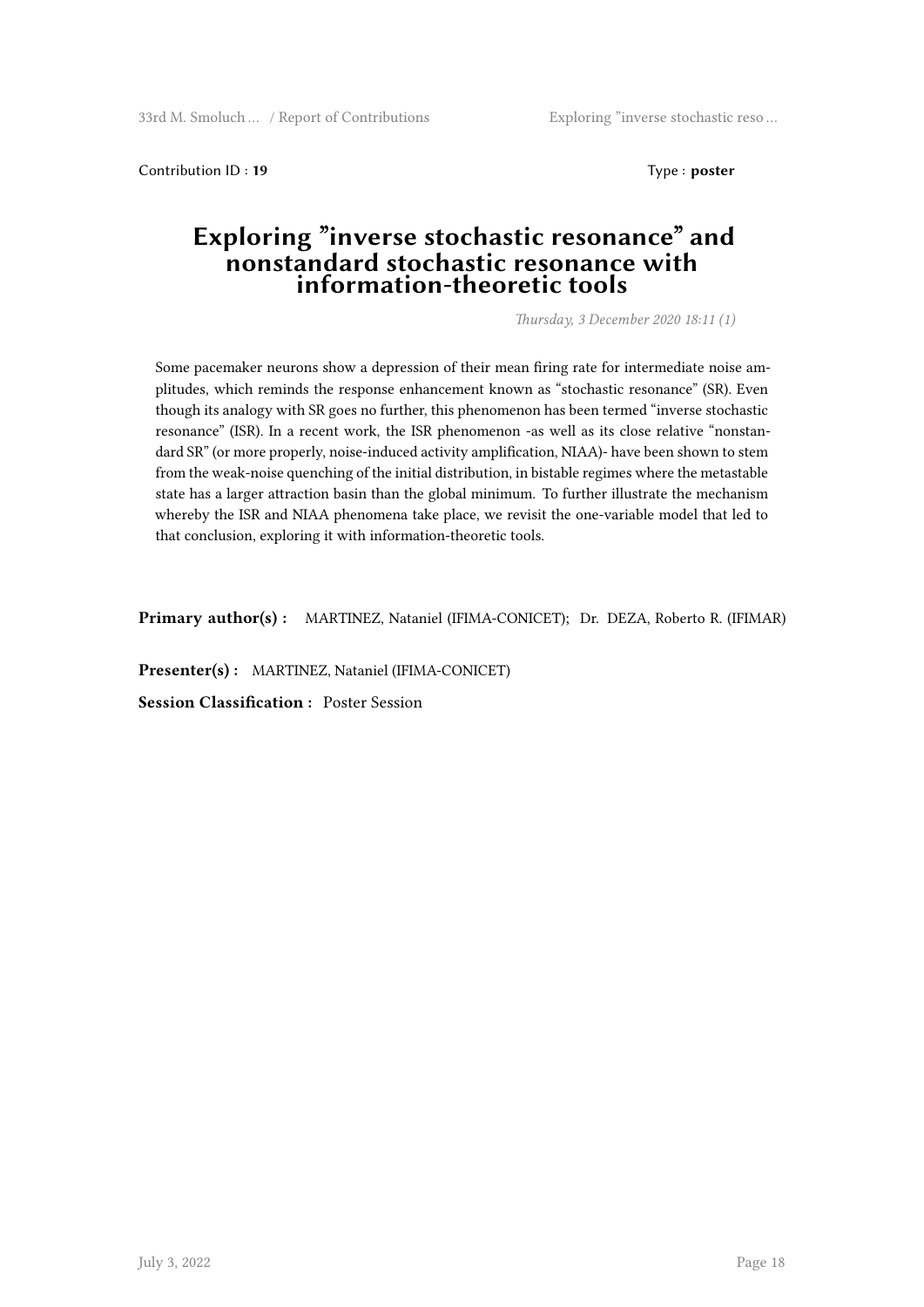Contribution ID : **19** Type : **poster**

# Exploring "inverse stochastic resonance" and nonstandard stochastic resonance with information-theoretic tools

*Thursday, 3 December 2020 18:11 (1)*

Some pacemaker neurons show a depression of their mean firing rate for intermediate noise amplitudes, which reminds the response enhancement known as "stochastic resonance" (SR). Even though its analogy with SR goes no further, this phenomenon has been termed "inverse stochastic resonance" (ISR). In a recent work, the ISR phenomenon -as well as its close relative "nonstandard SR" (or more properly, noise-induced activity amplification, NIAA)- have been shown to stem from the weak-noise quenching of the initial distribution, in bistable regimes where the metastable state has a larger attraction basin than the global minimum. To further illustrate the mechanism whereby the ISR and NIAA phenomena take place, we revisit the one-variable model that led to that conclusion, exploring it with information-theoretic tools.

**Primary author(s) :** MARTINEZ, Nataniel (IFIMA-CONICET); Dr. DEZA, Roberto R. (IFIMAR)

**Presenter(s) :** MARTINEZ, Nataniel (IFIMA-CONICET)

**Session Classification :** Poster Session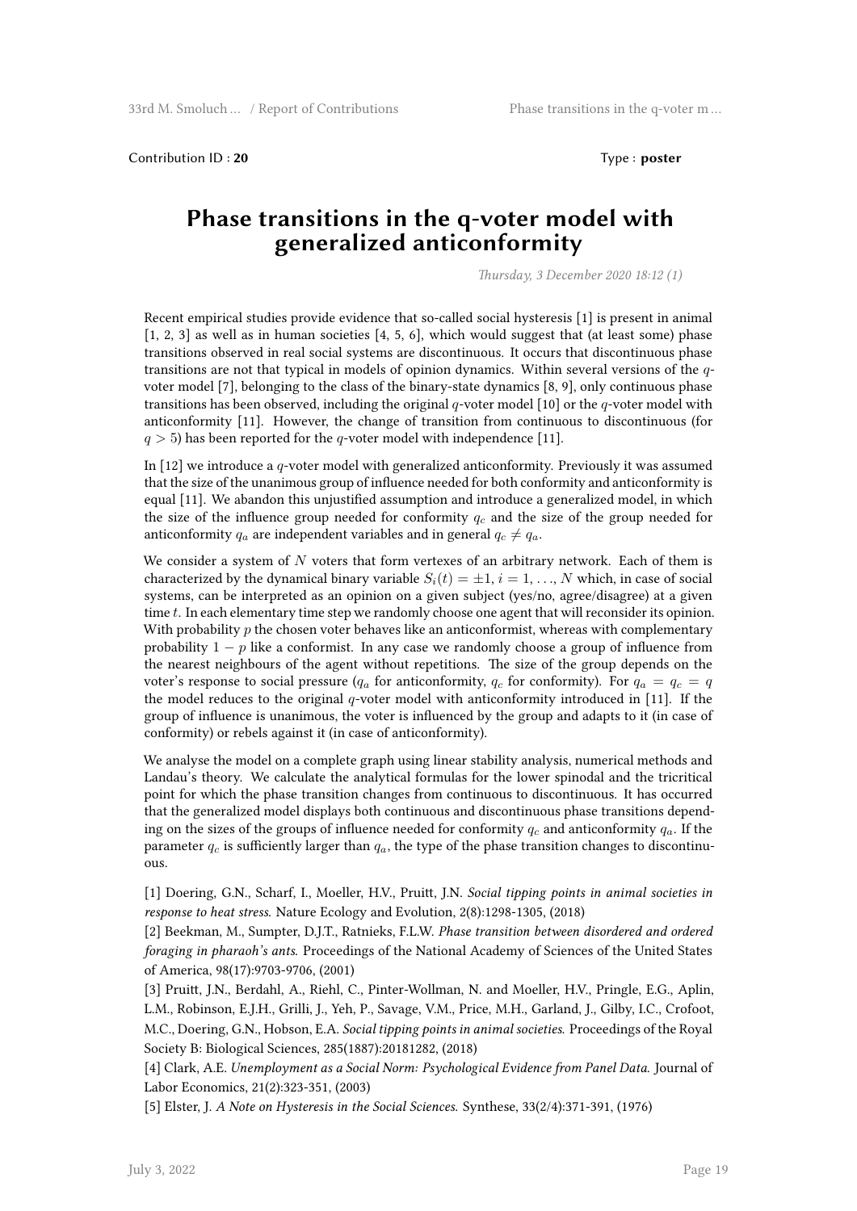Contribution ID : **20** Type : **poster**

# Phase transitions in the q-voter model with generalized anticonformity

*Thursday, 3 December 2020 18:12 (1)*

Recent empirical studies provide evidence that so-called social hysteresis [1] is present in animal [1, 2, 3] as well as in human societies [4, 5, 6], which would suggest that (at least some) phase transitions observed in real social systems are discontinuous. It occurs that discontinuous phase transitions are not that typical in models of opinion dynamics. Within several versions of the $q$-voter model [7], belonging to the class of the binary-state dynamics [8, 9], only continuous phase transitions has been observed, including the original $q$-voter model [10] or the $q$-voter model with anticonformity [11]. However, the change of transition from continuous to discontinuous (for $q > 5$) has been reported for the $q$-voter model with independence [11].

In [12] we introduce a $q$-voter model with generalized anticonformity. Previously it was assumed that the size of the unanimous group of influence needed for both conformity and anticonformity is equal [11]. We abandon this unjustified assumption and introduce a generalized model, in which the size of the influence group needed for conformity $q_c$ and the size of the group needed for anticonformity $q_a$ are independent variables and in general $q_c \neq q_a$.

We consider a system of $N$ voters that form vertexes of an arbitrary network. Each of them is characterized by the dynamical binary variable $S_i(t) = \pm 1$, $i = 1, \ldots, N$ which, in case of social systems, can be interpreted as an opinion on a given subject (yes/no, agree/disagree) at a given time $t$. In each elementary time step we randomly choose one agent that will reconsider its opinion. With probability $p$ the chosen voter behaves like an anticonformist, whereas with complementary probability $1 - p$ like a conformist. In any case we randomly choose a group of influence from the nearest neighbours of the agent without repetitions. The size of the group depends on the voter's response to social pressure ($q_a$ for anticonformity, $q_c$ for conformity). For $q_a = q_c = q$ the model reduces to the original $q$-voter model with anticonformity introduced in [11]. If the group of influence is unanimous, the voter is influenced by the group and adapts to it (in case of conformity) or rebels against it (in case of anticonformity).

We analyse the model on a complete graph using linear stability analysis, numerical methods and Landau's theory. We calculate the analytical formulas for the lower spinodal and the tricritical point for which the phase transition changes from continuous to discontinuous. It has occurred that the generalized model displays both continuous and discontinuous phase transitions depending on the sizes of the groups of influence needed for conformity $q_c$ and anticonformity $q_a$. If the parameter $q_c$ is sufficiently larger than $q_a$, the type of the phase transition changes to discontinuous.

[1] Doering, G.N., Scharf, I., Moeller, H.V., Pruitt, J.N. *Social tipping points in animal societies in response to heat stress.* Nature Ecology and Evolution, 2(8):1298-1305, (2018)
[2] Beekman, M., Sumpter, D.J.T., Ratnieks, F.L.W. *Phase transition between disordered and ordered foraging in pharaoh's ants.* Proceedings of the National Academy of Sciences of the United States of America, 98(17):9703-9706, (2001)
[3] Pruitt, J.N., Berdahl, A., Riehl, C., Pinter-Wollman, N. and Moeller, H.V., Pringle, E.G., Aplin, L.M., Robinson, E.J.H., Grilli, J., Yeh, P., Savage, V.M., Price, M.H., Garland, J., Gilby, I.C., Crofoot, M.C., Doering, G.N., Hobson, E.A. *Social tipping points in animal societies.* Proceedings of the Royal Society B: Biological Sciences, 285(1887):20181282, (2018)
[4] Clark, A.E. *Unemployment as a Social Norm: Psychological Evidence from Panel Data.* Journal of Labor Economics, 21(2):323-351, (2003)
[5] Elster, J. *A Note on Hysteresis in the Social Sciences.* Synthese, 33(2/4):371-391, (1976)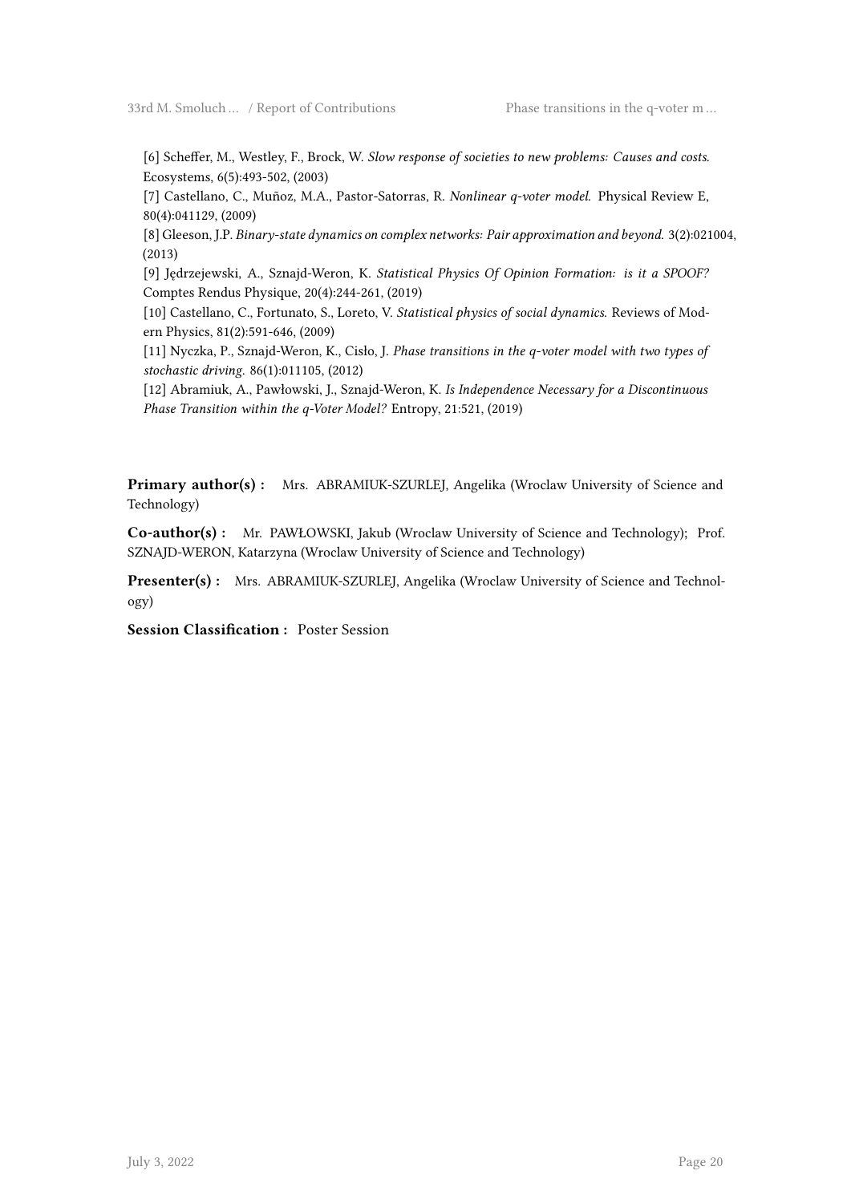[6] Scheffer, M., Westley, F., Brock, W. *Slow response of societies to new problems: Causes and costs.* Ecosystems, 6(5):493-502, (2003)

[7] Castellano, C., Muñoz, M.A., Pastor-Satorras, R. *Nonlinear q-voter model.* Physical Review E, 80(4):041129, (2009)

[8] Gleeson, J.P. *Binary-state dynamics on complex networks: Pair approximation and beyond.* 3(2):021004, (2013)

[9] Jędrzejewski, A., Sznajd-Weron, K. *Statistical Physics Of Opinion Formation: is it a SPOOF?* Comptes Rendus Physique, 20(4):244-261, (2019)

[10] Castellano, C., Fortunato, S., Loreto, V. *Statistical physics of social dynamics.* Reviews of Modern Physics, 81(2):591-646, (2009)

[11] Nyczka, P., Sznajd-Weron, K., Cisło, J. *Phase transitions in the q-voter model with two types of stochastic driving.* 86(1):011105, (2012)

[12] Abramiuk, A., Pawłowski, J., Sznajd-Weron, K. *Is Independence Necessary for a Discontinuous Phase Transition within the q-Voter Model?* Entropy, 21:521, (2019)

**Primary author(s) :** Mrs. ABRAMIUK-SZURLEJ, Angelika (Wroclaw University of Science and Technology)

**Co-author(s) :** Mr. PAWŁOWSKI, Jakub (Wroclaw University of Science and Technology); Prof. SZNAJD-WERON, Katarzyna (Wroclaw University of Science and Technology)

**Presenter(s) :** Mrs. ABRAMIUK-SZURLEJ, Angelika (Wroclaw University of Science and Technology)

**Session Classification :** Poster Session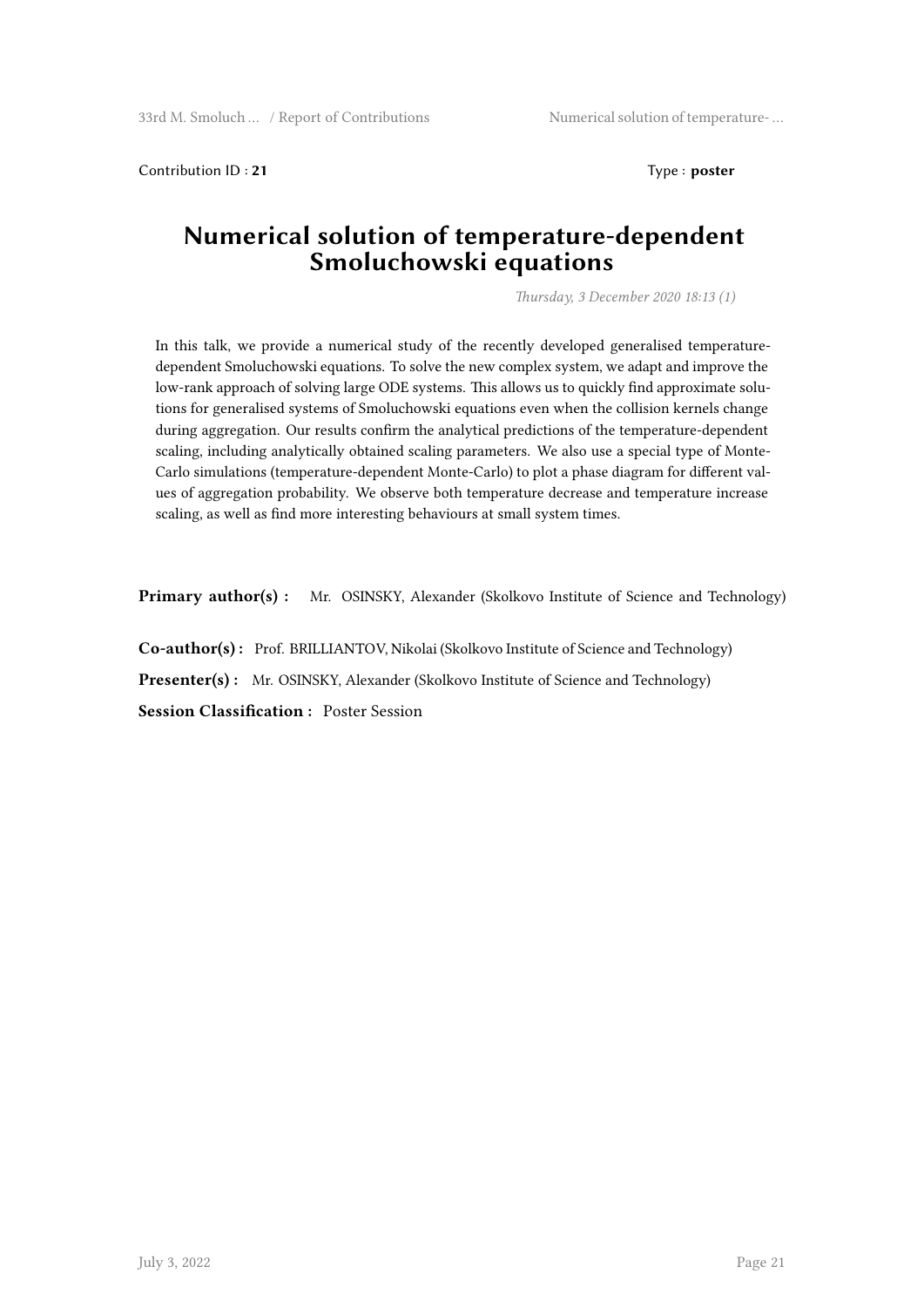Contribution ID : **21** Type : **poster**

# Numerical solution of temperature-dependent Smoluchowski equations

*Thursday, 3 December 2020 18:13 (1)*

In this talk, we provide a numerical study of the recently developed generalised temperature-dependent Smoluchowski equations. To solve the new complex system, we adapt and improve the low-rank approach of solving large ODE systems. This allows us to quickly find approximate solutions for generalised systems of Smoluchowski equations even when the collision kernels change during aggregation. Our results confirm the analytical predictions of the temperature-dependent scaling, including analytically obtained scaling parameters. We also use a special type of Monte-Carlo simulations (temperature-dependent Monte-Carlo) to plot a phase diagram for different values of aggregation probability. We observe both temperature decrease and temperature increase scaling, as well as find more interesting behaviours at small system times.

**Primary author(s) :** Mr. OSINSKY, Alexander (Skolkovo Institute of Science and Technology)

**Co-author(s) :** Prof. BRILLIANTOV, Nikolai (Skolkovo Institute of Science and Technology)

**Presenter(s) :** Mr. OSINSKY, Alexander (Skolkovo Institute of Science and Technology)

**Session Classification :** Poster Session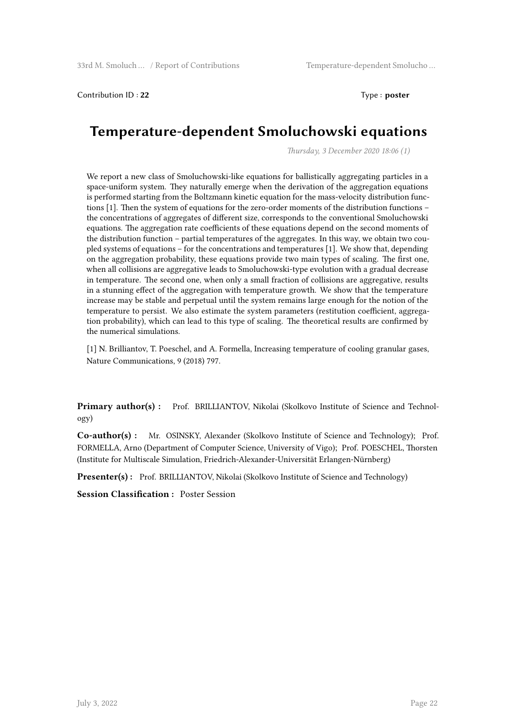Contribution ID : **22** Type : **poster**

# Temperature-dependent Smoluchowski equations

*Thursday, 3 December 2020 18:06 (1)*

We report a new class of Smoluchowski-like equations for ballistically aggregating particles in a space-uniform system. They naturally emerge when the derivation of the aggregation equations is performed starting from the Boltzmann kinetic equation for the mass-velocity distribution functions [1]. Then the system of equations for the zero-order moments of the distribution functions – the concentrations of aggregates of different size, corresponds to the conventional Smoluchowski equations. The aggregation rate coefficients of these equations depend on the second moments of the distribution function – partial temperatures of the aggregates. In this way, we obtain two coupled systems of equations – for the concentrations and temperatures [1]. We show that, depending on the aggregation probability, these equations provide two main types of scaling. The first one, when all collisions are aggregative leads to Smoluchowski-type evolution with a gradual decrease in temperature. The second one, when only a small fraction of collisions are aggregative, results in a stunning effect of the aggregation with temperature growth. We show that the temperature increase may be stable and perpetual until the system remains large enough for the notion of the temperature to persist. We also estimate the system parameters (restitution coefficient, aggregation probability), which can lead to this type of scaling. The theoretical results are confirmed by the numerical simulations.

[1] N. Brilliantov, T. Poeschel, and A. Formella, Increasing temperature of cooling granular gases, Nature Communications, 9 (2018) 797.

**Primary author(s) :** Prof. BRILLIANTOV, Nikolai (Skolkovo Institute of Science and Technology)

**Co-author(s) :** Mr. OSINSKY, Alexander (Skolkovo Institute of Science and Technology); Prof. FORMELLA, Arno (Department of Computer Science, University of Vigo); Prof. POESCHEL, Thorsten (Institute for Multiscale Simulation, Friedrich-Alexander-Universität Erlangen-Nürnberg)

**Presenter(s) :** Prof. BRILLIANTOV, Nikolai (Skolkovo Institute of Science and Technology)

**Session Classification :** Poster Session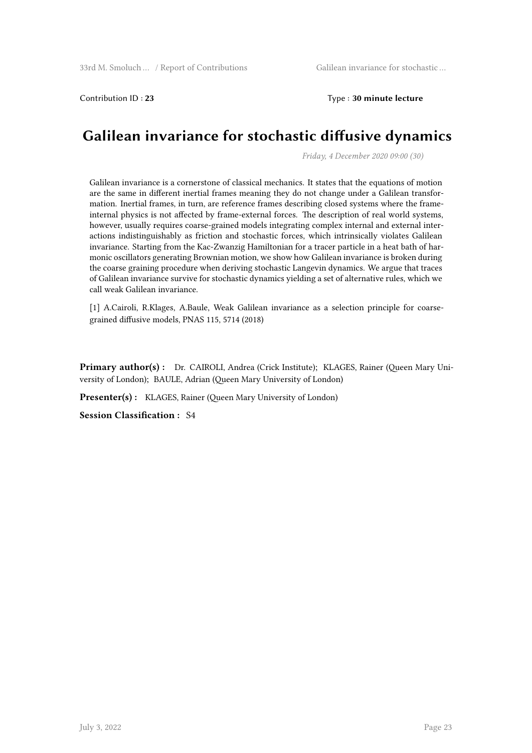Contribution ID : **23** Type : **30 minute lecture**

# Galilean invariance for stochastic diffusive dynamics

*Friday, 4 December 2020 09:00 (30)*

Galilean invariance is a cornerstone of classical mechanics. It states that the equations of motion are the same in different inertial frames meaning they do not change under a Galilean transformation. Inertial frames, in turn, are reference frames describing closed systems where the frame-internal physics is not affected by frame-external forces. The description of real world systems, however, usually requires coarse-grained models integrating complex internal and external interactions indistinguishably as friction and stochastic forces, which intrinsically violates Galilean invariance. Starting from the Kac-Zwanzig Hamiltonian for a tracer particle in a heat bath of harmonic oscillators generating Brownian motion, we show how Galilean invariance is broken during the coarse graining procedure when deriving stochastic Langevin dynamics. We argue that traces of Galilean invariance survive for stochastic dynamics yielding a set of alternative rules, which we call weak Galilean invariance.

[1] A.Cairoli, R.Klages, A.Baule, Weak Galilean invariance as a selection principle for coarse-grained diffusive models, PNAS 115, 5714 (2018)

**Primary author(s) :** Dr. CAIROLI, Andrea (Crick Institute); KLAGES, Rainer (Queen Mary University of London); BAULE, Adrian (Queen Mary University of London)

**Presenter(s) :** KLAGES, Rainer (Queen Mary University of London)

**Session Classification :** S4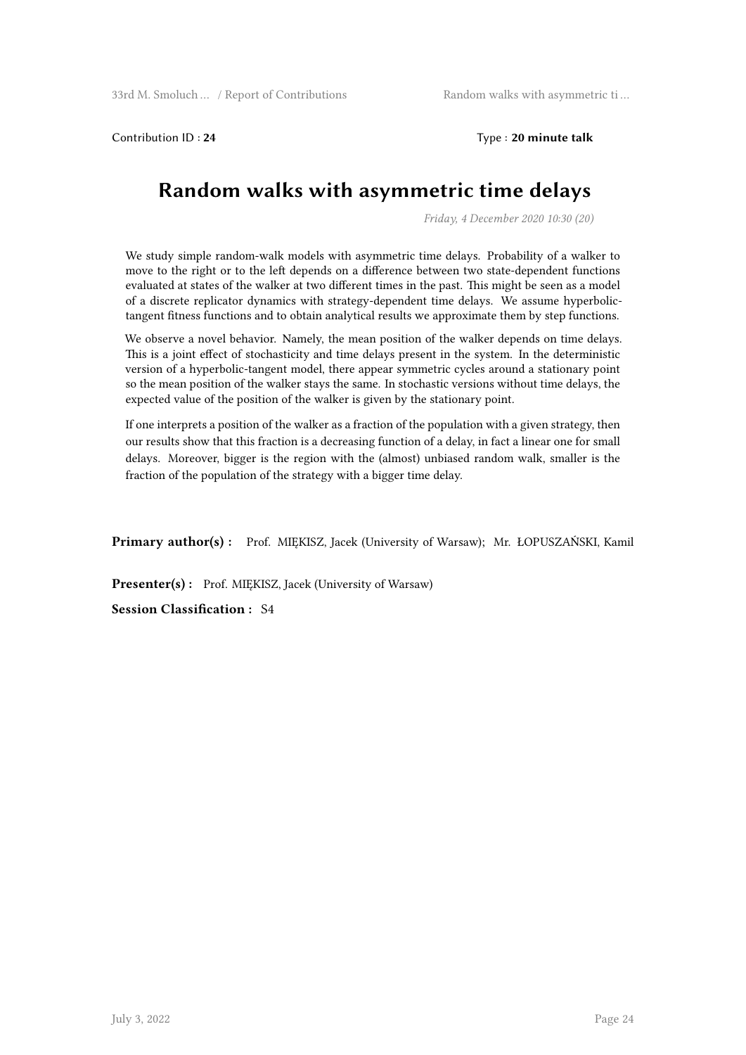Contribution ID : **24**

Type : **20 minute talk**

# Random walks with asymmetric time delays

*Friday, 4 December 2020 10:30 (20)*

We study simple random-walk models with asymmetric time delays. Probability of a walker to move to the right or to the left depends on a difference between two state-dependent functions evaluated at states of the walker at two different times in the past. This might be seen as a model of a discrete replicator dynamics with strategy-dependent time delays. We assume hyperbolic-tangent fitness functions and to obtain analytical results we approximate them by step functions.

We observe a novel behavior. Namely, the mean position of the walker depends on time delays. This is a joint effect of stochasticity and time delays present in the system. In the deterministic version of a hyperbolic-tangent model, there appear symmetric cycles around a stationary point so the mean position of the walker stays the same. In stochastic versions without time delays, the expected value of the position of the walker is given by the stationary point.

If one interprets a position of the walker as a fraction of the population with a given strategy, then our results show that this fraction is a decreasing function of a delay, in fact a linear one for small delays. Moreover, bigger is the region with the (almost) unbiased random walk, smaller is the fraction of the population of the strategy with a bigger time delay.

**Primary author(s) :** Prof. MIĘKISZ, Jacek (University of Warsaw); Mr. ŁOPUSZAŃSKI, Kamil

**Presenter(s) :** Prof. MIĘKISZ, Jacek (University of Warsaw)

**Session Classification :** S4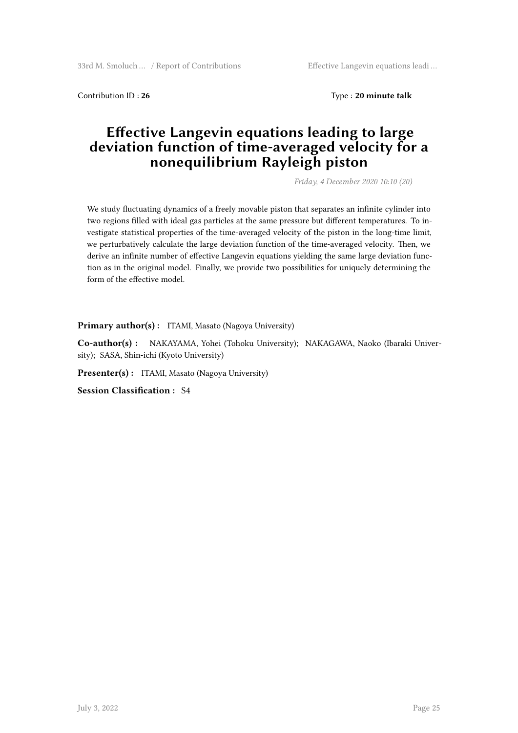Contribution ID : **26** Type : **20 minute talk**

# Effective Langevin equations leading to large deviation function of time-averaged velocity for a nonequilibrium Rayleigh piston

*Friday, 4 December 2020 10:10 (20)*

We study fluctuating dynamics of a freely movable piston that separates an infinite cylinder into two regions filled with ideal gas particles at the same pressure but different temperatures. To investigate statistical properties of the time-averaged velocity of the piston in the long-time limit, we perturbatively calculate the large deviation function of the time-averaged velocity. Then, we derive an infinite number of effective Langevin equations yielding the same large deviation function as in the original model. Finally, we provide two possibilities for uniquely determining the form of the effective model.

**Primary author(s) :** ITAMI, Masato (Nagoya University)

**Co-author(s) :** NAKAYAMA, Yohei (Tohoku University); NAKAGAWA, Naoko (Ibaraki University); SASA, Shin-ichi (Kyoto University)

**Presenter(s) :** ITAMI, Masato (Nagoya University)

**Session Classification :** S4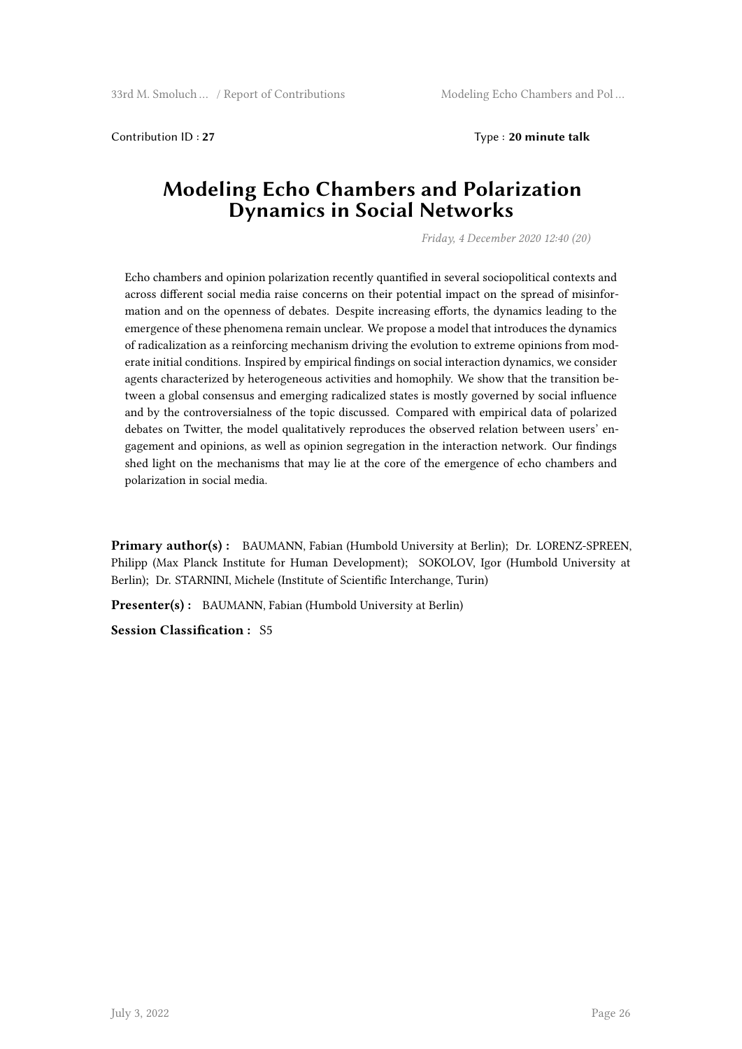Contribution ID : **27** Type : **20 minute talk**

# Modeling Echo Chambers and Polarization Dynamics in Social Networks

*Friday, 4 December 2020 12:40 (20)*

Echo chambers and opinion polarization recently quantified in several sociopolitical contexts and across different social media raise concerns on their potential impact on the spread of misinformation and on the openness of debates. Despite increasing efforts, the dynamics leading to the emergence of these phenomena remain unclear. We propose a model that introduces the dynamics of radicalization as a reinforcing mechanism driving the evolution to extreme opinions from moderate initial conditions. Inspired by empirical findings on social interaction dynamics, we consider agents characterized by heterogeneous activities and homophily. We show that the transition between a global consensus and emerging radicalized states is mostly governed by social influence and by the controversialness of the topic discussed. Compared with empirical data of polarized debates on Twitter, the model qualitatively reproduces the observed relation between users' engagement and opinions, as well as opinion segregation in the interaction network. Our findings shed light on the mechanisms that may lie at the core of the emergence of echo chambers and polarization in social media.

**Primary author(s) :** BAUMANN, Fabian (Humbold University at Berlin); Dr. LORENZ-SPREEN, Philipp (Max Planck Institute for Human Development); SOKOLOV, Igor (Humbold University at Berlin); Dr. STARNINI, Michele (Institute of Scientific Interchange, Turin)

**Presenter(s) :** BAUMANN, Fabian (Humbold University at Berlin)

**Session Classification :** S5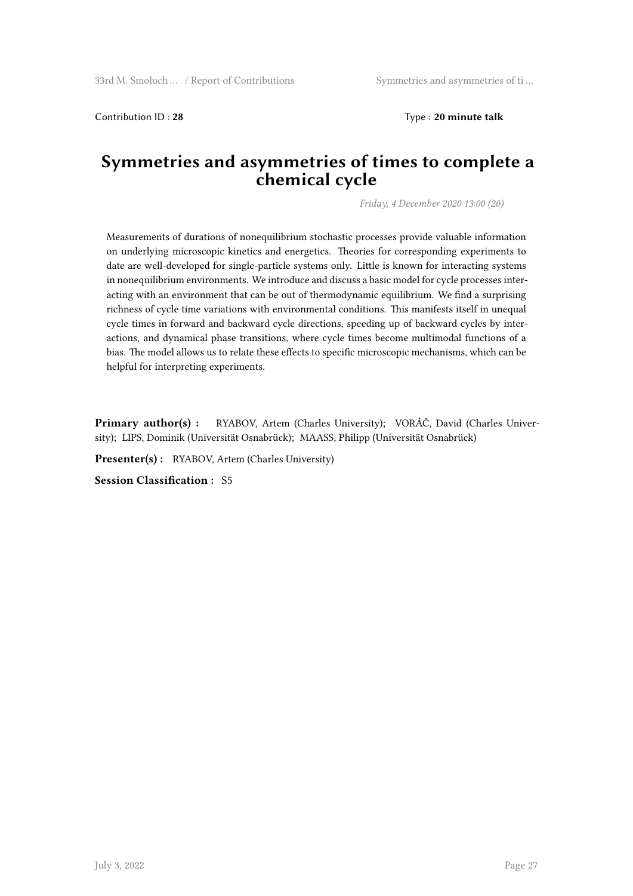Contribution ID : **28** Type : **20 minute talk**

# Symmetries and asymmetries of times to complete a chemical cycle

*Friday, 4 December 2020 13:00 (20)*

Measurements of durations of nonequilibrium stochastic processes provide valuable information on underlying microscopic kinetics and energetics. Theories for corresponding experiments to date are well-developed for single-particle systems only. Little is known for interacting systems in nonequilibrium environments. We introduce and discuss a basic model for cycle processes interacting with an environment that can be out of thermodynamic equilibrium. We find a surprising richness of cycle time variations with environmental conditions. This manifests itself in unequal cycle times in forward and backward cycle directions, speeding up of backward cycles by interactions, and dynamical phase transitions, where cycle times become multimodal functions of a bias. The model allows us to relate these effects to specific microscopic mechanisms, which can be helpful for interpreting experiments.

**Primary author(s) :** RYABOV, Artem (Charles University); VORÁČ, David (Charles University); LIPS, Dominik (Universität Osnabrück); MAASS, Philipp (Universität Osnabrück)

**Presenter(s) :** RYABOV, Artem (Charles University)

**Session Classification :** S5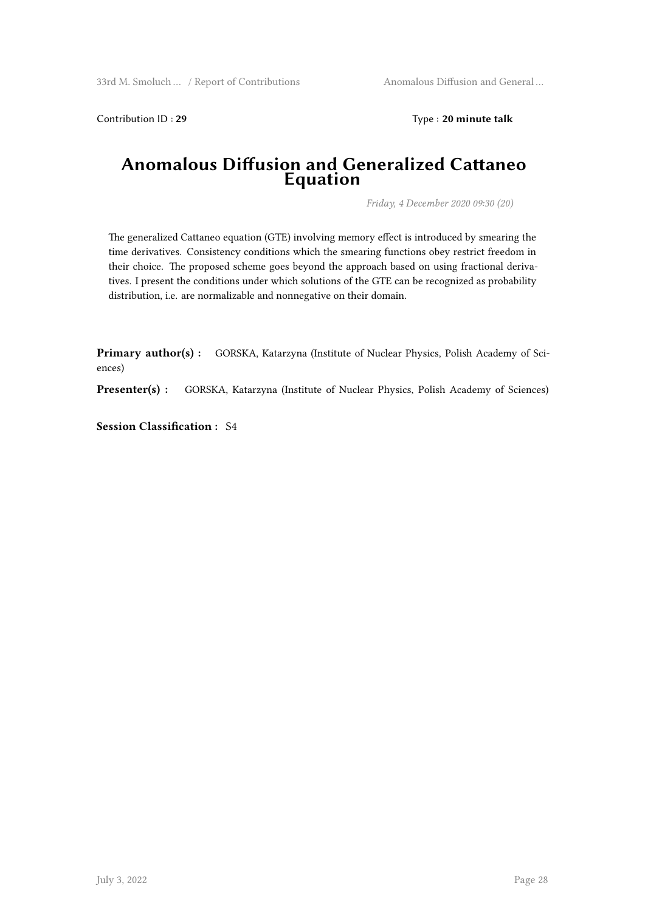Contribution ID : **29**

Type : **20 minute talk**

# Anomalous Diffusion and Generalized Cattaneo Equation

*Friday, 4 December 2020 09:30 (20)*

The generalized Cattaneo equation (GTE) involving memory effect is introduced by smearing the time derivatives. Consistency conditions which the smearing functions obey restrict freedom in their choice. The proposed scheme goes beyond the approach based on using fractional derivatives. I present the conditions under which solutions of the GTE can be recognized as probability distribution, i.e. are normalizable and nonnegative on their domain.

**Primary author(s) :** GORSKA, Katarzyna (Institute of Nuclear Physics, Polish Academy of Sciences)

**Presenter(s) :** GORSKA, Katarzyna (Institute of Nuclear Physics, Polish Academy of Sciences)

**Session Classification :** S4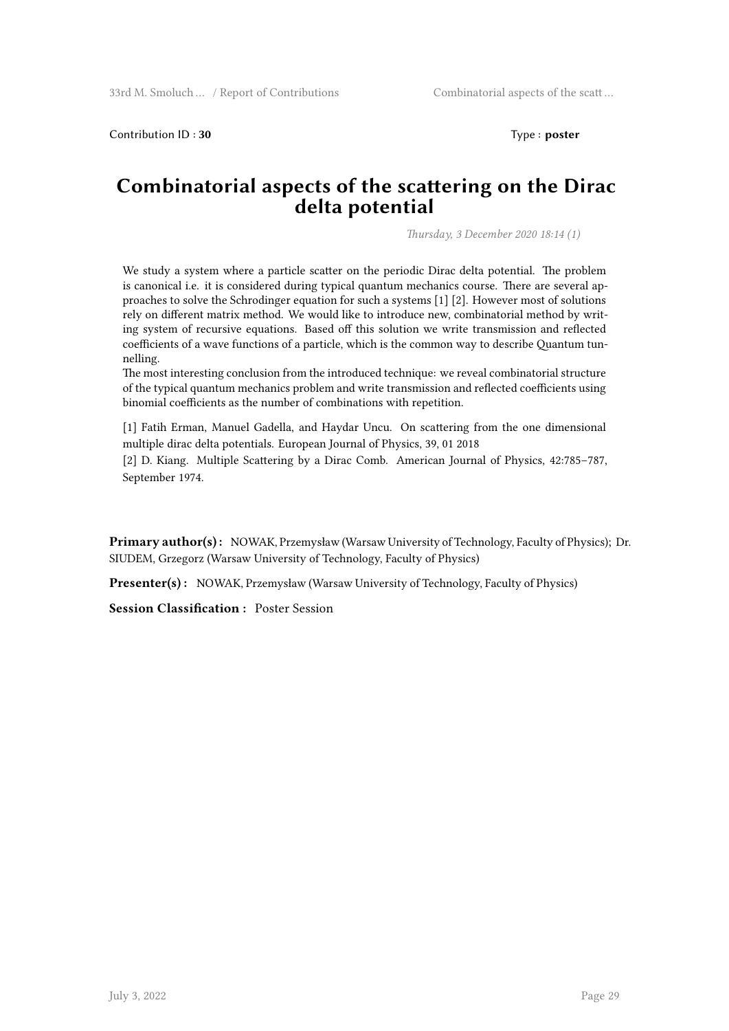Contribution ID : **30** Type : **poster**

# Combinatorial aspects of the scattering on the Dirac delta potential

*Thursday, 3 December 2020 18:14 (1)*

We study a system where a particle scatter on the periodic Dirac delta potential. The problem is canonical i.e. it is considered during typical quantum mechanics course. There are several approaches to solve the Schrodinger equation for such a systems [1] [2]. However most of solutions rely on different matrix method. We would like to introduce new, combinatorial method by writing system of recursive equations. Based off this solution we write transmission and reflected coefficients of a wave functions of a particle, which is the common way to describe Quantum tunnelling.
The most interesting conclusion from the introduced technique: we reveal combinatorial structure of the typical quantum mechanics problem and write transmission and reflected coefficients using binomial coefficients as the number of combinations with repetition.

[1] Fatih Erman, Manuel Gadella, and Haydar Uncu. On scattering from the one dimensional multiple dirac delta potentials. European Journal of Physics, 39, 01 2018
[2] D. Kiang. Multiple Scattering by a Dirac Comb. American Journal of Physics, 42:785–787, September 1974.

**Primary author(s) :** NOWAK, Przemysław (Warsaw University of Technology, Faculty of Physics); Dr. SIUDEM, Grzegorz (Warsaw University of Technology, Faculty of Physics)

**Presenter(s) :** NOWAK, Przemysław (Warsaw University of Technology, Faculty of Physics)

**Session Classification :** Poster Session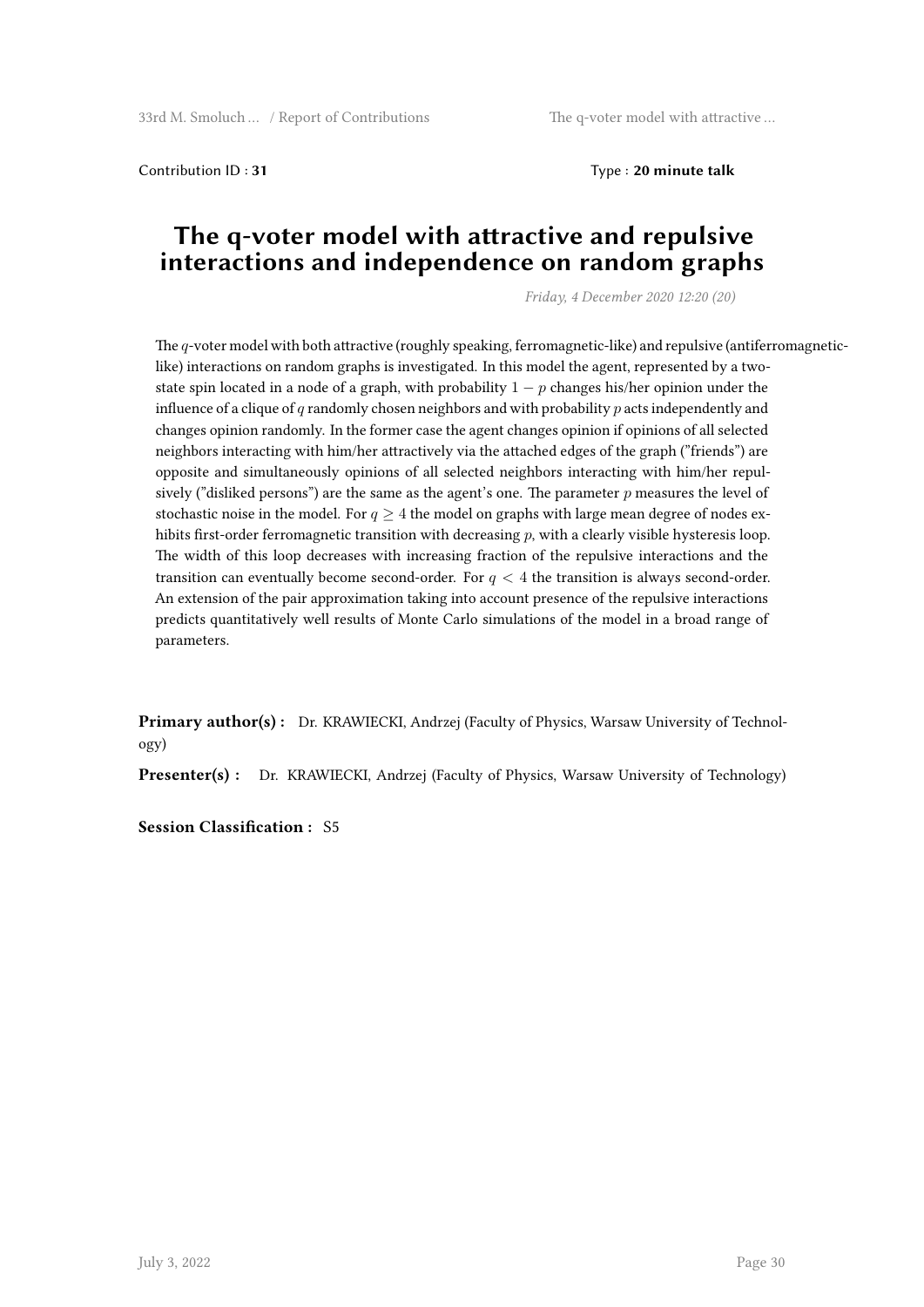Contribution ID : **31** Type : **20 minute talk**

# The q-voter model with attractive and repulsive interactions and independence on random graphs

*Friday, 4 December 2020 12:20 (20)*

The $q$-voter model with both attractive (roughly speaking, ferromagnetic-like) and repulsive (antiferromagnetic-like) interactions on random graphs is investigated. In this model the agent, represented by a two-state spin located in a node of a graph, with probability $1 - p$ changes his/her opinion under the influence of a clique of $q$ randomly chosen neighbors and with probability $p$ acts independently and changes opinion randomly. In the former case the agent changes opinion if opinions of all selected neighbors interacting with him/her attractively via the attached edges of the graph ("friends") are opposite and simultaneously opinions of all selected neighbors interacting with him/her repulsively ("disliked persons") are the same as the agent's one. The parameter $p$ measures the level of stochastic noise in the model. For $q \geq 4$ the model on graphs with large mean degree of nodes exhibits first-order ferromagnetic transition with decreasing $p$, with a clearly visible hysteresis loop. The width of this loop decreases with increasing fraction of the repulsive interactions and the transition can eventually become second-order. For $q < 4$ the transition is always second-order. An extension of the pair approximation taking into account presence of the repulsive interactions predicts quantitatively well results of Monte Carlo simulations of the model in a broad range of parameters.

**Primary author(s) :** Dr. KRAWIECKI, Andrzej (Faculty of Physics, Warsaw University of Technology)

**Presenter(s) :** Dr. KRAWIECKI, Andrzej (Faculty of Physics, Warsaw University of Technology)

**Session Classification :** S5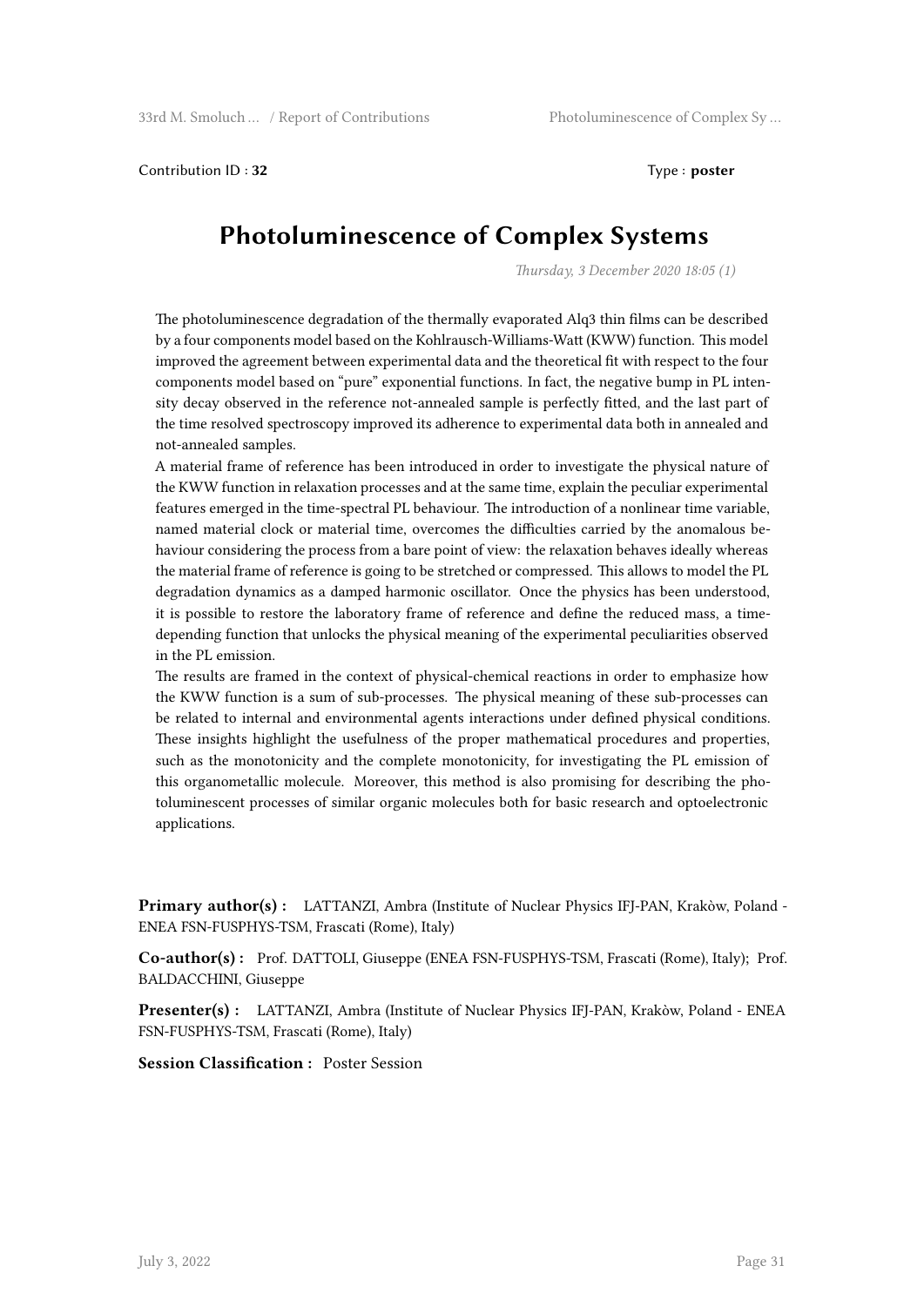Contribution ID : **32** Type : **poster**

# Photoluminescence of Complex Systems

*Thursday, 3 December 2020 18:05 (1)*

The photoluminescence degradation of the thermally evaporated Alq3 thin films can be described by a four components model based on the Kohlrausch-Williams-Watt (KWW) function. This model improved the agreement between experimental data and the theoretical fit with respect to the four components model based on "pure" exponential functions. In fact, the negative bump in PL intensity decay observed in the reference not-annealed sample is perfectly fitted, and the last part of the time resolved spectroscopy improved its adherence to experimental data both in annealed and not-annealed samples.

A material frame of reference has been introduced in order to investigate the physical nature of the KWW function in relaxation processes and at the same time, explain the peculiar experimental features emerged in the time-spectral PL behaviour. The introduction of a nonlinear time variable, named material clock or material time, overcomes the difficulties carried by the anomalous behaviour considering the process from a bare point of view: the relaxation behaves ideally whereas the material frame of reference is going to be stretched or compressed. This allows to model the PL degradation dynamics as a damped harmonic oscillator. Once the physics has been understood, it is possible to restore the laboratory frame of reference and define the reduced mass, a time-depending function that unlocks the physical meaning of the experimental peculiarities observed in the PL emission.

The results are framed in the context of physical-chemical reactions in order to emphasize how the KWW function is a sum of sub-processes. The physical meaning of these sub-processes can be related to internal and environmental agents interactions under defined physical conditions. These insights highlight the usefulness of the proper mathematical procedures and properties, such as the monotonicity and the complete monotonicity, for investigating the PL emission of this organometallic molecule. Moreover, this method is also promising for describing the photoluminescent processes of similar organic molecules both for basic research and optoelectronic applications.

**Primary author(s) :** LATTANZI, Ambra (Institute of Nuclear Physics IFJ-PAN, Krakòw, Poland - ENEA FSN-FUSPHYS-TSM, Frascati (Rome), Italy)

**Co-author(s) :** Prof. DATTOLI, Giuseppe (ENEA FSN-FUSPHYS-TSM, Frascati (Rome), Italy); Prof. BALDACCHINI, Giuseppe

**Presenter(s) :** LATTANZI, Ambra (Institute of Nuclear Physics IFJ-PAN, Krakòw, Poland - ENEA FSN-FUSPHYS-TSM, Frascati (Rome), Italy)

**Session Classification :** Poster Session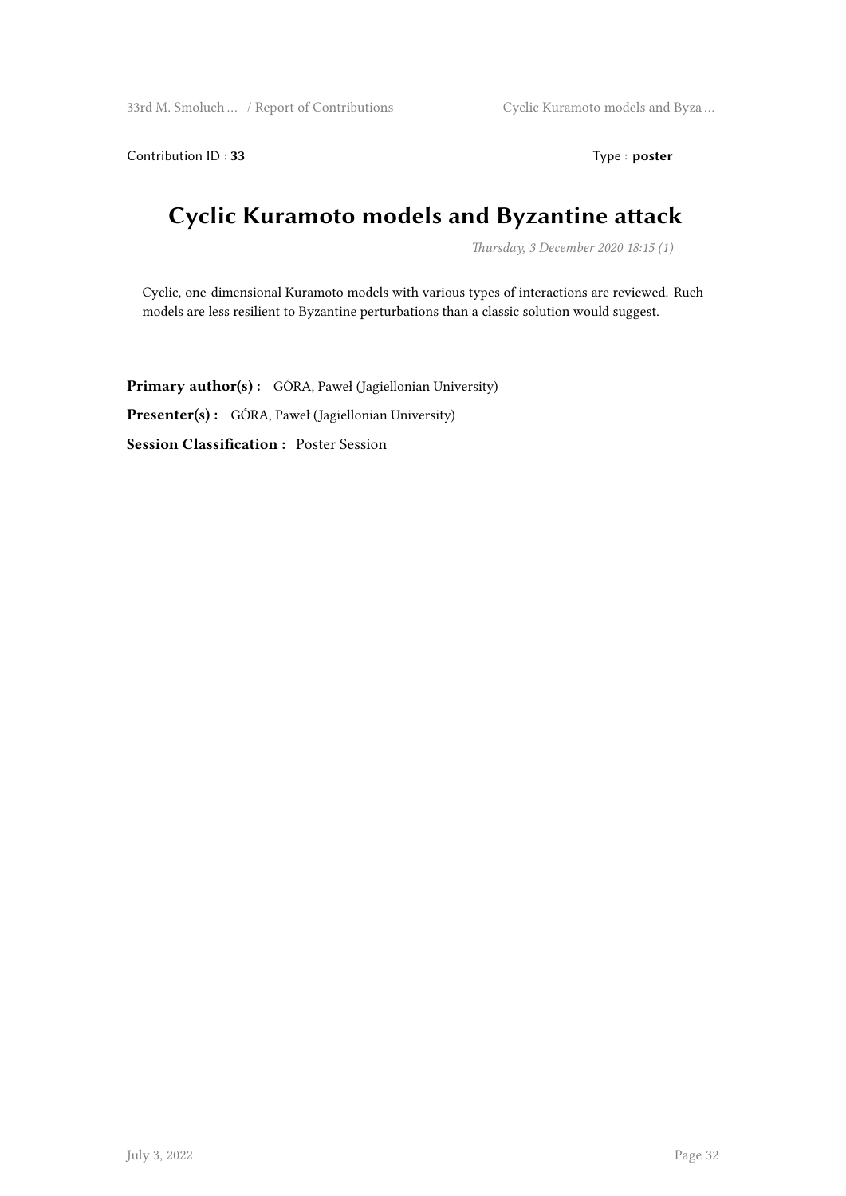Contribution ID : **33** Type : **poster**

# Cyclic Kuramoto models and Byzantine attack

*Thursday, 3 December 2020 18:15 (1)*

Cyclic, one-dimensional Kuramoto models with various types of interactions are reviewed. Ruch models are less resilient to Byzantine perturbations than a classic solution would suggest.

**Primary author(s) :** GÓRA, Paweł (Jagiellonian University)

**Presenter(s) :** GÓRA, Paweł (Jagiellonian University)

**Session Classification :** Poster Session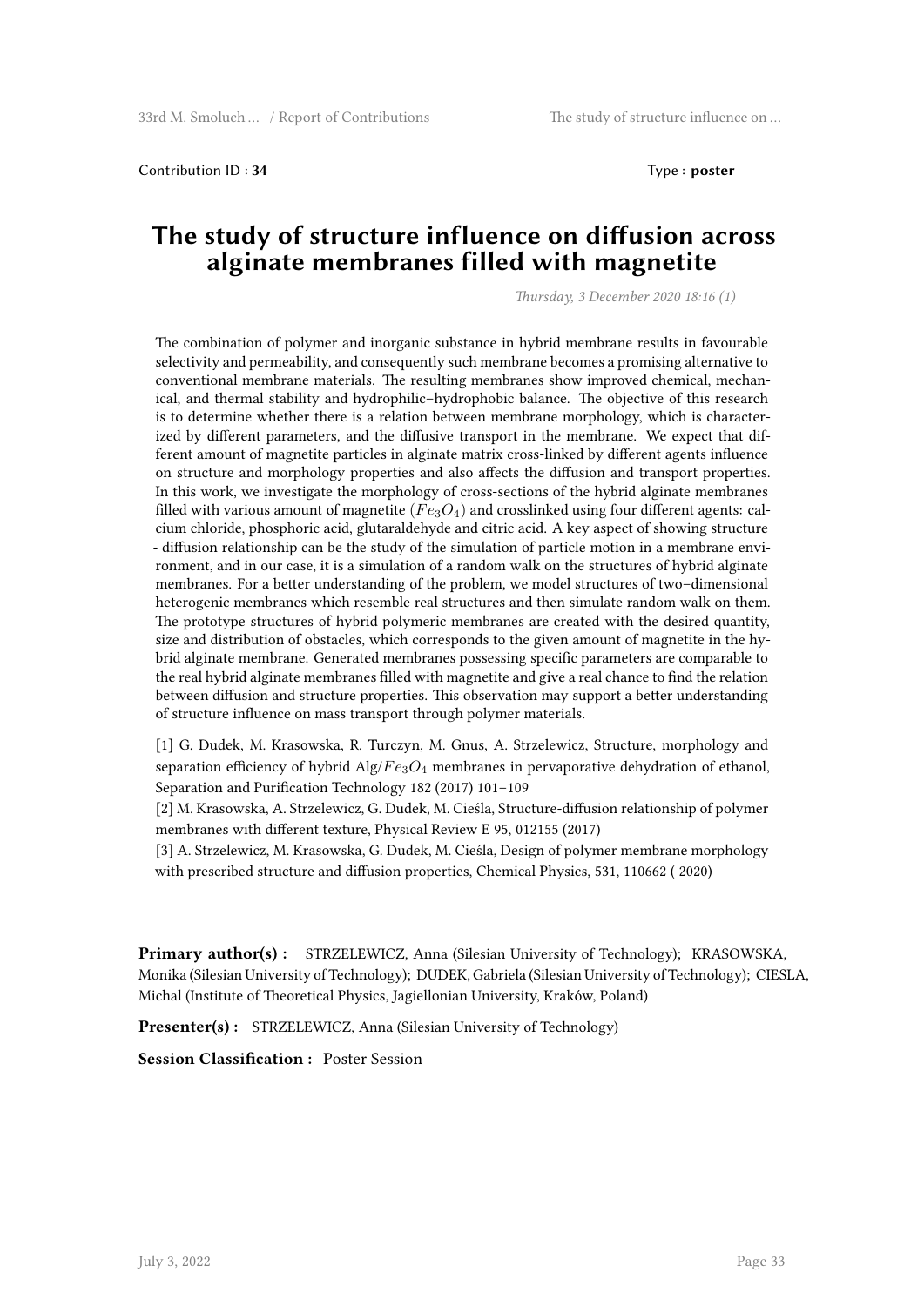Contribution ID : **34** Type : **poster**

# The study of structure influence on diffusion across alginate membranes filled with magnetite

*Thursday, 3 December 2020 18:16 (1)*

The combination of polymer and inorganic substance in hybrid membrane results in favourable selectivity and permeability, and consequently such membrane becomes a promising alternative to conventional membrane materials. The resulting membranes show improved chemical, mechanical, and thermal stability and hydrophilic–hydrophobic balance. The objective of this research is to determine whether there is a relation between membrane morphology, which is characterized by different parameters, and the diffusive transport in the membrane. We expect that different amount of magnetite particles in alginate matrix cross-linked by different agents influence on structure and morphology properties and also affects the diffusion and transport properties. In this work, we investigate the morphology of cross-sections of the hybrid alginate membranes filled with various amount of magnetite ($Fe_3O_4$) and crosslinked using four different agents: calcium chloride, phosphoric acid, glutaraldehyde and citric acid. A key aspect of showing structure - diffusion relationship can be the study of the simulation of particle motion in a membrane environment, and in our case, it is a simulation of a random walk on the structures of hybrid alginate membranes. For a better understanding of the problem, we model structures of two–dimensional heterogenic membranes which resemble real structures and then simulate random walk on them. The prototype structures of hybrid polymeric membranes are created with the desired quantity, size and distribution of obstacles, which corresponds to the given amount of magnetite in the hybrid alginate membrane. Generated membranes possessing specific parameters are comparable to the real hybrid alginate membranes filled with magnetite and give a real chance to find the relation between diffusion and structure properties. This observation may support a better understanding of structure influence on mass transport through polymer materials.

[1] G. Dudek, M. Krasowska, R. Turczyn, M. Gnus, A. Strzelewicz, Structure, morphology and separation efficiency of hybrid Alg/$Fe_3O_4$ membranes in pervaporative dehydration of ethanol, Separation and Purification Technology 182 (2017) 101–109

[2] M. Krasowska, A. Strzelewicz, G. Dudek, M. Cieśla, Structure-diffusion relationship of polymer membranes with different texture, Physical Review E 95, 012155 (2017)

[3] A. Strzelewicz, M. Krasowska, G. Dudek, M. Cieśla, Design of polymer membrane morphology with prescribed structure and diffusion properties, Chemical Physics, 531, 110662 ( 2020)

**Primary author(s) :** STRZELEWICZ, Anna (Silesian University of Technology); KRASOWSKA, Monika (Silesian University of Technology); DUDEK, Gabriela (Silesian University of Technology); CIESLA, Michal (Institute of Theoretical Physics, Jagiellonian University, Kraków, Poland)

**Presenter(s) :** STRZELEWICZ, Anna (Silesian University of Technology)

**Session Classification :** Poster Session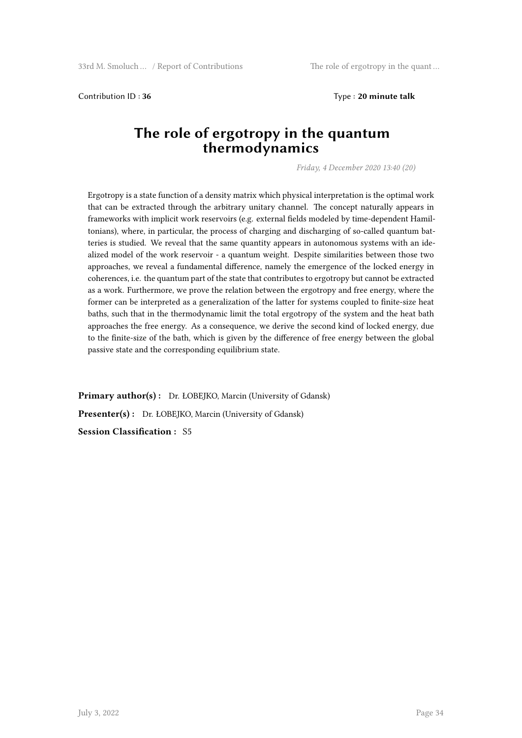Contribution ID : **36** Type : **20 minute talk**

# The role of ergotropy in the quantum thermodynamics

*Friday, 4 December 2020 13:40 (20)*

Ergotropy is a state function of a density matrix which physical interpretation is the optimal work that can be extracted through the arbitrary unitary channel. The concept naturally appears in frameworks with implicit work reservoirs (e.g. external fields modeled by time-dependent Hamiltonians), where, in particular, the process of charging and discharging of so-called quantum batteries is studied. We reveal that the same quantity appears in autonomous systems with an idealized model of the work reservoir - a quantum weight. Despite similarities between those two approaches, we reveal a fundamental difference, namely the emergence of the locked energy in coherences, i.e. the quantum part of the state that contributes to ergotropy but cannot be extracted as a work. Furthermore, we prove the relation between the ergotropy and free energy, where the former can be interpreted as a generalization of the latter for systems coupled to finite-size heat baths, such that in the thermodynamic limit the total ergotropy of the system and the heat bath approaches the free energy. As a consequence, we derive the second kind of locked energy, due to the finite-size of the bath, which is given by the difference of free energy between the global passive state and the corresponding equilibrium state.

**Primary author(s) :** Dr. ŁOBEJKO, Marcin (University of Gdansk)

**Presenter(s) :** Dr. ŁOBEJKO, Marcin (University of Gdansk)

**Session Classification :** S5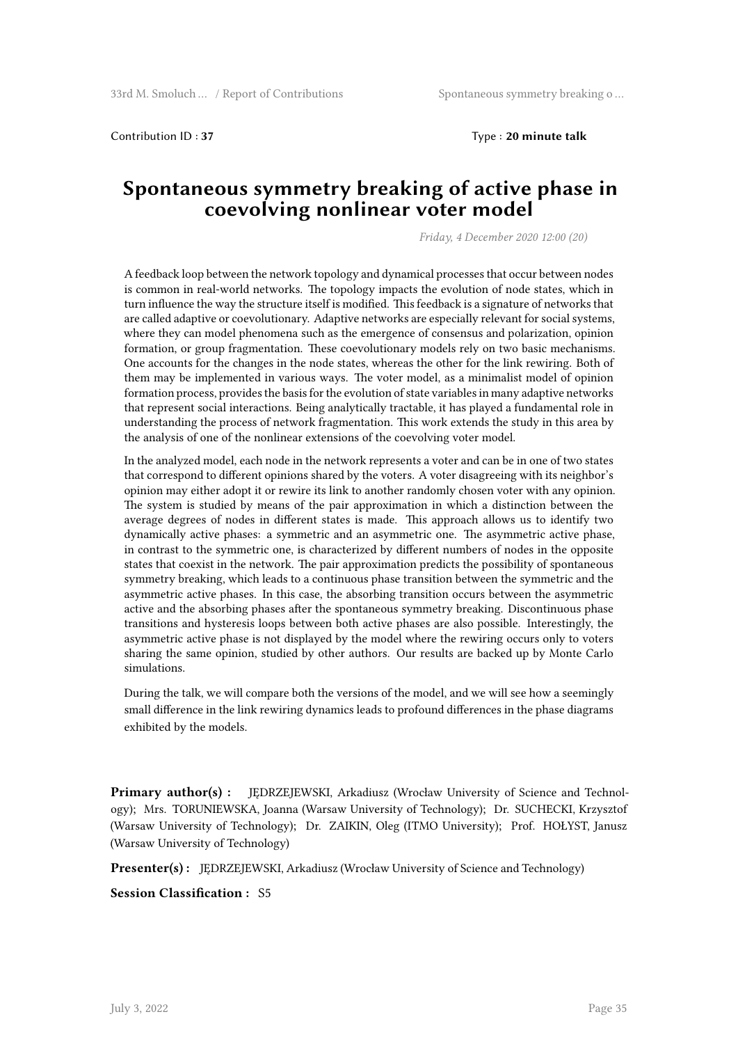Contribution ID : **37** Type : **20 minute talk**

# Spontaneous symmetry breaking of active phase in coevolving nonlinear voter model

*Friday, 4 December 2020 12:00 (20)*

A feedback loop between the network topology and dynamical processes that occur between nodes is common in real-world networks. The topology impacts the evolution of node states, which in turn influence the way the structure itself is modified. This feedback is a signature of networks that are called adaptive or coevolutionary. Adaptive networks are especially relevant for social systems, where they can model phenomena such as the emergence of consensus and polarization, opinion formation, or group fragmentation. These coevolutionary models rely on two basic mechanisms. One accounts for the changes in the node states, whereas the other for the link rewiring. Both of them may be implemented in various ways. The voter model, as a minimalist model of opinion formation process, provides the basis for the evolution of state variables in many adaptive networks that represent social interactions. Being analytically tractable, it has played a fundamental role in understanding the process of network fragmentation. This work extends the study in this area by the analysis of one of the nonlinear extensions of the coevolving voter model.

In the analyzed model, each node in the network represents a voter and can be in one of two states that correspond to different opinions shared by the voters. A voter disagreeing with its neighbor's opinion may either adopt it or rewire its link to another randomly chosen voter with any opinion. The system is studied by means of the pair approximation in which a distinction between the average degrees of nodes in different states is made. This approach allows us to identify two dynamically active phases: a symmetric and an asymmetric one. The asymmetric active phase, in contrast to the symmetric one, is characterized by different numbers of nodes in the opposite states that coexist in the network. The pair approximation predicts the possibility of spontaneous symmetry breaking, which leads to a continuous phase transition between the symmetric and the asymmetric active phases. In this case, the absorbing transition occurs between the asymmetric active and the absorbing phases after the spontaneous symmetry breaking. Discontinuous phase transitions and hysteresis loops between both active phases are also possible. Interestingly, the asymmetric active phase is not displayed by the model where the rewiring occurs only to voters sharing the same opinion, studied by other authors. Our results are backed up by Monte Carlo simulations.

During the talk, we will compare both the versions of the model, and we will see how a seemingly small difference in the link rewiring dynamics leads to profound differences in the phase diagrams exhibited by the models.

**Primary author(s) :** JĘDRZEJEWSKI, Arkadiusz (Wrocław University of Science and Technology); Mrs. TORUNIEWSKA, Joanna (Warsaw University of Technology); Dr. SUCHECKI, Krzysztof (Warsaw University of Technology); Dr. ZAIKIN, Oleg (ITMO University); Prof. HOŁYST, Janusz (Warsaw University of Technology)

**Presenter(s) :** JĘDRZEJEWSKI, Arkadiusz (Wrocław University of Science and Technology)

**Session Classification :** S5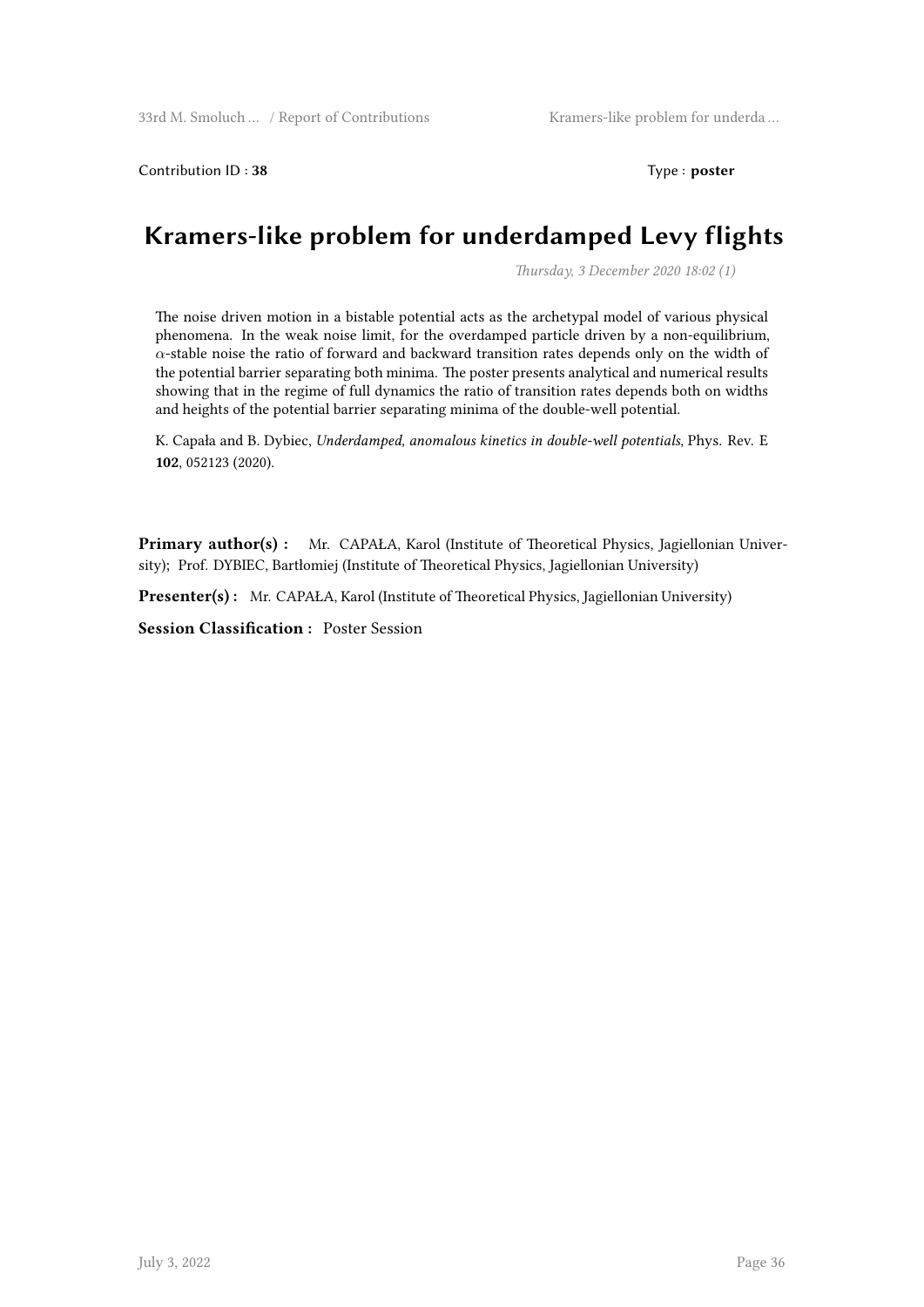Contribution ID : **38**

Type : **poster**

# Kramers-like problem for underdamped Levy flights

*Thursday, 3 December 2020 18:02 (1)*

The noise driven motion in a bistable potential acts as the archetypal model of various physical phenomena. In the weak noise limit, for the overdamped particle driven by a non-equilibrium, $\alpha$-stable noise the ratio of forward and backward transition rates depends only on the width of the potential barrier separating both minima. The poster presents analytical and numerical results showing that in the regime of full dynamics the ratio of transition rates depends both on widths and heights of the potential barrier separating minima of the double-well potential.

K. Capała and B. Dybiec, *Underdamped, anomalous kinetics in double-well potentials*, Phys. Rev. E **102**, 052123 (2020).

**Primary author(s) :** Mr. CAPAŁA, Karol (Institute of Theoretical Physics, Jagiellonian University); Prof. DYBIEC, Bartłomiej (Institute of Theoretical Physics, Jagiellonian University)

**Presenter(s) :** Mr. CAPAŁA, Karol (Institute of Theoretical Physics, Jagiellonian University)

**Session Classification :** Poster Session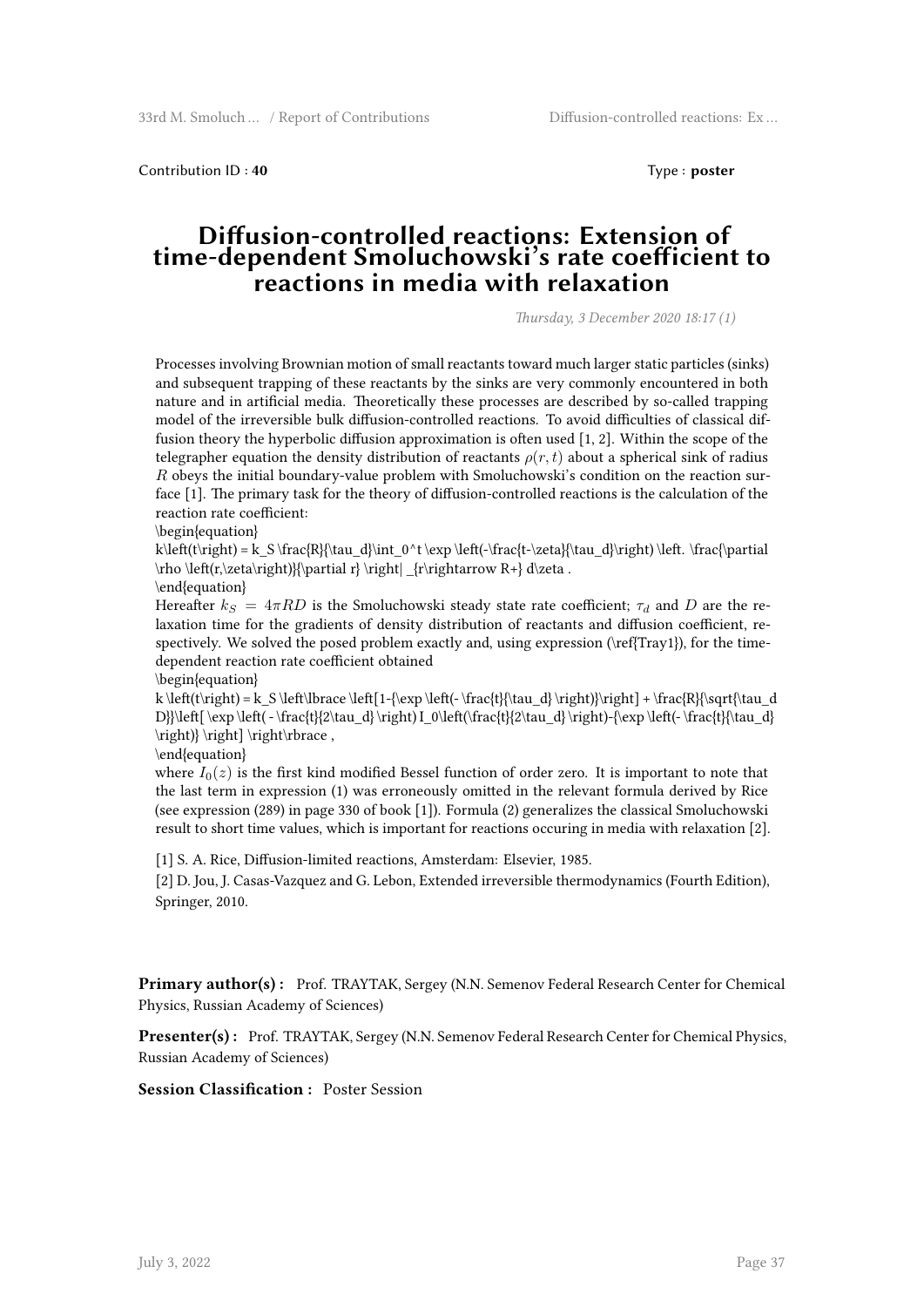Contribution ID : **40** Type : **poster**

# Diffusion-controlled reactions: Extension of time-dependent Smoluchowski's rate coefficient to reactions in media with relaxation

*Thursday, 3 December 2020 18:17 (1)*

Processes involving Brownian motion of small reactants toward much larger static particles (sinks) and subsequent trapping of these reactants by the sinks are very commonly encountered in both nature and in artificial media. Theoretically these processes are described by so-called trapping model of the irreversible bulk diffusion-controlled reactions. To avoid difficulties of classical diffusion theory the hyperbolic diffusion approximation is often used [1, 2]. Within the scope of the telegrapher equation the density distribution of reactants $\rho(r,t)$ about a spherical sink of radius $R$ obeys the initial boundary-value problem with Smoluchowski's condition on the reaction surface [1]. The primary task for the theory of diffusion-controlled reactions is the calculation of the reaction rate coefficient:

$$k\left(t\right) = k_S \frac{R}{\tau_d}\int_0^t \exp \left(-\frac{t-\zeta}{\tau_d}\right) \left. \frac{\partial \rho \left(r,\zeta\right)}{\partial r} \right| _{r\rightarrow R+} d\zeta . \tag{1}$$

Hereafter $k_S = 4\pi RD$ is the Smoluchowski steady state rate coefficient; $\tau_d$ and $D$ are the relaxation time for the gradients of density distribution of reactants and diffusion coefficient, respectively. We solved the posed problem exactly and, using expression (\ref{Tray1}), for the time-dependent reaction rate coefficient obtained

$$k \left(t\right) = k_S \left\lbrace \left[1-{\exp \left(- \frac{t}{\tau_d} \right)}\right] + \frac{R}{\sqrt{\tau_d D}}\left[ \exp \left( - \frac{t}{2\tau_d} \right) I_0\left(\frac{t}{2\tau_d} \right)-{\exp \left(- \frac{t}{\tau_d} \right)} \right] \right\rbrace , \tag{2}$$

where $I_0(z)$ is the first kind modified Bessel function of order zero. It is important to note that the last term in expression (1) was erroneously omitted in the relevant formula derived by Rice (see expression (289) in page 330 of book [1]). Formula (2) generalizes the classical Smoluchowski result to short time values, which is important for reactions occuring in media with relaxation [2].

[1] S. A. Rice, Diffusion-limited reactions, Amsterdam: Elsevier, 1985.

[2] D. Jou, J. Casas-Vazquez and G. Lebon, Extended irreversible thermodynamics (Fourth Edition), Springer, 2010.

**Primary author(s) :** Prof. TRAYTAK, Sergey (N.N. Semenov Federal Research Center for Chemical Physics, Russian Academy of Sciences)

**Presenter(s) :** Prof. TRAYTAK, Sergey (N.N. Semenov Federal Research Center for Chemical Physics, Russian Academy of Sciences)

**Session Classification :** Poster Session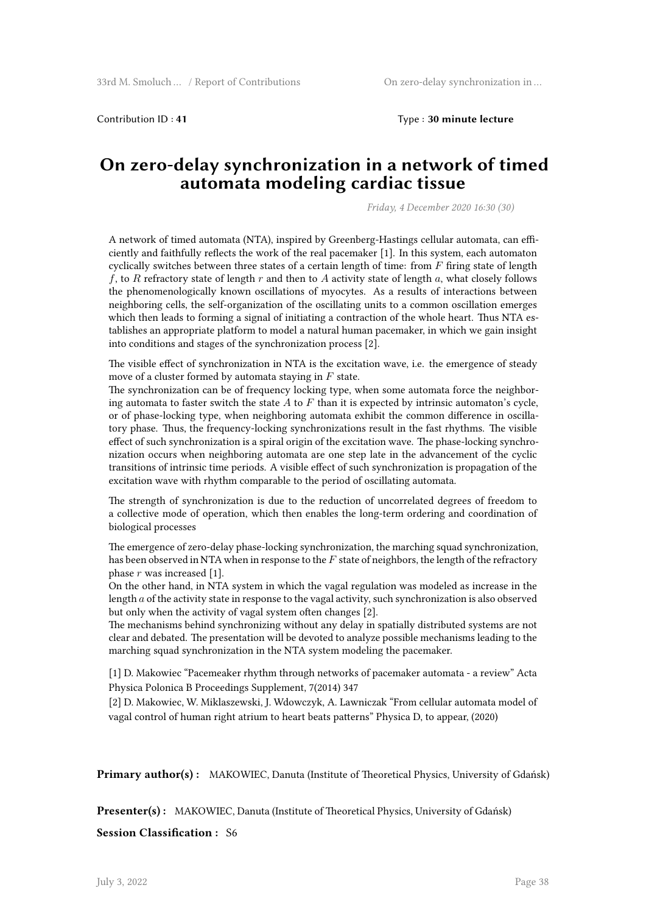Contribution ID : **41**

Type : **30 minute lecture**

# On zero-delay synchronization in a network of timed automata modeling cardiac tissue

*Friday, 4 December 2020 16:30 (30)*

A network of timed automata (NTA), inspired by Greenberg-Hastings cellular automata, can efficiently and faithfully reflects the work of the real pacemaker [1]. In this system, each automaton cyclically switches between three states of a certain length of time: from $F$ firing state of length $f$, to $R$ refractory state of length $r$ and then to $A$ activity state of length $a$, what closely follows the phenomenologically known oscillations of myocytes. As a results of interactions between neighboring cells, the self-organization of the oscillating units to a common oscillation emerges which then leads to forming a signal of initiating a contraction of the whole heart. Thus NTA establishes an appropriate platform to model a natural human pacemaker, in which we gain insight into conditions and stages of the synchronization process [2].

The visible effect of synchronization in NTA is the excitation wave, i.e. the emergence of steady move of a cluster formed by automata staying in $F$ state.
The synchronization can be of frequency locking type, when some automata force the neighboring automata to faster switch the state $A$ to $F$ than it is expected by intrinsic automaton's cycle, or of phase-locking type, when neighboring automata exhibit the common difference in oscillatory phase. Thus, the frequency-locking synchronizations result in the fast rhythms. The visible effect of such synchronization is a spiral origin of the excitation wave. The phase-locking synchronization occurs when neighboring automata are one step late in the advancement of the cyclic transitions of intrinsic time periods. A visible effect of such synchronization is propagation of the excitation wave with rhythm comparable to the period of oscillating automata.

The strength of synchronization is due to the reduction of uncorrelated degrees of freedom to a collective mode of operation, which then enables the long-term ordering and coordination of biological processes

The emergence of zero-delay phase-locking synchronization, the marching squad synchronization, has been observed in NTA when in response to the $F$ state of neighbors, the length of the refractory phase $r$ was increased [1].
On the other hand, in NTA system in which the vagal regulation was modeled as increase in the length $a$ of the activity state in response to the vagal activity, such synchronization is also observed but only when the activity of vagal system often changes [2].
The mechanisms behind synchronizing without any delay in spatially distributed systems are not clear and debated. The presentation will be devoted to analyze possible mechanisms leading to the marching squad synchronization in the NTA system modeling the pacemaker.

[1] D. Makowiec "Pacemeaker rhythm through networks of pacemaker automata - a review" Acta Physica Polonica B Proceedings Supplement, 7(2014) 347
[2] D. Makowiec, W. Miklaszewski, J. Wdowczyk, A. Lawniczak "From cellular automata model of vagal control of human right atrium to heart beats patterns" Physica D, to appear, (2020)

**Primary author(s) :** MAKOWIEC, Danuta (Institute of Theoretical Physics, University of Gdańsk)

**Presenter(s) :** MAKOWIEC, Danuta (Institute of Theoretical Physics, University of Gdańsk)

**Session Classification :** S6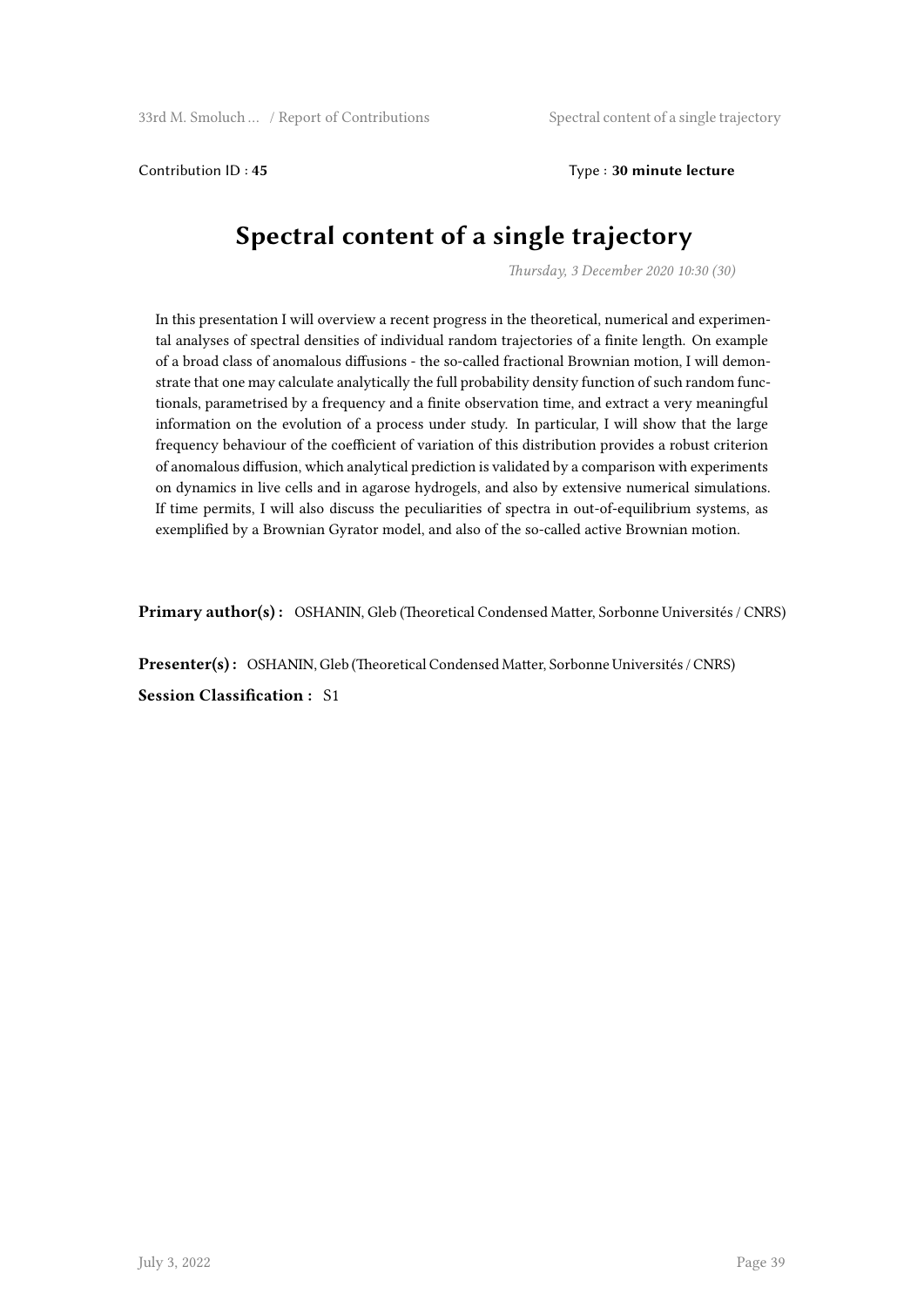Contribution ID : **45**

Type : **30 minute lecture**

# Spectral content of a single trajectory

*Thursday, 3 December 2020 10:30 (30)*

In this presentation I will overview a recent progress in the theoretical, numerical and experimental analyses of spectral densities of individual random trajectories of a finite length. On example of a broad class of anomalous diffusions - the so-called fractional Brownian motion, I will demonstrate that one may calculate analytically the full probability density function of such random functionals, parametrised by a frequency and a finite observation time, and extract a very meaningful information on the evolution of a process under study. In particular, I will show that the large frequency behaviour of the coefficient of variation of this distribution provides a robust criterion of anomalous diffusion, which analytical prediction is validated by a comparison with experiments on dynamics in live cells and in agarose hydrogels, and also by extensive numerical simulations. If time permits, I will also discuss the peculiarities of spectra in out-of-equilibrium systems, as exemplified by a Brownian Gyrator model, and also of the so-called active Brownian motion.

**Primary author(s) :** OSHANIN, Gleb (Theoretical Condensed Matter, Sorbonne Universités / CNRS)

**Presenter(s) :** OSHANIN, Gleb (Theoretical Condensed Matter, Sorbonne Universités / CNRS)

**Session Classification :** S1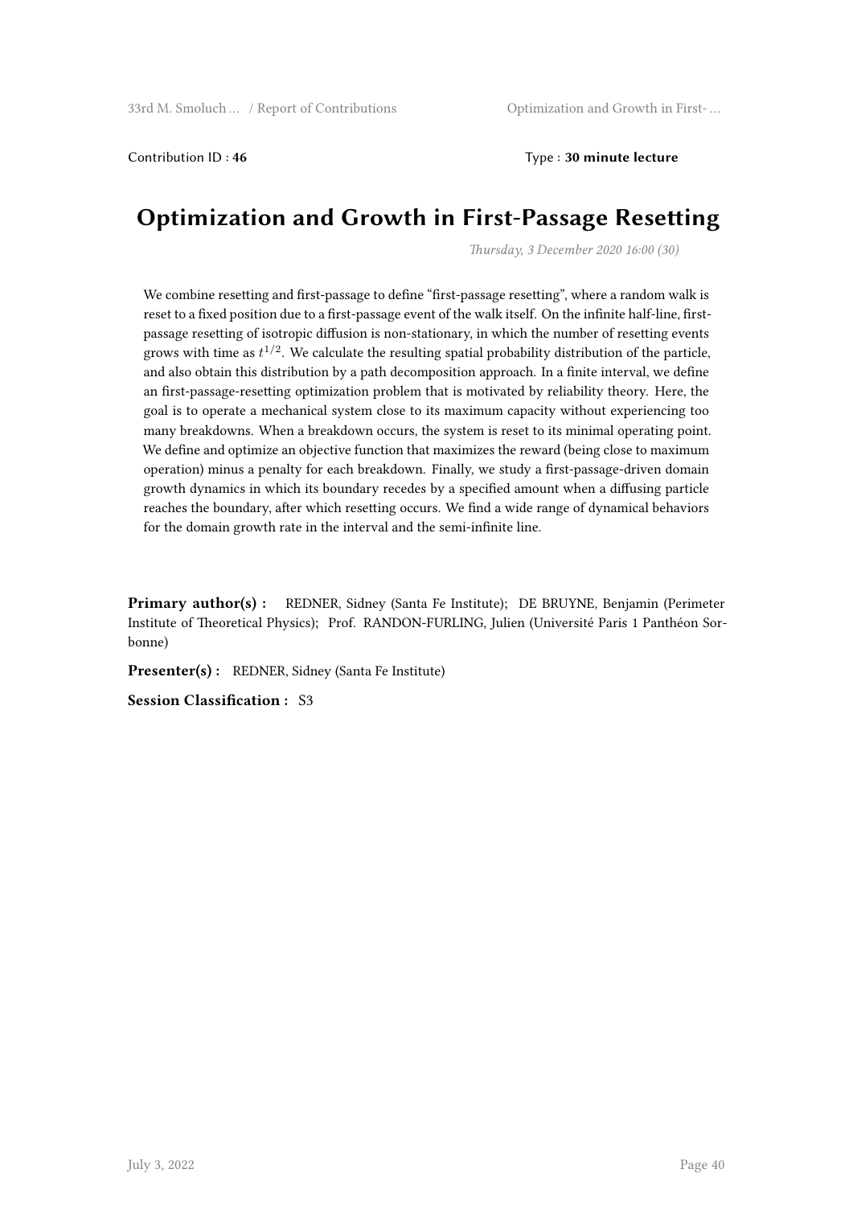Contribution ID : **46** Type : **30 minute lecture**

# Optimization and Growth in First-Passage Resetting

*Thursday, 3 December 2020 16:00 (30)*

We combine resetting and first-passage to define "first-passage resetting", where a random walk is reset to a fixed position due to a first-passage event of the walk itself. On the infinite half-line, first-passage resetting of isotropic diffusion is non-stationary, in which the number of resetting events grows with time as $t^{1/2}$. We calculate the resulting spatial probability distribution of the particle, and also obtain this distribution by a path decomposition approach. In a finite interval, we define an first-passage-resetting optimization problem that is motivated by reliability theory. Here, the goal is to operate a mechanical system close to its maximum capacity without experiencing too many breakdowns. When a breakdown occurs, the system is reset to its minimal operating point. We define and optimize an objective function that maximizes the reward (being close to maximum operation) minus a penalty for each breakdown. Finally, we study a first-passage-driven domain growth dynamics in which its boundary recedes by a specified amount when a diffusing particle reaches the boundary, after which resetting occurs. We find a wide range of dynamical behaviors for the domain growth rate in the interval and the semi-infinite line.

**Primary author(s) :** REDNER, Sidney (Santa Fe Institute); DE BRUYNE, Benjamin (Perimeter Institute of Theoretical Physics); Prof. RANDON-FURLING, Julien (Université Paris 1 Panthéon Sorbonne)

**Presenter(s) :** REDNER, Sidney (Santa Fe Institute)

**Session Classification :** S3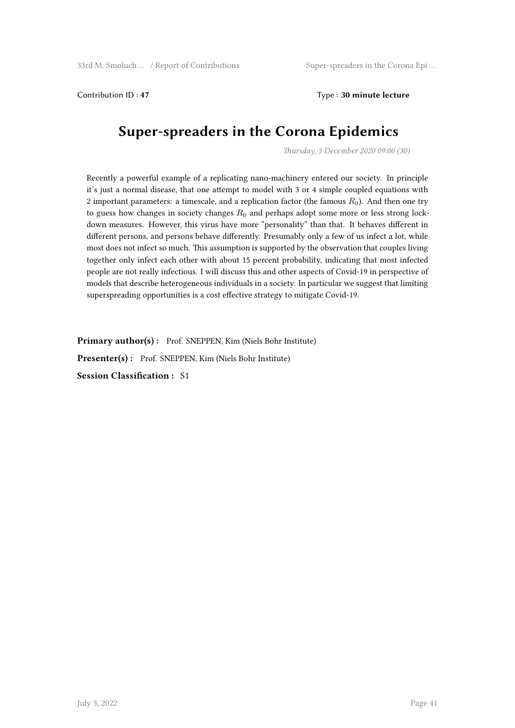Contribution ID : **47** Type : **30 minute lecture**

# Super-spreaders in the Corona Epidemics

*Thursday, 3 December 2020 09:00 (30)*

Recently a powerful example of a replicating nano-machinery entered our society. In principle it's just a normal disease, that one attempt to model with 3 or 4 simple coupled equations with 2 important parameters: a timescale, and a replication factor (the famous $R_0$). And then one try to guess how changes in society changes $R_0$ and perhaps adopt some more or less strong lock-down measures. However, this virus have more "personality" than that. It behaves different in different persons, and persons behave differently. Presumably only a few of us infect a lot, while most does not infect so much. This assumption is supported by the observation that couples living together only infect each other with about 15 percent probability, indicating that most infected people are not really infectious. I will discuss this and other aspects of Covid-19 in perspective of models that describe heterogeneous individuals in a society. In particular we suggest that limiting superspreading opportunities is a cost effective strategy to mitigate Covid-19.

**Primary author(s) :** Prof. SNEPPEN, Kim (Niels Bohr Institute)

**Presenter(s) :** Prof. SNEPPEN, Kim (Niels Bohr Institute)

**Session Classification :** S1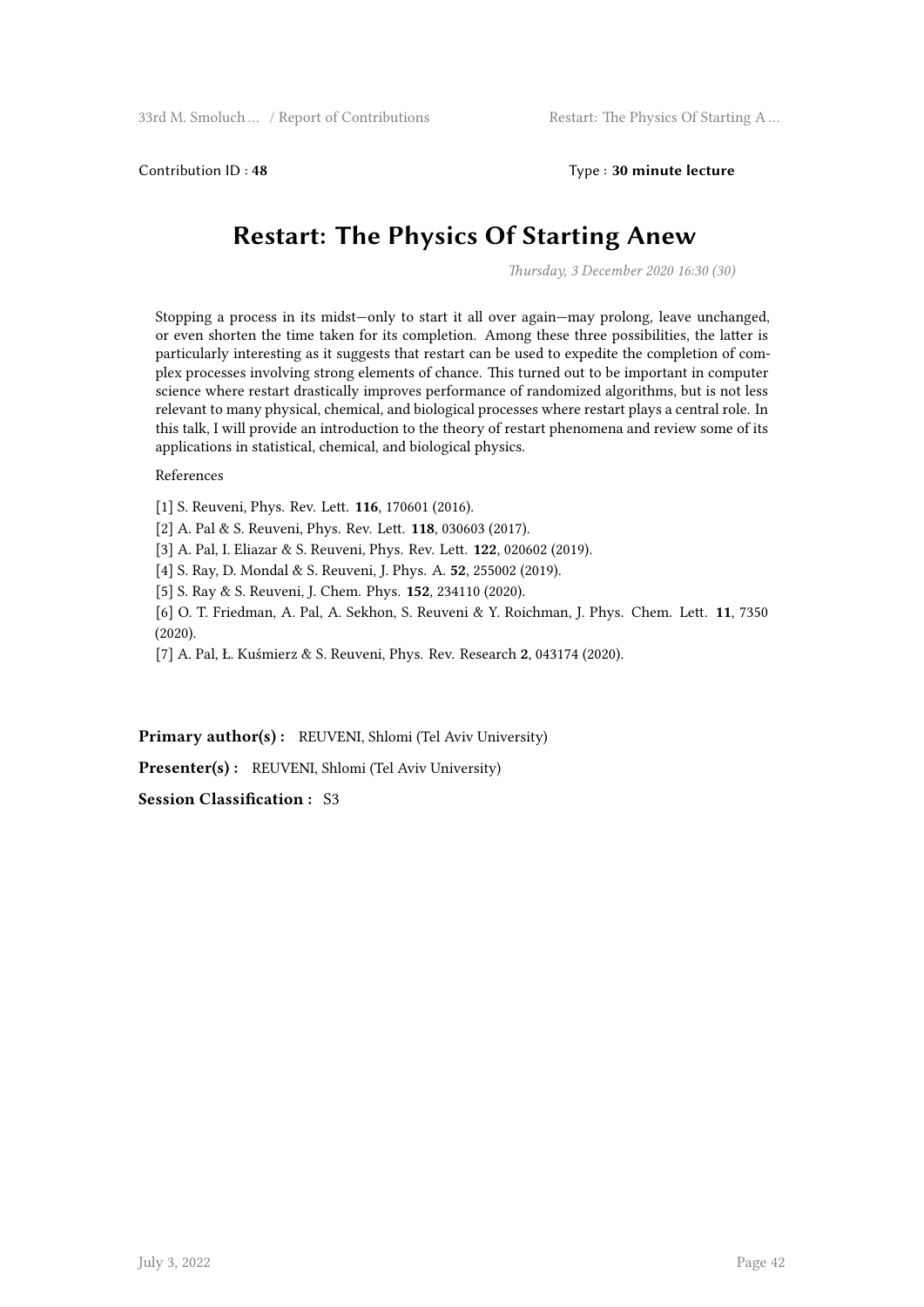Contribution ID : **48** Type : **30 minute lecture**

# Restart: The Physics Of Starting Anew

*Thursday, 3 December 2020 16:30 (30)*

Stopping a process in its midst—only to start it all over again—may prolong, leave unchanged, or even shorten the time taken for its completion. Among these three possibilities, the latter is particularly interesting as it suggests that restart can be used to expedite the completion of complex processes involving strong elements of chance. This turned out to be important in computer science where restart drastically improves performance of randomized algorithms, but is not less relevant to many physical, chemical, and biological processes where restart plays a central role. In this talk, I will provide an introduction to the theory of restart phenomena and review some of its applications in statistical, chemical, and biological physics.

References

[1] S. Reuveni, Phys. Rev. Lett. **116**, 170601 (2016).

[2] A. Pal & S. Reuveni, Phys. Rev. Lett. **118**, 030603 (2017).

[3] A. Pal, I. Eliazar & S. Reuveni, Phys. Rev. Lett. **122**, 020602 (2019).

[4] S. Ray, D. Mondal & S. Reuveni, J. Phys. A. **52**, 255002 (2019).

[5] S. Ray & S. Reuveni, J. Chem. Phys. **152**, 234110 (2020).

[6] O. T. Friedman, A. Pal, A. Sekhon, S. Reuveni & Y. Roichman, J. Phys. Chem. Lett. **11**, 7350 (2020).

[7] A. Pal, Ł. Kuśmierz & S. Reuveni, Phys. Rev. Research **2**, 043174 (2020).

**Primary author(s) :** REUVENI, Shlomi (Tel Aviv University)

**Presenter(s) :** REUVENI, Shlomi (Tel Aviv University)

**Session Classification :** S3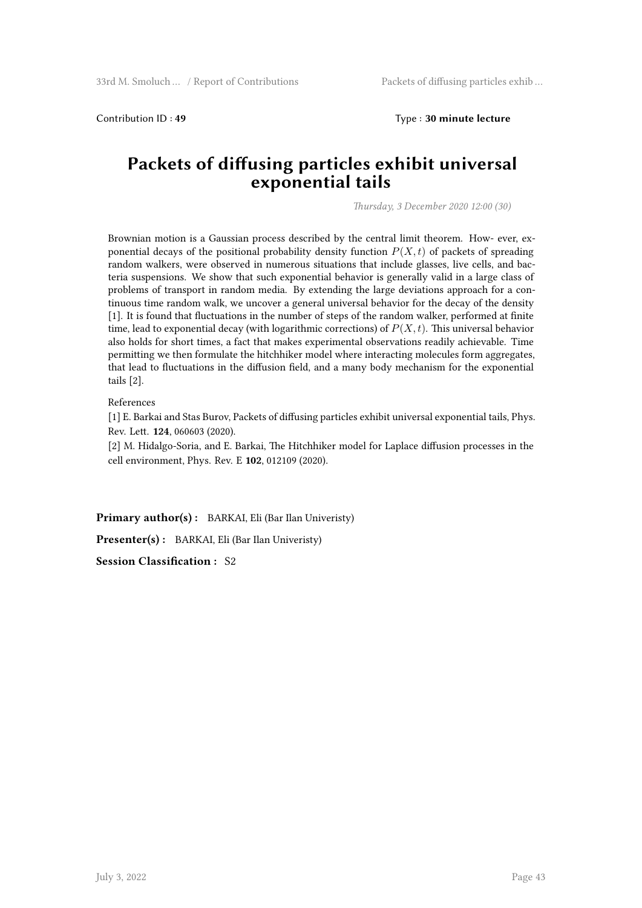Contribution ID : **49** Type : **30 minute lecture**

# Packets of diffusing particles exhibit universal exponential tails

*Thursday, 3 December 2020 12:00 (30)*

Brownian motion is a Gaussian process described by the central limit theorem. How- ever, exponential decays of the positional probability density function $P(X, t)$ of packets of spreading random walkers, were observed in numerous situations that include glasses, live cells, and bacteria suspensions. We show that such exponential behavior is generally valid in a large class of problems of transport in random media. By extending the large deviations approach for a continuous time random walk, we uncover a general universal behavior for the decay of the density [1]. It is found that fluctuations in the number of steps of the random walker, performed at finite time, lead to exponential decay (with logarithmic corrections) of $P(X, t)$. This universal behavior also holds for short times, a fact that makes experimental observations readily achievable. Time permitting we then formulate the hitchhiker model where interacting molecules form aggregates, that lead to fluctuations in the diffusion field, and a many body mechanism for the exponential tails [2].

References

[1] E. Barkai and Stas Burov, Packets of diffusing particles exhibit universal exponential tails, Phys. Rev. Lett. **124**, 060603 (2020).

[2] M. Hidalgo-Soria, and E. Barkai, The Hitchhiker model for Laplace diffusion processes in the cell environment, Phys. Rev. E **102**, 012109 (2020).

**Primary author(s) :** BARKAI, Eli (Bar Ilan Univeristy)

**Presenter(s) :** BARKAI, Eli (Bar Ilan Univeristy)

**Session Classification :** S2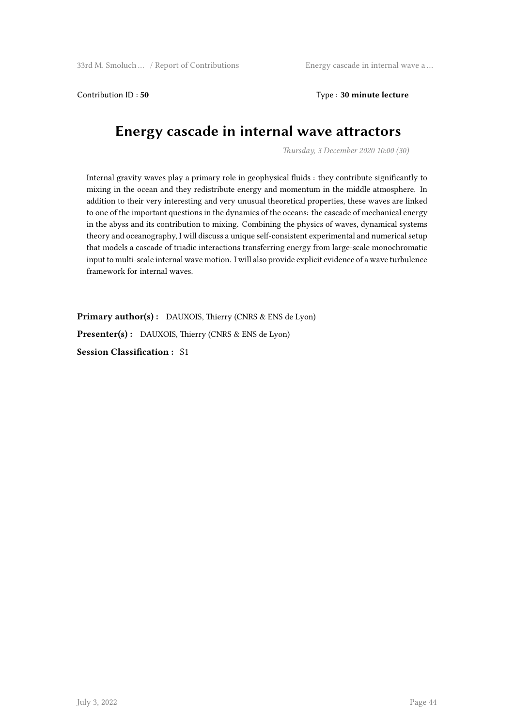Contribution ID : **50** Type : **30 minute lecture**

# Energy cascade in internal wave attractors

*Thursday, 3 December 2020 10:00 (30)*

Internal gravity waves play a primary role in geophysical fluids : they contribute significantly to mixing in the ocean and they redistribute energy and momentum in the middle atmosphere. In addition to their very interesting and very unusual theoretical properties, these waves are linked to one of the important questions in the dynamics of the oceans: the cascade of mechanical energy in the abyss and its contribution to mixing. Combining the physics of waves, dynamical systems theory and oceanography, I will discuss a unique self-consistent experimental and numerical setup that models a cascade of triadic interactions transferring energy from large-scale monochromatic input to multi-scale internal wave motion. I will also provide explicit evidence of a wave turbulence framework for internal waves.

**Primary author(s) :** DAUXOIS, Thierry (CNRS & ENS de Lyon)

**Presenter(s) :** DAUXOIS, Thierry (CNRS & ENS de Lyon)

**Session Classification :** S1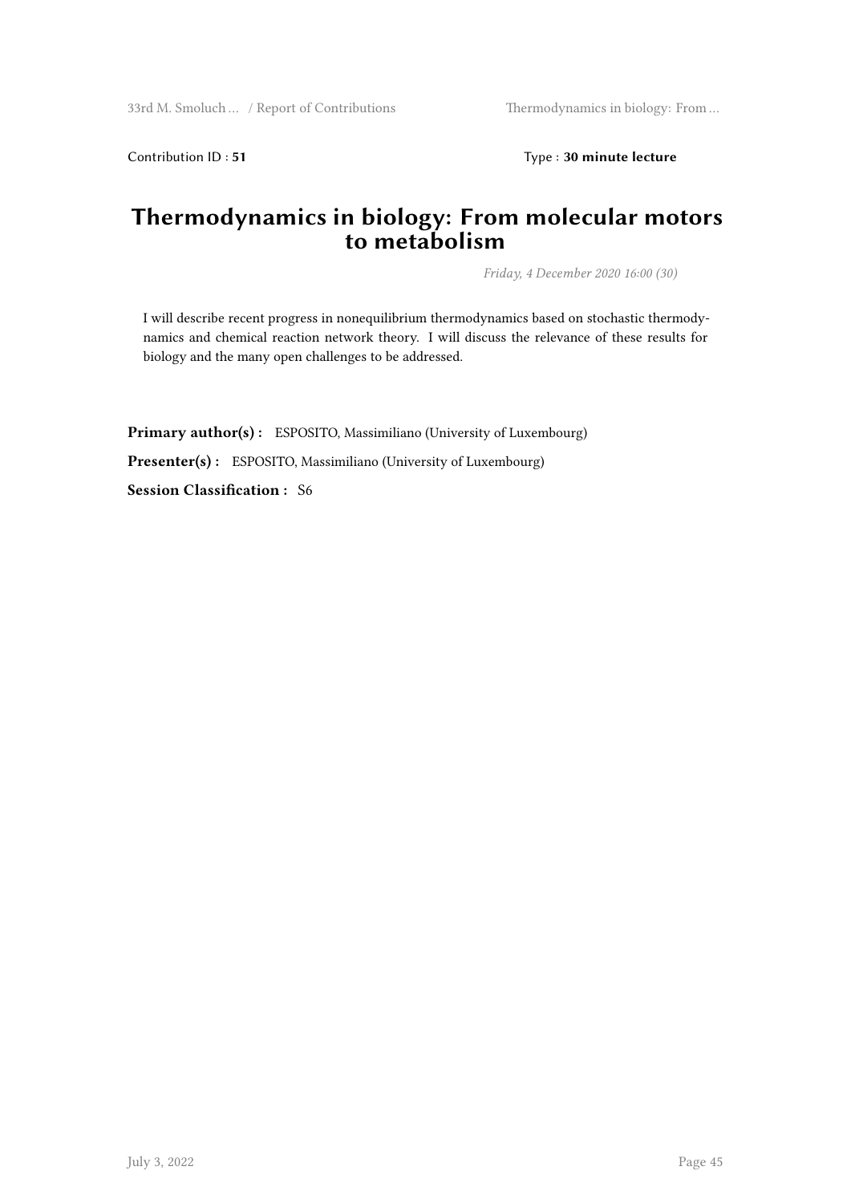Contribution ID : **51** Type : **30 minute lecture**

# Thermodynamics in biology: From molecular motors to metabolism

*Friday, 4 December 2020 16:00 (30)*

I will describe recent progress in nonequilibrium thermodynamics based on stochastic thermodynamics and chemical reaction network theory. I will discuss the relevance of these results for biology and the many open challenges to be addressed.

**Primary author(s) :** ESPOSITO, Massimiliano (University of Luxembourg)

**Presenter(s) :** ESPOSITO, Massimiliano (University of Luxembourg)

**Session Classification :** S6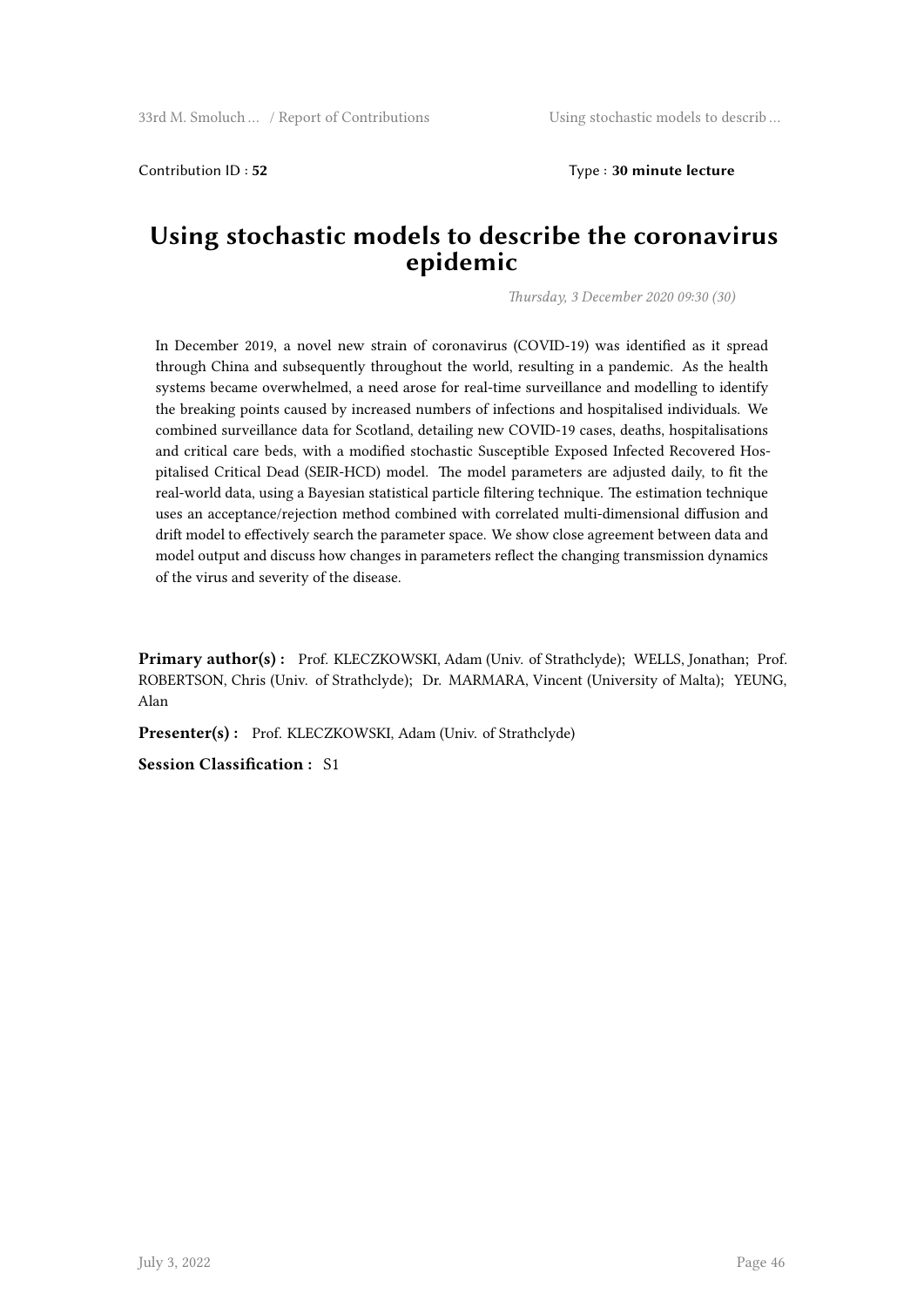Contribution ID : **52** Type : **30 minute lecture**

# Using stochastic models to describe the coronavirus epidemic

*Thursday, 3 December 2020 09:30 (30)*

In December 2019, a novel new strain of coronavirus (COVID-19) was identified as it spread through China and subsequently throughout the world, resulting in a pandemic. As the health systems became overwhelmed, a need arose for real-time surveillance and modelling to identify the breaking points caused by increased numbers of infections and hospitalised individuals. We combined surveillance data for Scotland, detailing new COVID-19 cases, deaths, hospitalisations and critical care beds, with a modified stochastic Susceptible Exposed Infected Recovered Hospitalised Critical Dead (SEIR-HCD) model. The model parameters are adjusted daily, to fit the real-world data, using a Bayesian statistical particle filtering technique. The estimation technique uses an acceptance/rejection method combined with correlated multi-dimensional diffusion and drift model to effectively search the parameter space. We show close agreement between data and model output and discuss how changes in parameters reflect the changing transmission dynamics of the virus and severity of the disease.

**Primary author(s) :** Prof. KLECZKOWSKI, Adam (Univ. of Strathclyde); WELLS, Jonathan; Prof. ROBERTSON, Chris (Univ. of Strathclyde); Dr. MARMARA, Vincent (University of Malta); YEUNG, Alan

**Presenter(s) :** Prof. KLECZKOWSKI, Adam (Univ. of Strathclyde)

**Session Classification :** S1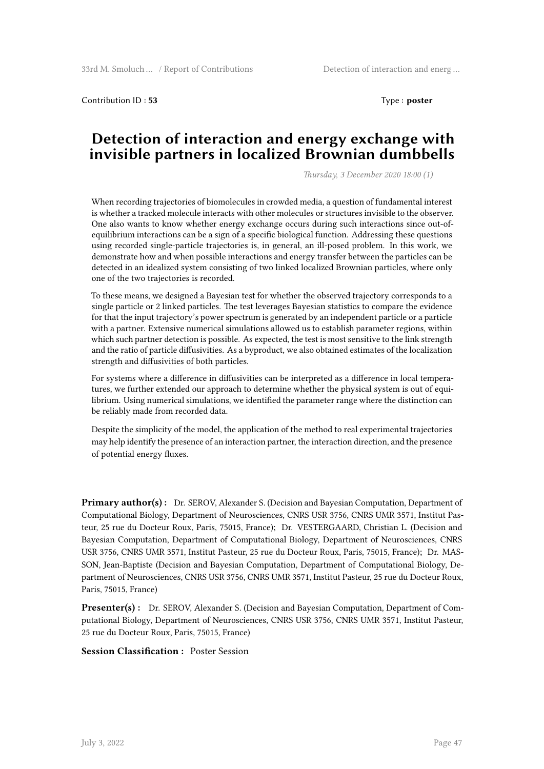Contribution ID : **53** Type : **poster**

# Detection of interaction and energy exchange with invisible partners in localized Brownian dumbbells

*Thursday, 3 December 2020 18:00 (1)*

When recording trajectories of biomolecules in crowded media, a question of fundamental interest is whether a tracked molecule interacts with other molecules or structures invisible to the observer. One also wants to know whether energy exchange occurs during such interactions since out-of-equilibrium interactions can be a sign of a specific biological function. Addressing these questions using recorded single-particle trajectories is, in general, an ill-posed problem. In this work, we demonstrate how and when possible interactions and energy transfer between the particles can be detected in an idealized system consisting of two linked localized Brownian particles, where only one of the two trajectories is recorded.

To these means, we designed a Bayesian test for whether the observed trajectory corresponds to a single particle or 2 linked particles. The test leverages Bayesian statistics to compare the evidence for that the input trajectory's power spectrum is generated by an independent particle or a particle with a partner. Extensive numerical simulations allowed us to establish parameter regions, within which such partner detection is possible. As expected, the test is most sensitive to the link strength and the ratio of particle diffusivities. As a byproduct, we also obtained estimates of the localization strength and diffusivities of both particles.

For systems where a difference in diffusivities can be interpreted as a difference in local temperatures, we further extended our approach to determine whether the physical system is out of equilibrium. Using numerical simulations, we identified the parameter range where the distinction can be reliably made from recorded data.

Despite the simplicity of the model, the application of the method to real experimental trajectories may help identify the presence of an interaction partner, the interaction direction, and the presence of potential energy fluxes.

**Primary author(s) :** Dr. SEROV, Alexander S. (Decision and Bayesian Computation, Department of Computational Biology, Department of Neurosciences, CNRS USR 3756, CNRS UMR 3571, Institut Pasteur, 25 rue du Docteur Roux, Paris, 75015, France); Dr. VESTERGAARD, Christian L. (Decision and Bayesian Computation, Department of Computational Biology, Department of Neurosciences, CNRS USR 3756, CNRS UMR 3571, Institut Pasteur, 25 rue du Docteur Roux, Paris, 75015, France); Dr. MASSON, Jean-Baptiste (Decision and Bayesian Computation, Department of Computational Biology, Department of Neurosciences, CNRS USR 3756, CNRS UMR 3571, Institut Pasteur, 25 rue du Docteur Roux, Paris, 75015, France)

**Presenter(s) :** Dr. SEROV, Alexander S. (Decision and Bayesian Computation, Department of Computational Biology, Department of Neurosciences, CNRS USR 3756, CNRS UMR 3571, Institut Pasteur, 25 rue du Docteur Roux, Paris, 75015, France)

**Session Classification :** Poster Session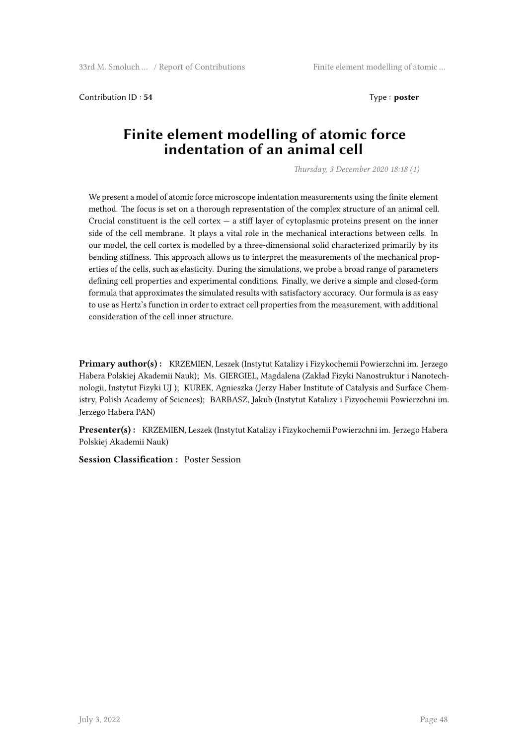Contribution ID : **54** Type : **poster**

# Finite element modelling of atomic force indentation of an animal cell

*Thursday, 3 December 2020 18:18 (1)*

We present a model of atomic force microscope indentation measurements using the finite element method. The focus is set on a thorough representation of the complex structure of an animal cell. Crucial constituent is the cell cortex — a stiff layer of cytoplasmic proteins present on the inner side of the cell membrane. It plays a vital role in the mechanical interactions between cells. In our model, the cell cortex is modelled by a three-dimensional solid characterized primarily by its bending stiffness. This approach allows us to interpret the measurements of the mechanical properties of the cells, such as elasticity. During the simulations, we probe a broad range of parameters defining cell properties and experimental conditions. Finally, we derive a simple and closed-form formula that approximates the simulated results with satisfactory accuracy. Our formula is as easy to use as Hertz's function in order to extract cell properties from the measurement, with additional consideration of the cell inner structure.

**Primary author(s) :** KRZEMIEN, Leszek (Instytut Katalizy i Fizykochemii Powierzchni im. Jerzego Habera Polskiej Akademii Nauk); Ms. GIERGIEL, Magdalena (Zakład Fizyki Nanostruktur i Nanotechnologii, Instytut Fizyki UJ ); KUREK, Agnieszka (Jerzy Haber Institute of Catalysis and Surface Chemistry, Polish Academy of Sciences); BARBASZ, Jakub (Instytut Katalizy i Fizyochemii Powierzchni im. Jerzego Habera PAN)

**Presenter(s) :** KRZEMIEN, Leszek (Instytut Katalizy i Fizykochemii Powierzchni im. Jerzego Habera Polskiej Akademii Nauk)

**Session Classification :** Poster Session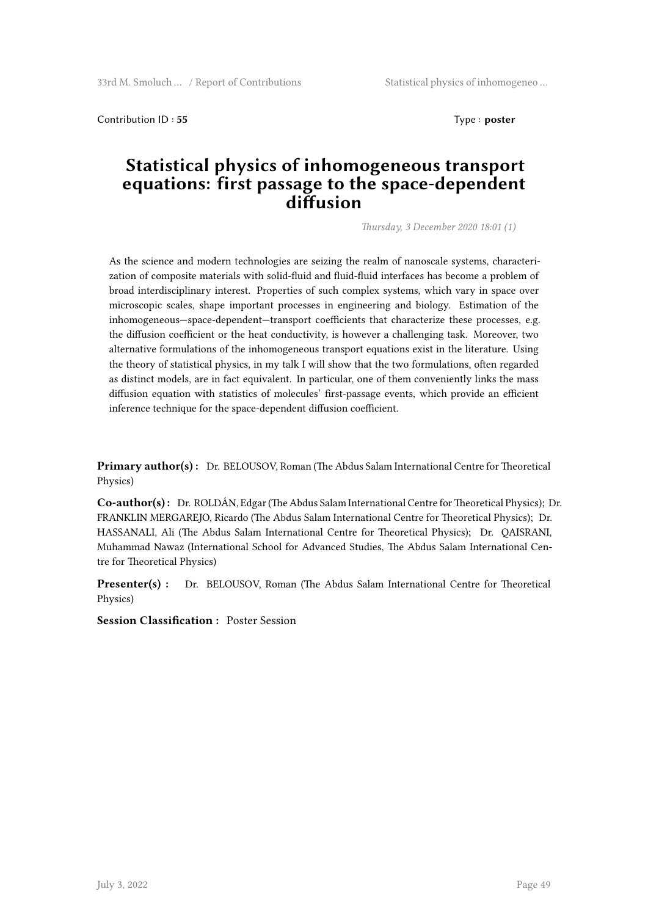Contribution ID : **55** Type : **poster**

# Statistical physics of inhomogeneous transport equations: first passage to the space-dependent diffusion

*Thursday, 3 December 2020 18:01 (1)*

As the science and modern technologies are seizing the realm of nanoscale systems, characterization of composite materials with solid-fluid and fluid-fluid interfaces has become a problem of broad interdisciplinary interest. Properties of such complex systems, which vary in space over microscopic scales, shape important processes in engineering and biology. Estimation of the inhomogeneous—space-dependent—transport coefficients that characterize these processes, e.g. the diffusion coefficient or the heat conductivity, is however a challenging task. Moreover, two alternative formulations of the inhomogeneous transport equations exist in the literature. Using the theory of statistical physics, in my talk I will show that the two formulations, often regarded as distinct models, are in fact equivalent. In particular, one of them conveniently links the mass diffusion equation with statistics of molecules' first-passage events, which provide an efficient inference technique for the space-dependent diffusion coefficient.

**Primary author(s) :** Dr. BELOUSOV, Roman (The Abdus Salam International Centre for Theoretical Physics)

**Co-author(s) :** Dr. ROLDÁN, Edgar (The Abdus Salam International Centre for Theoretical Physics); Dr. FRANKLIN MERGAREJO, Ricardo (The Abdus Salam International Centre for Theoretical Physics); Dr. HASSANALI, Ali (The Abdus Salam International Centre for Theoretical Physics); Dr. QAISRANI, Muhammad Nawaz (International School for Advanced Studies, The Abdus Salam International Centre for Theoretical Physics)

**Presenter(s) :** Dr. BELOUSOV, Roman (The Abdus Salam International Centre for Theoretical Physics)

**Session Classification :** Poster Session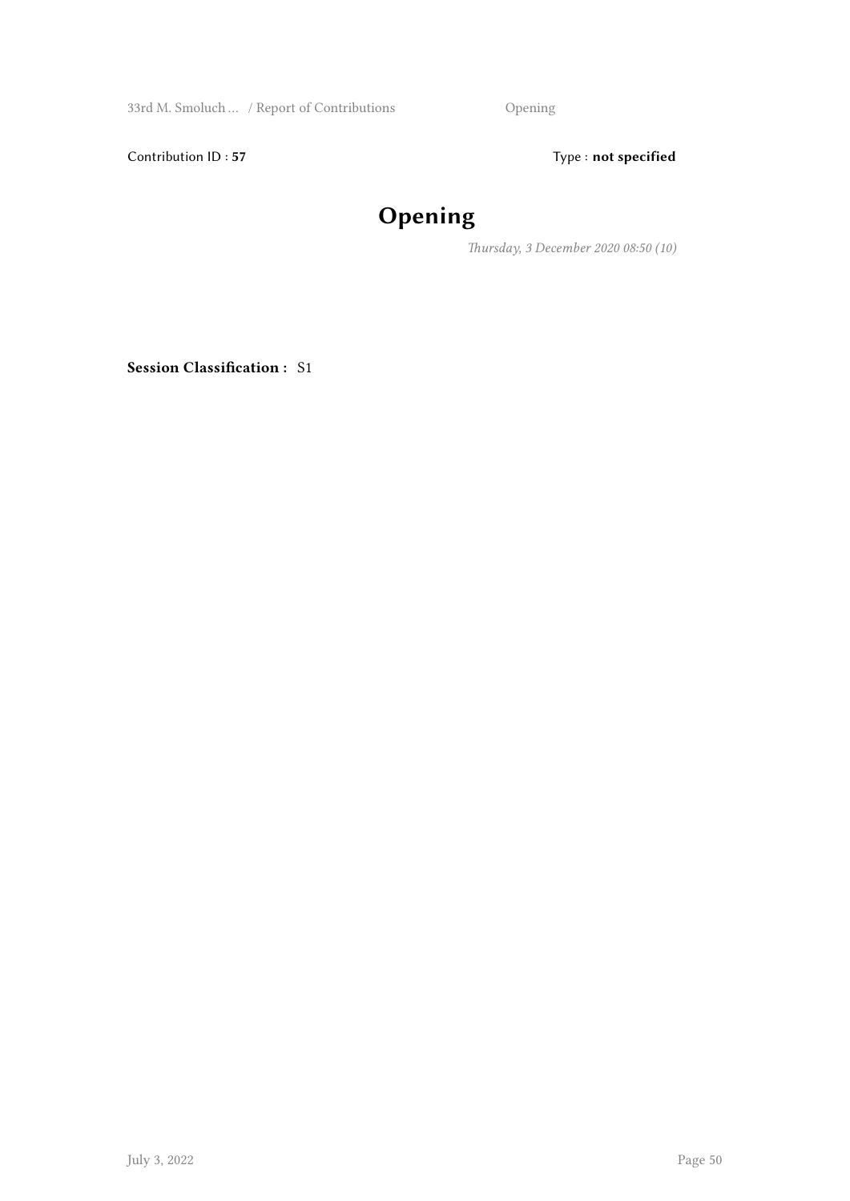Contribution ID : **57** Type : **not specified**

# Opening

*Thursday, 3 December 2020 08:50 (10)*

**Session Classification :** S1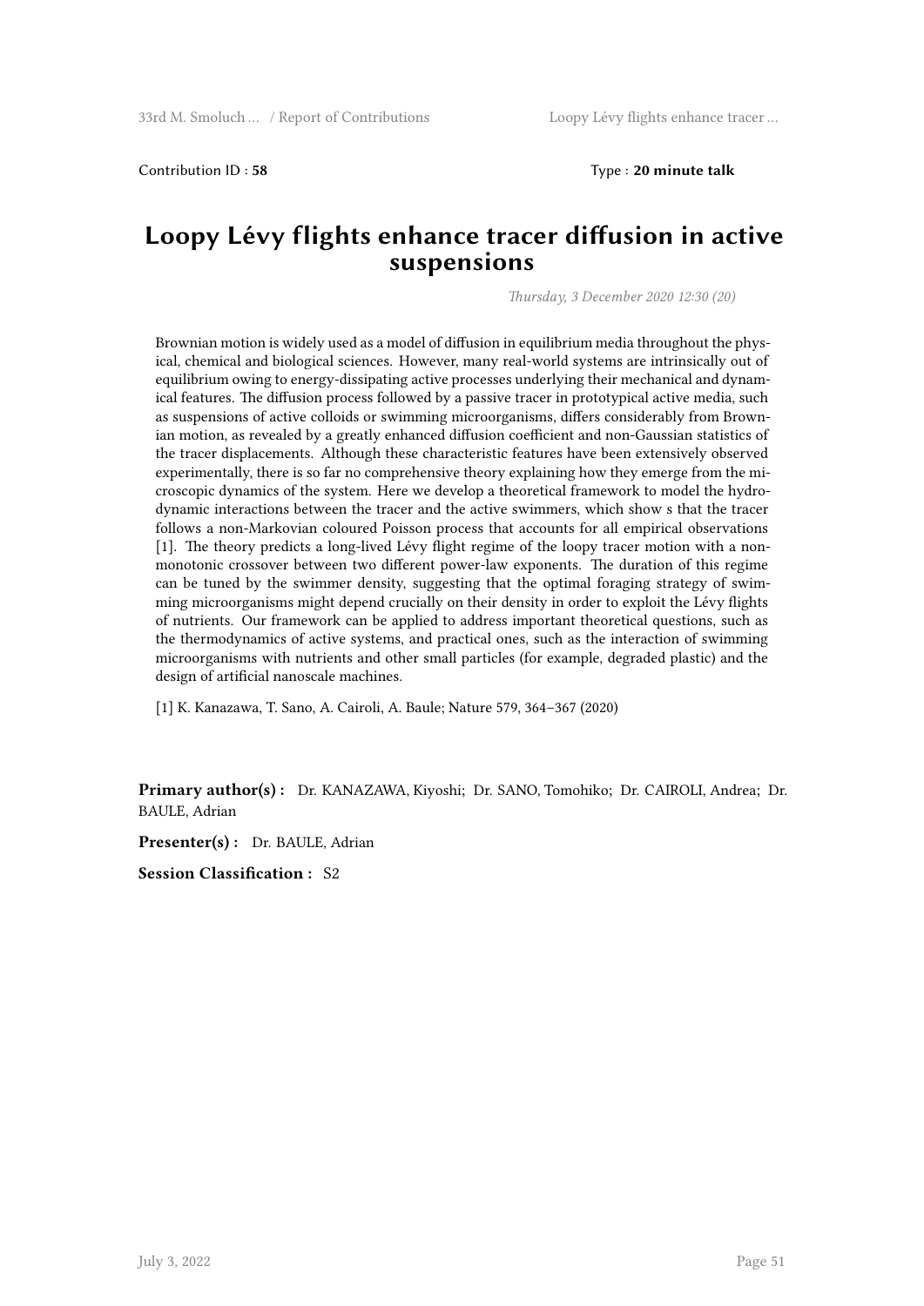Contribution ID : **58** Type : **20 minute talk**

# Loopy Lévy flights enhance tracer diffusion in active suspensions

*Thursday, 3 December 2020 12:30 (20)*

Brownian motion is widely used as a model of diffusion in equilibrium media throughout the physical, chemical and biological sciences. However, many real-world systems are intrinsically out of equilibrium owing to energy-dissipating active processes underlying their mechanical and dynamical features. The diffusion process followed by a passive tracer in prototypical active media, such as suspensions of active colloids or swimming microorganisms, differs considerably from Brownian motion, as revealed by a greatly enhanced diffusion coefficient and non-Gaussian statistics of the tracer displacements. Although these characteristic features have been extensively observed experimentally, there is so far no comprehensive theory explaining how they emerge from the microscopic dynamics of the system. Here we develop a theoretical framework to model the hydrodynamic interactions between the tracer and the active swimmers, which show s that the tracer follows a non-Markovian coloured Poisson process that accounts for all empirical observations [1]. The theory predicts a long-lived Lévy flight regime of the loopy tracer motion with a non-monotonic crossover between two different power-law exponents. The duration of this regime can be tuned by the swimmer density, suggesting that the optimal foraging strategy of swimming microorganisms might depend crucially on their density in order to exploit the Lévy flights of nutrients. Our framework can be applied to address important theoretical questions, such as the thermodynamics of active systems, and practical ones, such as the interaction of swimming microorganisms with nutrients and other small particles (for example, degraded plastic) and the design of artificial nanoscale machines.

[1] K. Kanazawa, T. Sano, A. Cairoli, A. Baule; Nature 579, 364–367 (2020)

**Primary author(s) :** Dr. KANAZAWA, Kiyoshi; Dr. SANO, Tomohiko; Dr. CAIROLI, Andrea; Dr. BAULE, Adrian

**Presenter(s) :** Dr. BAULE, Adrian

**Session Classification :** S2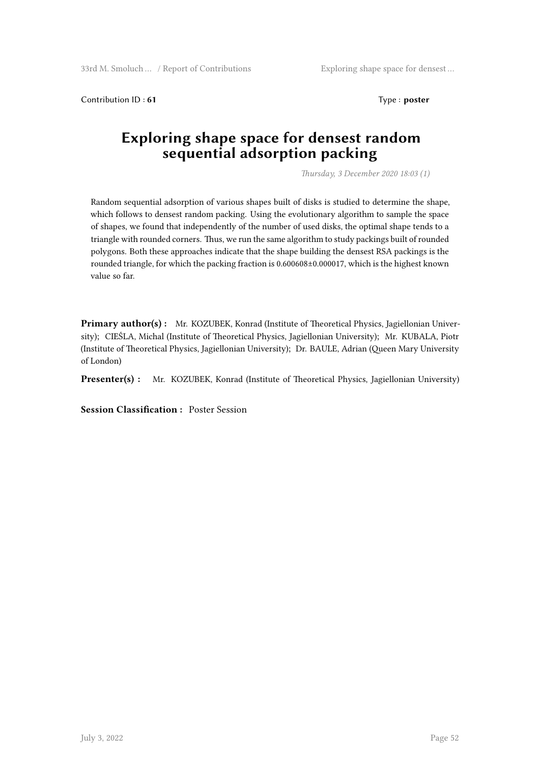Contribution ID : **61** Type : **poster**

# Exploring shape space for densest random sequential adsorption packing

*Thursday, 3 December 2020 18:03 (1)*

Random sequential adsorption of various shapes built of disks is studied to determine the shape, which follows to densest random packing. Using the evolutionary algorithm to sample the space of shapes, we found that independently of the number of used disks, the optimal shape tends to a triangle with rounded corners. Thus, we run the same algorithm to study packings built of rounded polygons. Both these approaches indicate that the shape building the densest RSA packings is the rounded triangle, for which the packing fraction is $0.600608 \pm 0.000017$, which is the highest known value so far.

**Primary author(s) :** Mr. KOZUBEK, Konrad (Institute of Theoretical Physics, Jagiellonian University); CIEŚLA, Michal (Institute of Theoretical Physics, Jagiellonian University); Mr. KUBALA, Piotr (Institute of Theoretical Physics, Jagiellonian University); Dr. BAULE, Adrian (Queen Mary University of London)

**Presenter(s) :** Mr. KOZUBEK, Konrad (Institute of Theoretical Physics, Jagiellonian University)

**Session Classification :** Poster Session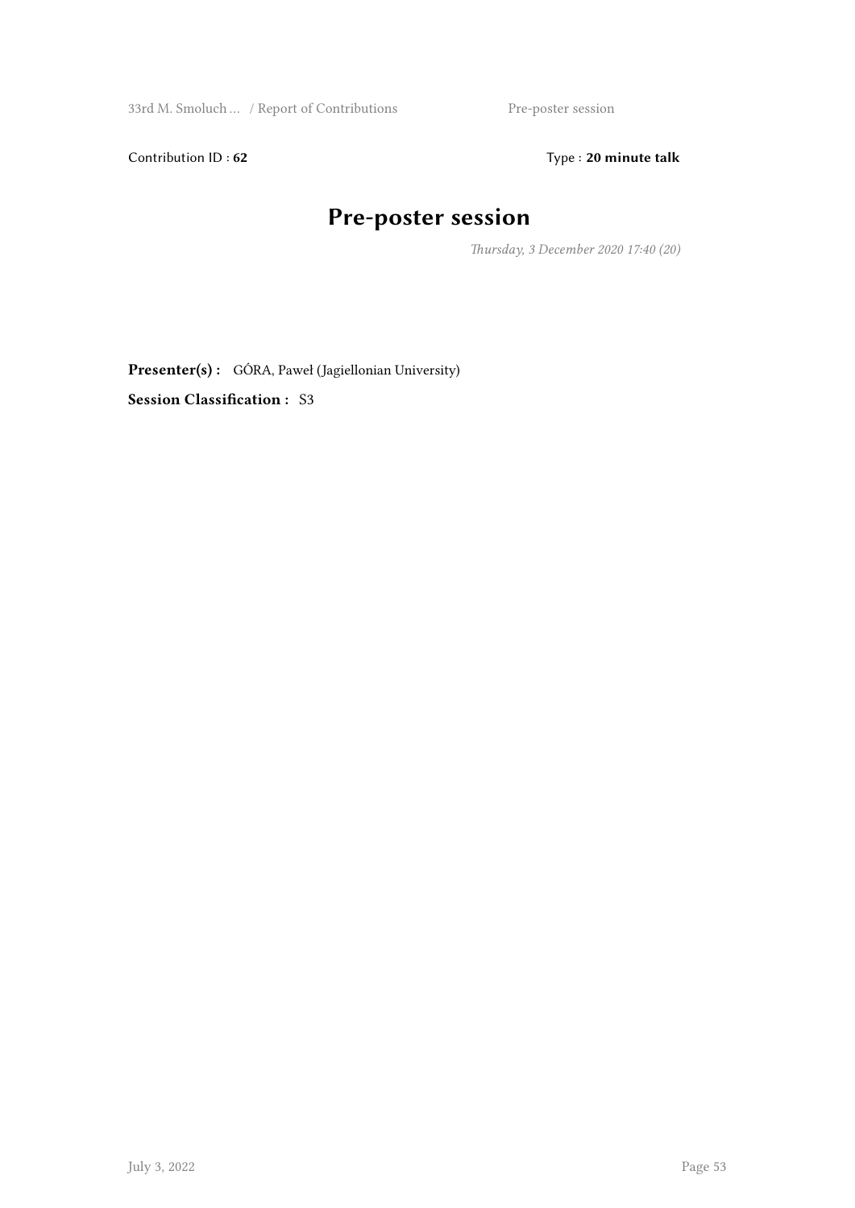Contribution ID : **62** Type : **20 minute talk**

# Pre-poster session

*Thursday, 3 December 2020 17:40 (20)*

**Presenter(s) :** GÓRA, Paweł (Jagiellonian University)

**Session Classification :** S3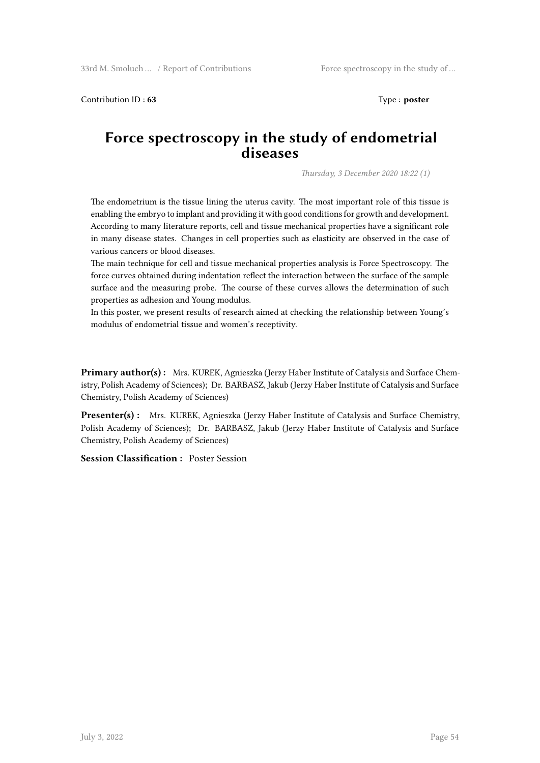Contribution ID : **63** Type : **poster**

# Force spectroscopy in the study of endometrial diseases

*Thursday, 3 December 2020 18:22 (1)*

The endometrium is the tissue lining the uterus cavity. The most important role of this tissue is enabling the embryo to implant and providing it with good conditions for growth and development. According to many literature reports, cell and tissue mechanical properties have a significant role in many disease states. Changes in cell properties such as elasticity are observed in the case of various cancers or blood diseases.

The main technique for cell and tissue mechanical properties analysis is Force Spectroscopy. The force curves obtained during indentation reflect the interaction between the surface of the sample surface and the measuring probe. The course of these curves allows the determination of such properties as adhesion and Young modulus.

In this poster, we present results of research aimed at checking the relationship between Young's modulus of endometrial tissue and women's receptivity.

**Primary author(s) :** Mrs. KUREK, Agnieszka (Jerzy Haber Institute of Catalysis and Surface Chemistry, Polish Academy of Sciences); Dr. BARBASZ, Jakub (Jerzy Haber Institute of Catalysis and Surface Chemistry, Polish Academy of Sciences)

**Presenter(s) :** Mrs. KUREK, Agnieszka (Jerzy Haber Institute of Catalysis and Surface Chemistry, Polish Academy of Sciences); Dr. BARBASZ, Jakub (Jerzy Haber Institute of Catalysis and Surface Chemistry, Polish Academy of Sciences)

**Session Classification :** Poster Session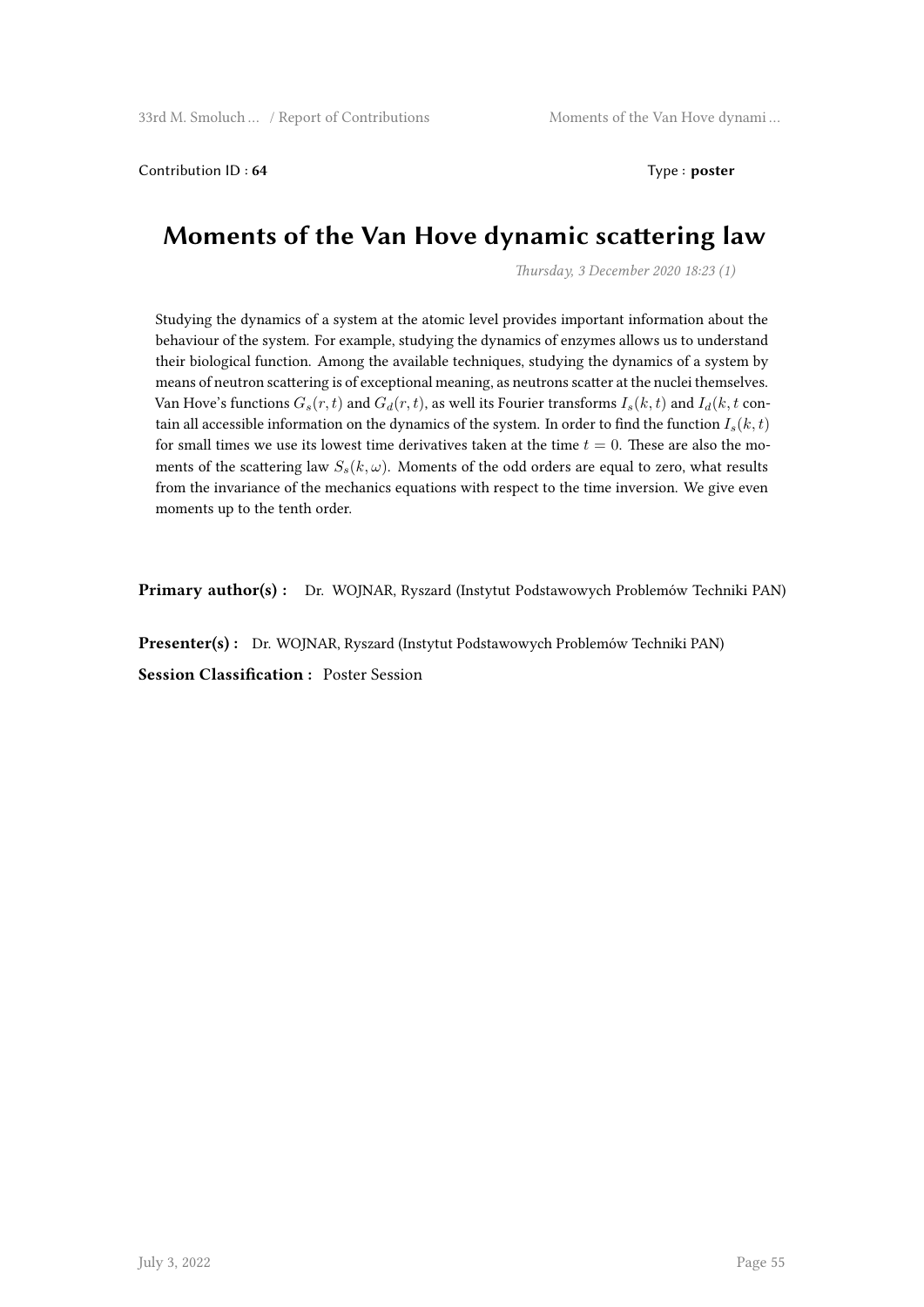Contribution ID : **64** Type : **poster**

# Moments of the Van Hove dynamic scattering law

*Thursday, 3 December 2020 18:23 (1)*

Studying the dynamics of a system at the atomic level provides important information about the behaviour of the system. For example, studying the dynamics of enzymes allows us to understand their biological function. Among the available techniques, studying the dynamics of a system by means of neutron scattering is of exceptional meaning, as neutrons scatter at the nuclei themselves. Van Hove's functions $G_s(r,t)$ and $G_d(r,t)$, as well its Fourier transforms $I_s(k,t)$ and $I_d(k,t$ contain all accessible information on the dynamics of the system. In order to find the function $I_s(k,t)$ for small times we use its lowest time derivatives taken at the time $t = 0$. These are also the moments of the scattering law $S_s(k,\omega)$. Moments of the odd orders are equal to zero, what results from the invariance of the mechanics equations with respect to the time inversion. We give even moments up to the tenth order.

**Primary author(s) :** Dr. WOJNAR, Ryszard (Instytut Podstawowych Problemów Techniki PAN)

**Presenter(s) :** Dr. WOJNAR, Ryszard (Instytut Podstawowych Problemów Techniki PAN)

**Session Classification :** Poster Session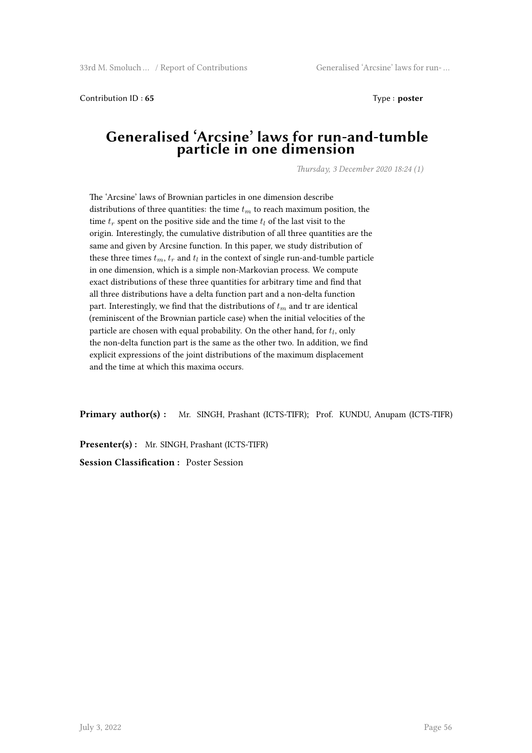Contribution ID : **65** Type : **poster**

# Generalised 'Arcsine' laws for run-and-tumble particle in one dimension

*Thursday, 3 December 2020 18:24 (1)*

The 'Arcsine' laws of Brownian particles in one dimension describe distributions of three quantities: the time $t_m$ to reach maximum position, the time $t_r$ spent on the positive side and the time $t_l$ of the last visit to the origin. Interestingly, the cumulative distribution of all three quantities are the same and given by Arcsine function. In this paper, we study distribution of these three times $t_m$, $t_r$ and $t_l$ in the context of single run-and-tumble particle in one dimension, which is a simple non-Markovian process. We compute exact distributions of these three quantities for arbitrary time and find that all three distributions have a delta function part and a non-delta function part. Interestingly, we find that the distributions of $t_m$ and tr are identical (reminiscent of the Brownian particle case) when the initial velocities of the particle are chosen with equal probability. On the other hand, for $t_l$, only the non-delta function part is the same as the other two. In addition, we find explicit expressions of the joint distributions of the maximum displacement and the time at which this maxima occurs.

**Primary author(s) :** Mr. SINGH, Prashant (ICTS-TIFR); Prof. KUNDU, Anupam (ICTS-TIFR)

**Presenter(s) :** Mr. SINGH, Prashant (ICTS-TIFR)

**Session Classification :** Poster Session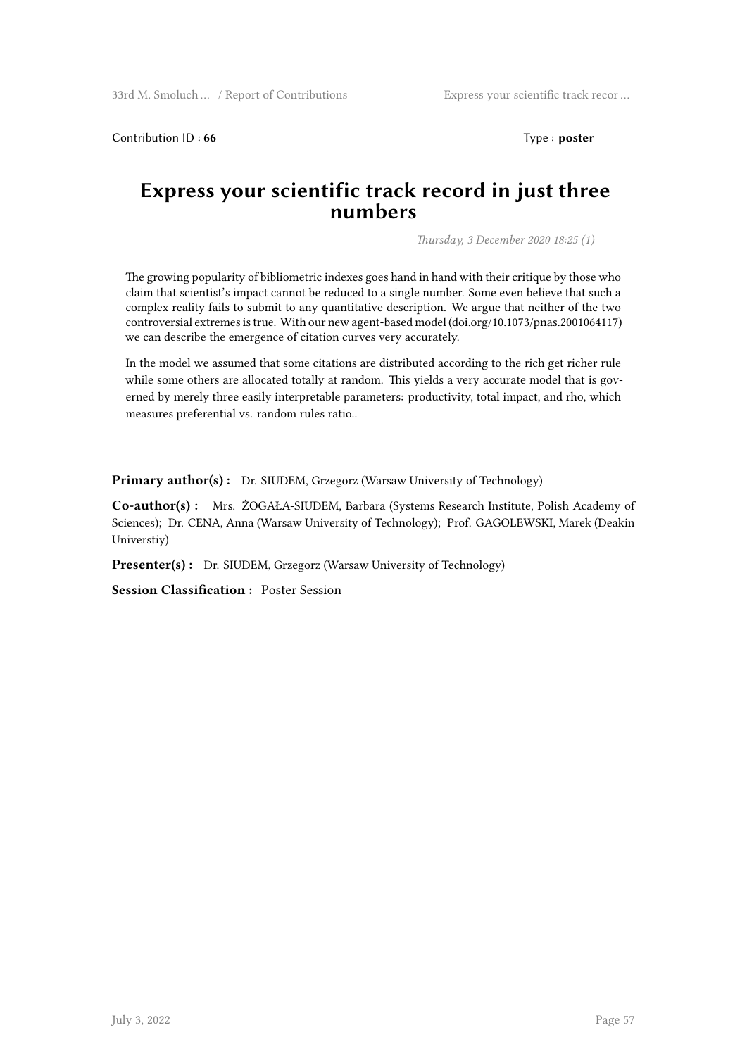Contribution ID : **66** Type : **poster**

# Express your scientific track record in just three numbers

*Thursday, 3 December 2020 18:25 (1)*

The growing popularity of bibliometric indexes goes hand in hand with their critique by those who claim that scientist's impact cannot be reduced to a single number. Some even believe that such a complex reality fails to submit to any quantitative description. We argue that neither of the two controversial extremes is true. With our new agent-based model (doi.org/10.1073/pnas.2001064117) we can describe the emergence of citation curves very accurately.

In the model we assumed that some citations are distributed according to the rich get richer rule while some others are allocated totally at random. This yields a very accurate model that is governed by merely three easily interpretable parameters: productivity, total impact, and rho, which measures preferential vs. random rules ratio..

**Primary author(s) :** Dr. SIUDEM, Grzegorz (Warsaw University of Technology)

**Co-author(s) :** Mrs. ŻOGAŁA-SIUDEM, Barbara (Systems Research Institute, Polish Academy of Sciences); Dr. CENA, Anna (Warsaw University of Technology); Prof. GAGOLEWSKI, Marek (Deakin Universtiy)

**Presenter(s) :** Dr. SIUDEM, Grzegorz (Warsaw University of Technology)

**Session Classification :** Poster Session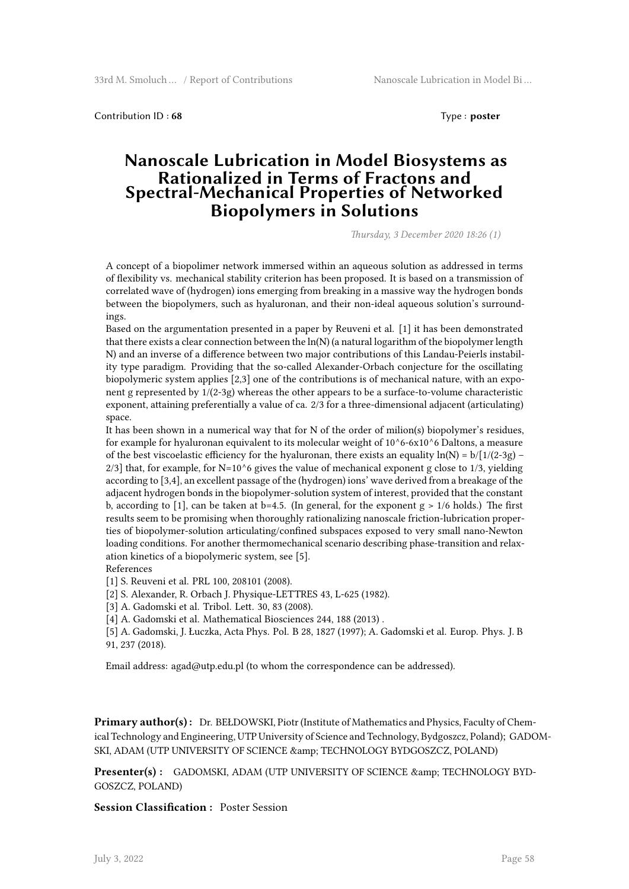Contribution ID : **68**

Type : **poster**

# Nanoscale Lubrication in Model Biosystems as Rationalized in Terms of Fractons and Spectral-Mechanical Properties of Networked Biopolymers in Solutions

*Thursday, 3 December 2020 18:26 (1)*

A concept of a biopolimer network immersed within an aqueous solution as addressed in terms of flexibility vs. mechanical stability criterion has been proposed. It is based on a transmission of correlated wave of (hydrogen) ions emerging from breaking in a massive way the hydrogen bonds between the biopolymers, such as hyaluronan, and their non-ideal aqueous solution's surroundings.

Based on the argumentation presented in a paper by Reuveni et al. [1] it has been demonstrated that there exists a clear connection between the ln(N) (a natural logarithm of the biopolymer length N) and an inverse of a difference between two major contributions of this Landau-Peierls instability type paradigm. Providing that the so-called Alexander-Orbach conjecture for the oscillating biopolymeric system applies [2,3] one of the contributions is of mechanical nature, with an exponent g represented by 1/(2-3g) whereas the other appears to be a surface-to-volume characteristic exponent, attaining preferentially a value of ca. 2/3 for a three-dimensional adjacent (articulating) space.

It has been shown in a numerical way that for N of the order of milion(s) biopolymer's residues, for example for hyaluronan equivalent to its molecular weight of $10^6$-$6 \times 10^6$ Daltons, a measure of the best viscoelastic efficiency for the hyaluronan, there exists an equality $\ln(N) = b/[1/(2-3g) - 2/3]$ that, for example, for $N=10^6$ gives the value of mechanical exponent g close to 1/3, yielding according to [3,4], an excellent passage of the (hydrogen) ions' wave derived from a breakage of the adjacent hydrogen bonds in the biopolymer-solution system of interest, provided that the constant b, according to [1], can be taken at b=4.5. (In general, for the exponent $g > 1/6$ holds.) The first results seem to be promising when thoroughly rationalizing nanoscale friction-lubrication properties of biopolymer-solution articulating/confined subspaces exposed to very small nano-Newton loading conditions. For another thermomechanical scenario describing phase-transition and relaxation kinetics of a biopolymeric system, see [5].

References

[1] S. Reuveni et al. PRL 100, 208101 (2008).

[2] S. Alexander, R. Orbach J. Physique-LETTRES 43, L-625 (1982).

[3] A. Gadomski et al. Tribol. Lett. 30, 83 (2008).

[4] A. Gadomski et al. Mathematical Biosciences 244, 188 (2013) .

[5] A. Gadomski, J. Łuczka, Acta Phys. Pol. B 28, 1827 (1997); A. Gadomski et al. Europ. Phys. J. B 91, 237 (2018).

Email address: agad@utp.edu.pl (to whom the correspondence can be addressed).

**Primary author(s) :** Dr. BEŁDOWSKI, Piotr (Institute of Mathematics and Physics, Faculty of Chemical Technology and Engineering, UTP University of Science and Technology, Bydgoszcz, Poland); GADOMSKI, ADAM (UTP UNIVERSITY OF SCIENCE &amp; TECHNOLOGY BYDGOSZCZ, POLAND)

**Presenter(s) :** GADOMSKI, ADAM (UTP UNIVERSITY OF SCIENCE &amp; TECHNOLOGY BYDGOSZCZ, POLAND)

**Session Classification :** Poster Session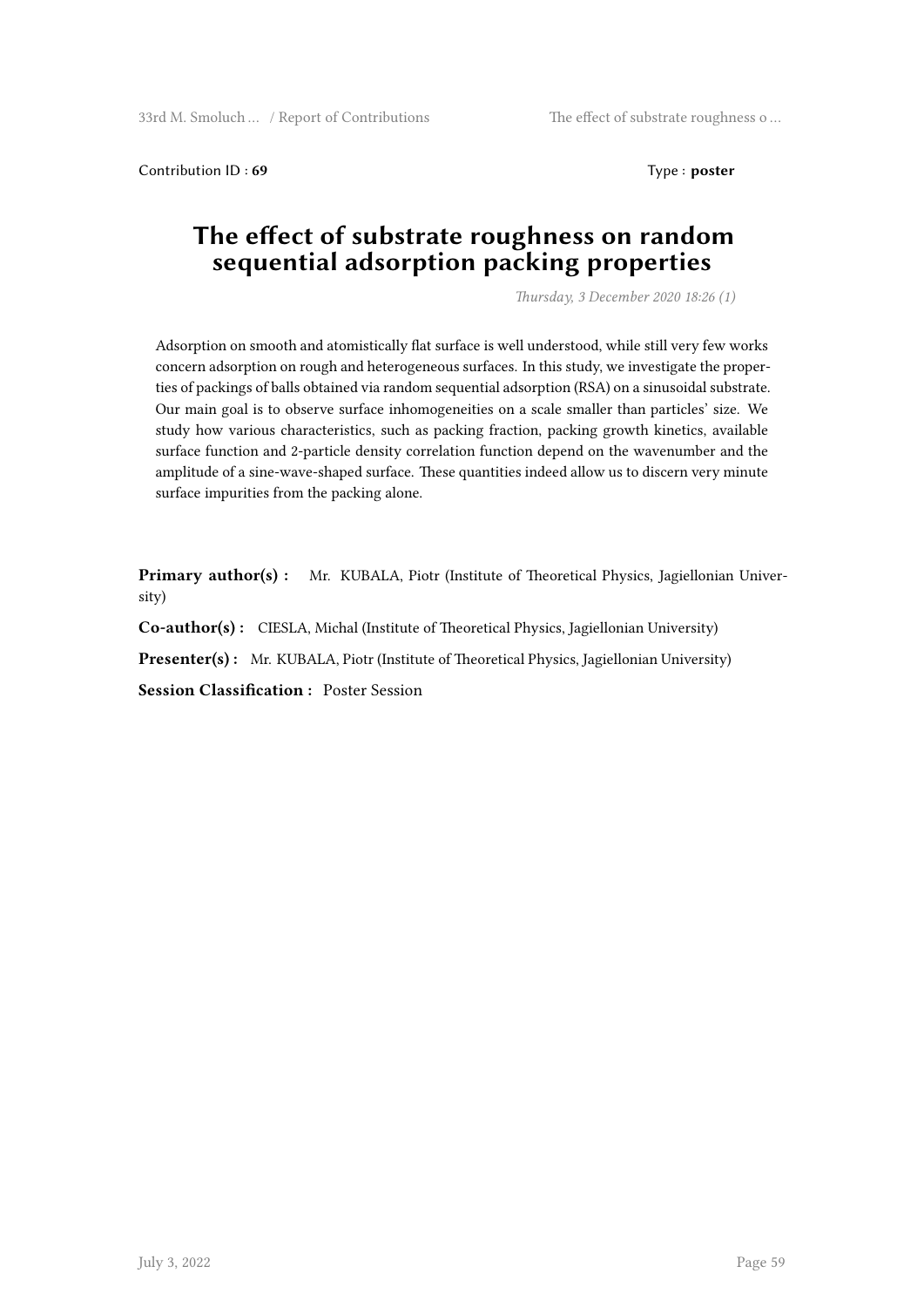Contribution ID : **69** Type : **poster**

# The effect of substrate roughness on random sequential adsorption packing properties

*Thursday, 3 December 2020 18:26 (1)*

Adsorption on smooth and atomistically flat surface is well understood, while still very few works concern adsorption on rough and heterogeneous surfaces. In this study, we investigate the properties of packings of balls obtained via random sequential adsorption (RSA) on a sinusoidal substrate. Our main goal is to observe surface inhomogeneities on a scale smaller than particles' size. We study how various characteristics, such as packing fraction, packing growth kinetics, available surface function and 2-particle density correlation function depend on the wavenumber and the amplitude of a sine-wave-shaped surface. These quantities indeed allow us to discern very minute surface impurities from the packing alone.

**Primary author(s) :** Mr. KUBALA, Piotr (Institute of Theoretical Physics, Jagiellonian University)

**Co-author(s) :** CIESLA, Michal (Institute of Theoretical Physics, Jagiellonian University)

**Presenter(s) :** Mr. KUBALA, Piotr (Institute of Theoretical Physics, Jagiellonian University)

**Session Classification :** Poster Session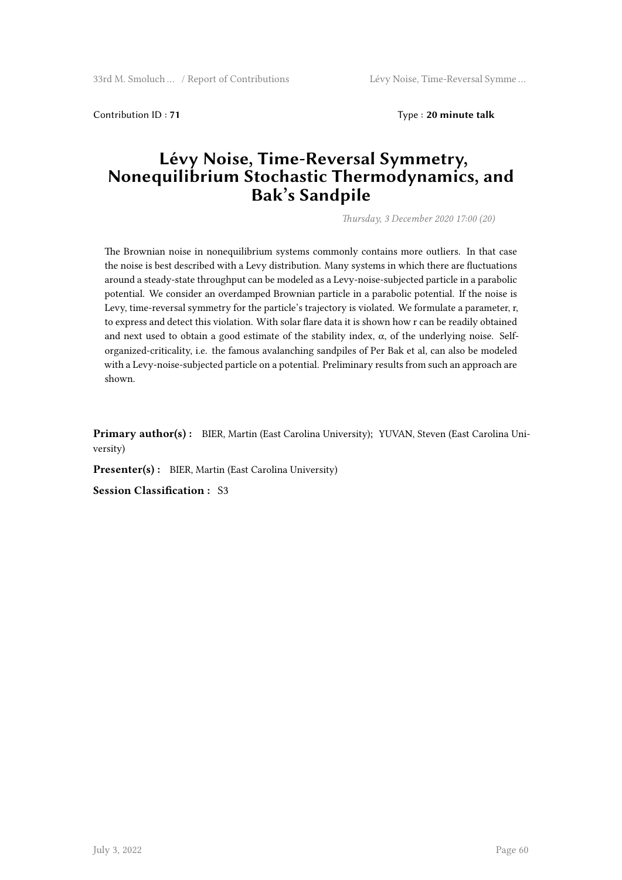Contribution ID : **71** Type : **20 minute talk**

# Lévy Noise, Time-Reversal Symmetry, Nonequilibrium Stochastic Thermodynamics, and Bak's Sandpile

*Thursday, 3 December 2020 17:00 (20)*

The Brownian noise in nonequilibrium systems commonly contains more outliers. In that case the noise is best described with a Levy distribution. Many systems in which there are fluctuations around a steady-state throughput can be modeled as a Levy-noise-subjected particle in a parabolic potential. We consider an overdamped Brownian particle in a parabolic potential. If the noise is Levy, time-reversal symmetry for the particle's trajectory is violated. We formulate a parameter, r, to express and detect this violation. With solar flare data it is shown how r can be readily obtained and next used to obtain a good estimate of the stability index, $\alpha$, of the underlying noise. Self-organized-criticality, i.e. the famous avalanching sandpiles of Per Bak et al, can also be modeled with a Levy-noise-subjected particle on a potential. Preliminary results from such an approach are shown.

**Primary author(s) :** BIER, Martin (East Carolina University); YUVAN, Steven (East Carolina University)

**Presenter(s) :** BIER, Martin (East Carolina University)

**Session Classification :** S3